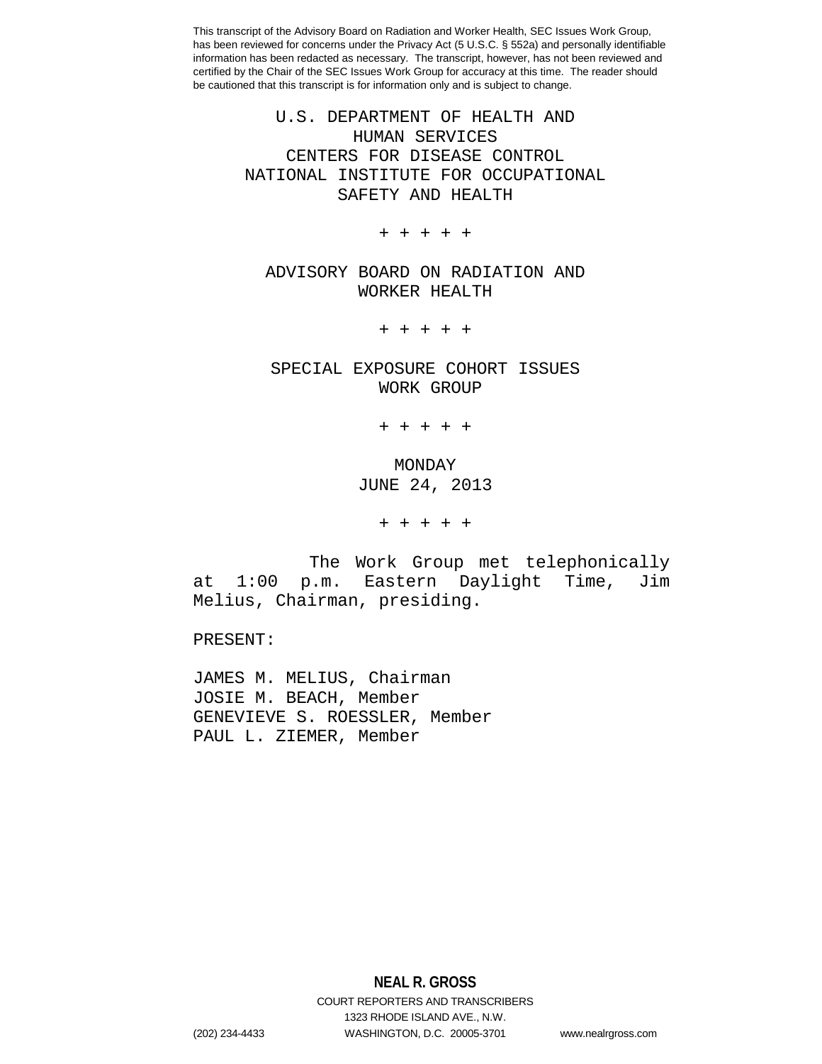This transcript of the Advisory Board on Radiation and Worker Health, SEC Issues Work Group, has been reviewed for concerns under the Privacy Act (5 U.S.C. § 552a) and personally identifiable information has been redacted as necessary. The transcript, however, has not been reviewed and certified by the Chair of the SEC Issues Work Group for accuracy at this time. The reader should be cautioned that this transcript is for information only and is subject to change.

U.S. DEPARTMENT OF HEALTH AND HUMAN SERVICES
CENTERS FOR DISEASE CONTROL
NATIONAL INSTITUTE FOR OCCUPATIONAL SAFETY AND HEALTH

+ + + + +

ADVISORY BOARD ON RADIATION AND WORKER HEALTH

+ + + + +

SPECIAL EXPOSURE COHORT ISSUES WORK GROUP

+ + + + +

MONDAY
JUNE 24, 2013

+ + + + +

The Work Group met telephonically at 1:00 p.m. Eastern Daylight Time, Jim Melius, Chairman, presiding.

PRESENT:

JAMES M. MELIUS, Chairman
JOSIE M. BEACH, Member
GENEVIEVE S. ROESSLER, Member
PAUL L. ZIEMER, Member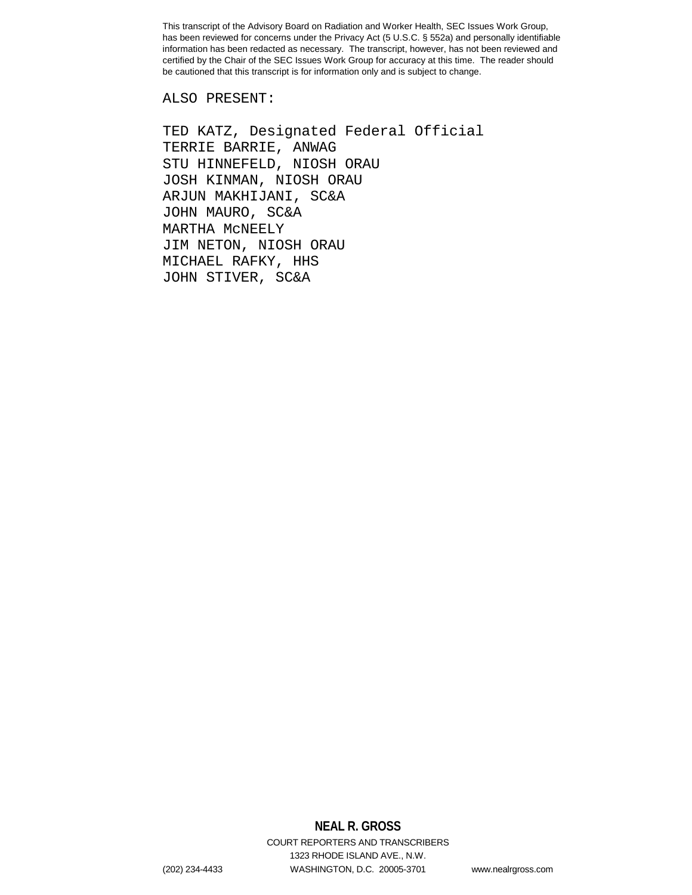ALSO PRESENT:

TED KATZ, Designated Federal Official
TERRIE BARRIE, ANWAG
STU HINNEFELD, NIOSH ORAU
JOSH KINMAN, NIOSH ORAU
ARJUN MAKHIJANI, SC&A
JOHN MAURO, SC&A
MARTHA McNEELY
JIM NETON, NIOSH ORAU
MICHAEL RAFKY, HHS
JOHN STIVER, SC&A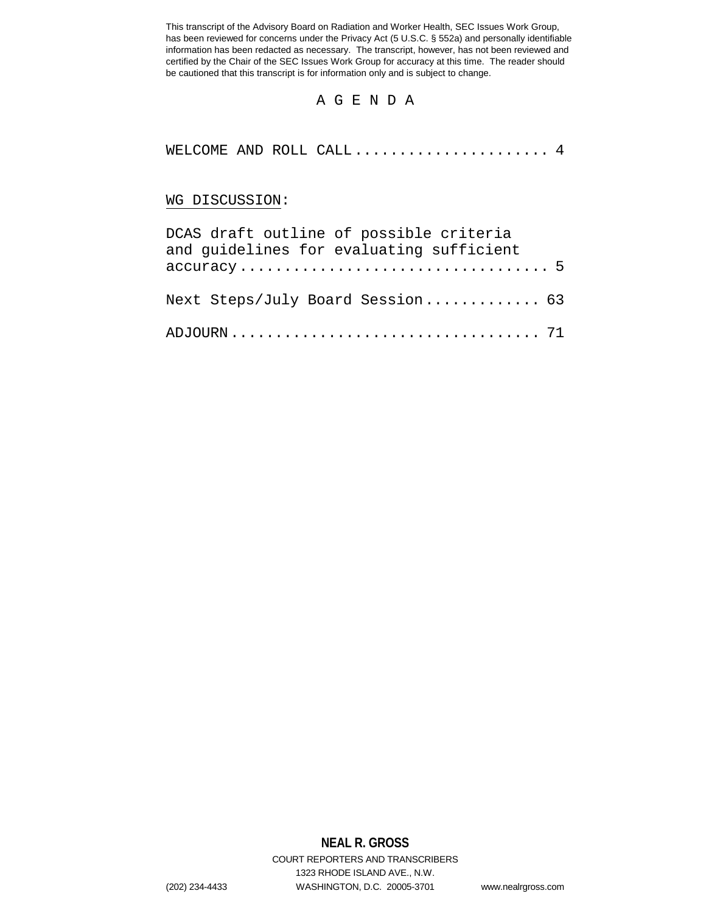This transcript of the Advisory Board on Radiation and Worker Health, SEC Issues Work Group, has been reviewed for concerns under the Privacy Act (5 U.S.C. § 552a) and personally identifiable information has been redacted as necessary. The transcript, however, has not been reviewed and certified by the Chair of the SEC Issues Work Group for accuracy at this time. The reader should be cautioned that this transcript is for information only and is subject to change.

# A G E N D A

WELCOME AND ROLL CALL ..................... 4

WG DISCUSSION:

DCAS draft outline of possible criteria and guidelines for evaluating sufficient accuracy ................................. 5

Next Steps/July Board Session ............ 63

ADJOURN ................................. 71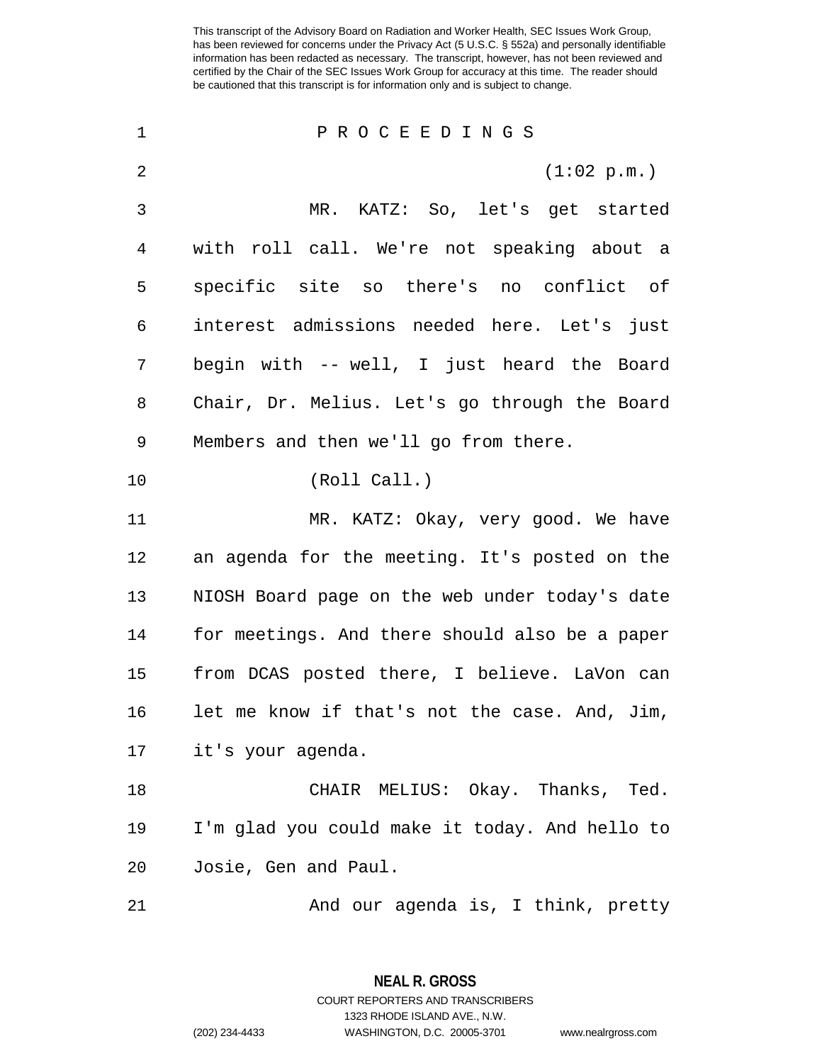P R O C E E D I N G S

(1:02 p.m.)

MR. KATZ: So, let's get started with roll call. We're not speaking about a specific site so there's no conflict of interest admissions needed here. Let's just begin with -- well, I just heard the Board Chair, Dr. Melius. Let's go through the Board Members and then we'll go from there.

(Roll Call.)

MR. KATZ: Okay, very good. We have an agenda for the meeting. It's posted on the NIOSH Board page on the web under today's date for meetings. And there should also be a paper from DCAS posted there, I believe. LaVon can let me know if that's not the case. And, Jim, it's your agenda.

CHAIR MELIUS: Okay. Thanks, Ted. I'm glad you could make it today. And hello to Josie, Gen and Paul.

And our agenda is, I think, pretty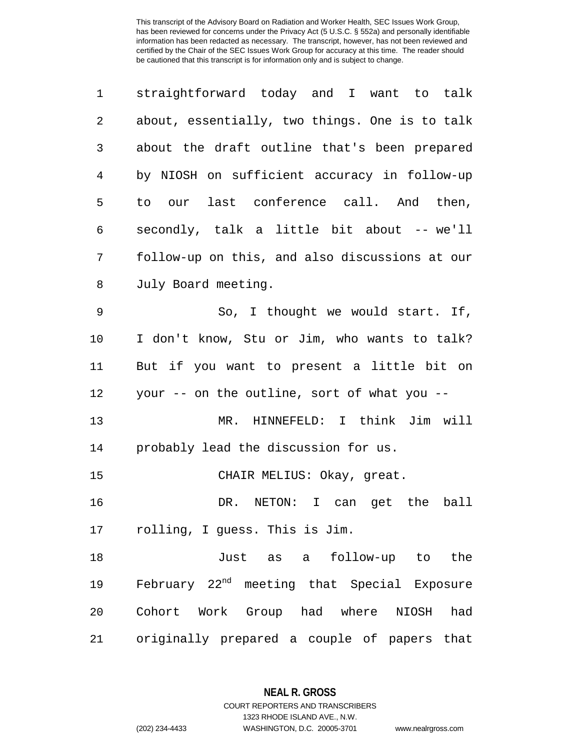straightforward today and I want to talk about, essentially, two things. One is to talk about the draft outline that's been prepared by NIOSH on sufficient accuracy in follow-up to our last conference call. And then, secondly, talk a little bit about -- we'll follow-up on this, and also discussions at our July Board meeting.

So, I thought we would start. If, I don't know, Stu or Jim, who wants to talk? But if you want to present a little bit on your -- on the outline, sort of what you --

MR. HINNEFELD: I think Jim will probably lead the discussion for us.

CHAIR MELIUS: Okay, great.

DR. NETON: I can get the ball rolling, I guess. This is Jim.

Just as a follow-up to the February 22nd meeting that Special Exposure Cohort Work Group had where NIOSH had originally prepared a couple of papers that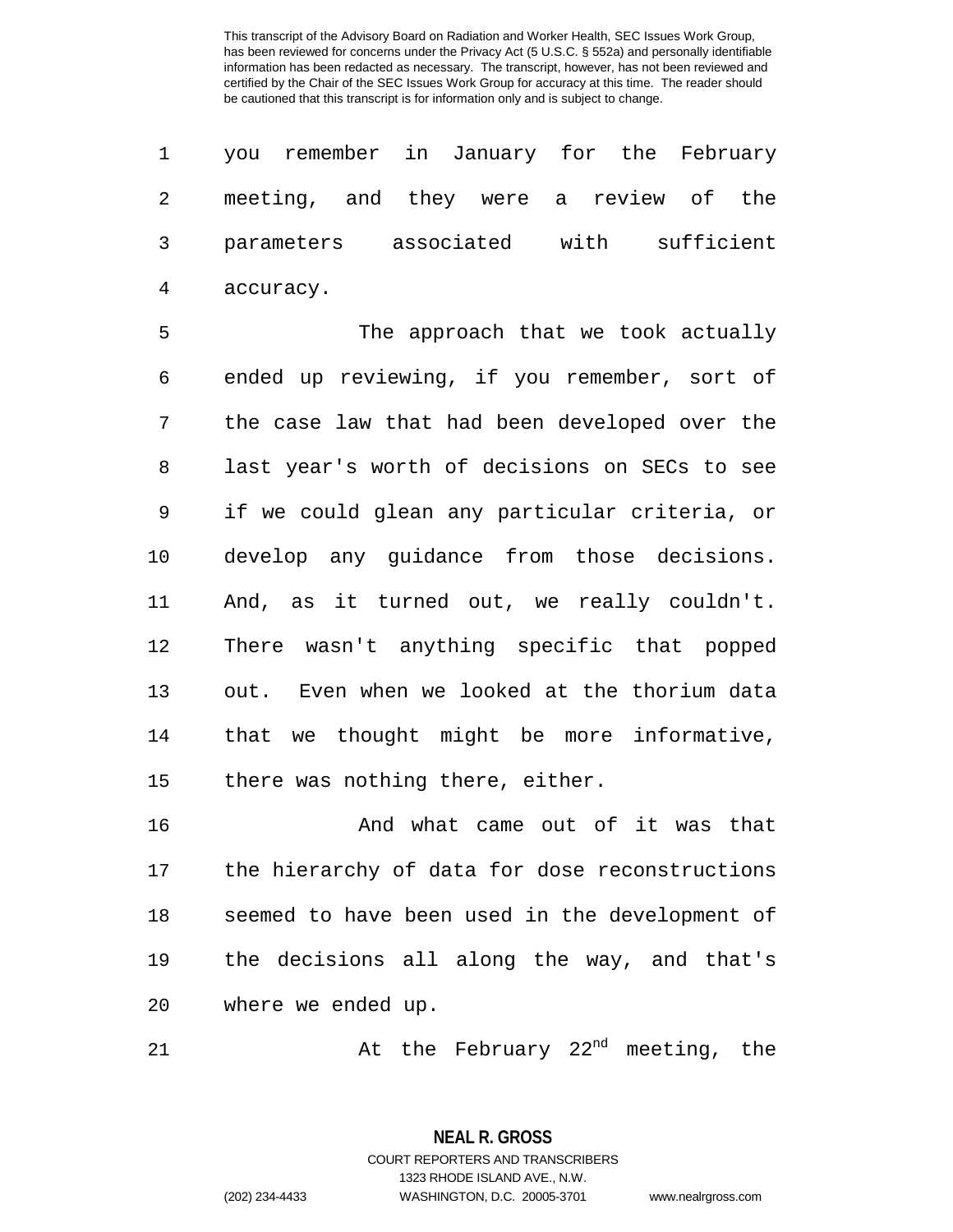you remember in January for the February meeting, and they were a review of the parameters associated with sufficient accuracy.

The approach that we took actually ended up reviewing, if you remember, sort of the case law that had been developed over the last year's worth of decisions on SECs to see if we could glean any particular criteria, or develop any guidance from those decisions. And, as it turned out, we really couldn't. There wasn't anything specific that popped out. Even when we looked at the thorium data that we thought might be more informative, there was nothing there, either.

And what came out of it was that the hierarchy of data for dose reconstructions seemed to have been used in the development of the decisions all along the way, and that's where we ended up.

At the February 22nd meeting, the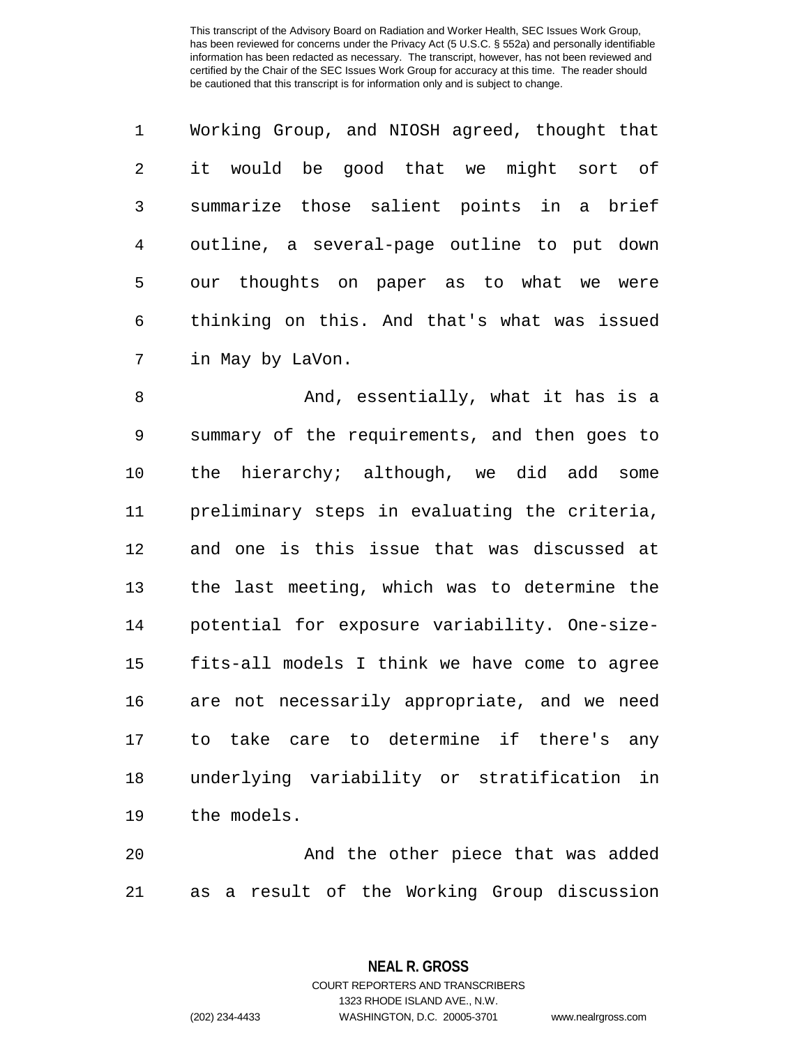Working Group, and NIOSH agreed, thought that it would be good that we might sort of summarize those salient points in a brief outline, a several-page outline to put down our thoughts on paper as to what we were thinking on this. And that's what was issued in May by LaVon.

And, essentially, what it has is a summary of the requirements, and then goes to the hierarchy; although, we did add some preliminary steps in evaluating the criteria, and one is this issue that was discussed at the last meeting, which was to determine the potential for exposure variability. One-size-fits-all models I think we have come to agree are not necessarily appropriate, and we need to take care to determine if there's any underlying variability or stratification in the models.

And the other piece that was added as a result of the Working Group discussion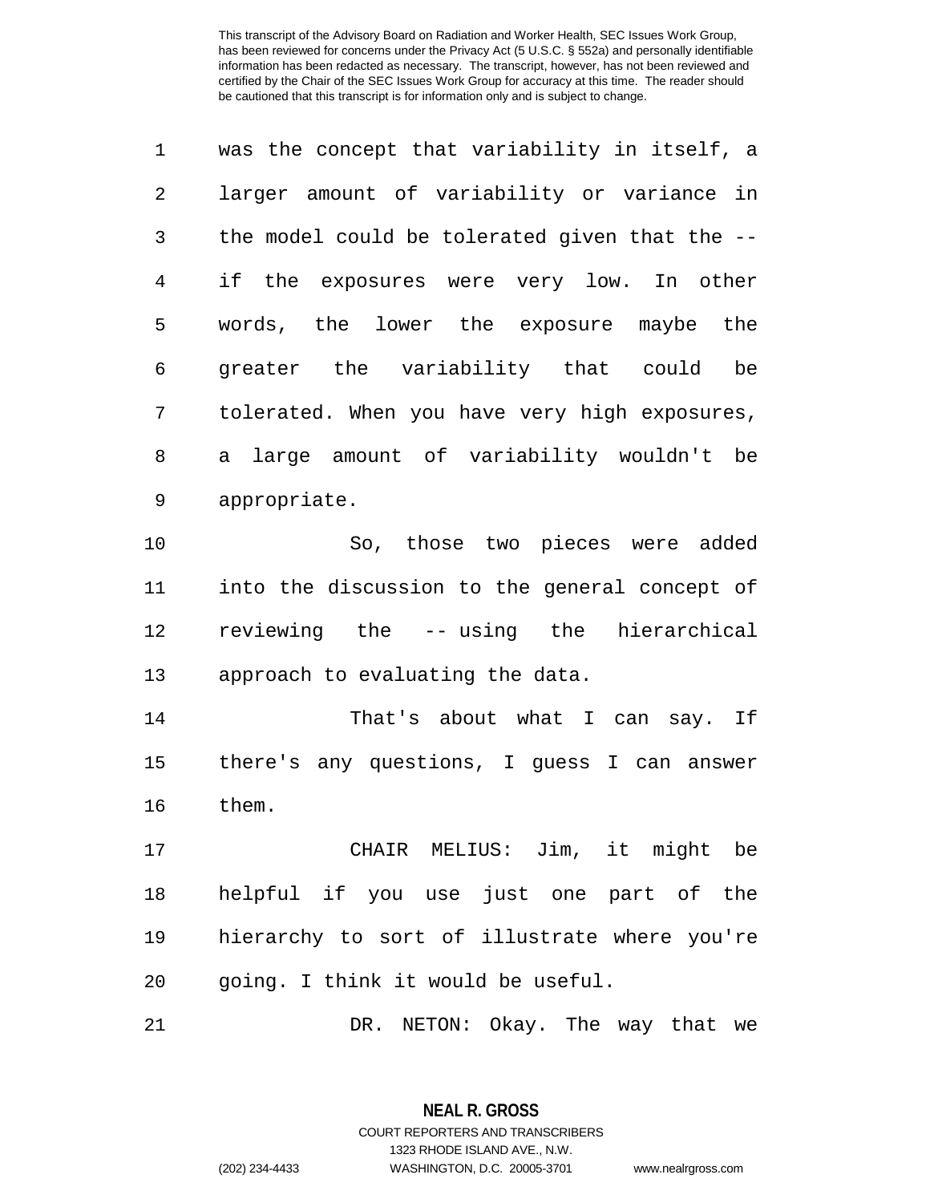was the concept that variability in itself, a larger amount of variability or variance in the model could be tolerated given that the -- if the exposures were very low. In other words, the lower the exposure maybe the greater the variability that could be tolerated. When you have very high exposures, a large amount of variability wouldn't be appropriate.

So, those two pieces were added into the discussion to the general concept of reviewing the -- using the hierarchical approach to evaluating the data.

That's about what I can say. If there's any questions, I guess I can answer them.

CHAIR MELIUS: Jim, it might be helpful if you use just one part of the hierarchy to sort of illustrate where you're going. I think it would be useful.

DR. NETON: Okay. The way that we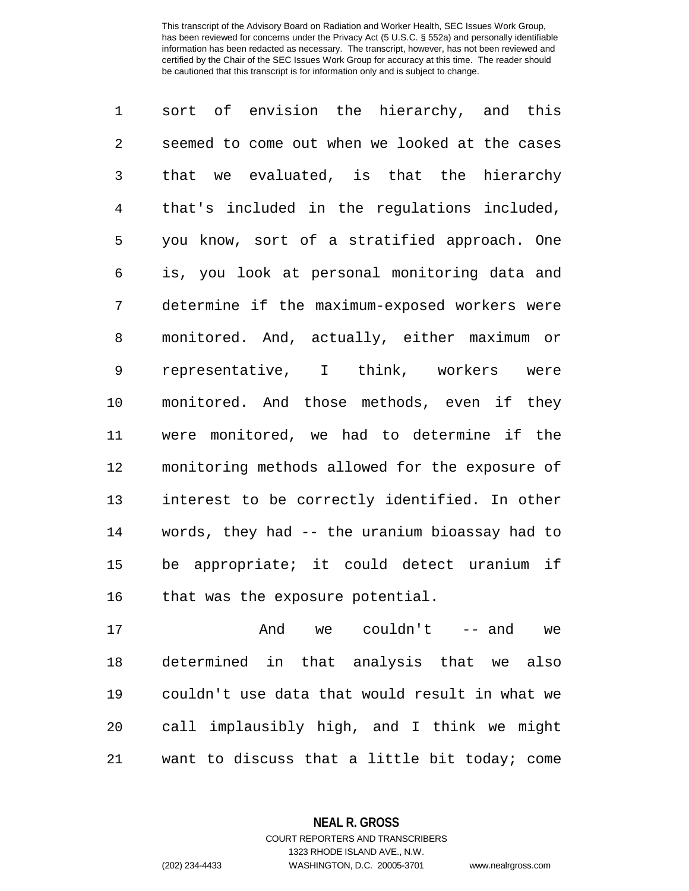sort of envision the hierarchy, and this seemed to come out when we looked at the cases that we evaluated, is that the hierarchy that's included in the regulations included, you know, sort of a stratified approach. One is, you look at personal monitoring data and determine if the maximum-exposed workers were monitored. And, actually, either maximum or representative, I think, workers were monitored. And those methods, even if they were monitored, we had to determine if the monitoring methods allowed for the exposure of interest to be correctly identified. In other words, they had -- the uranium bioassay had to be appropriate; it could detect uranium if that was the exposure potential.

And we couldn't -- and we determined in that analysis that we also couldn't use data that would result in what we call implausibly high, and I think we might want to discuss that a little bit today; come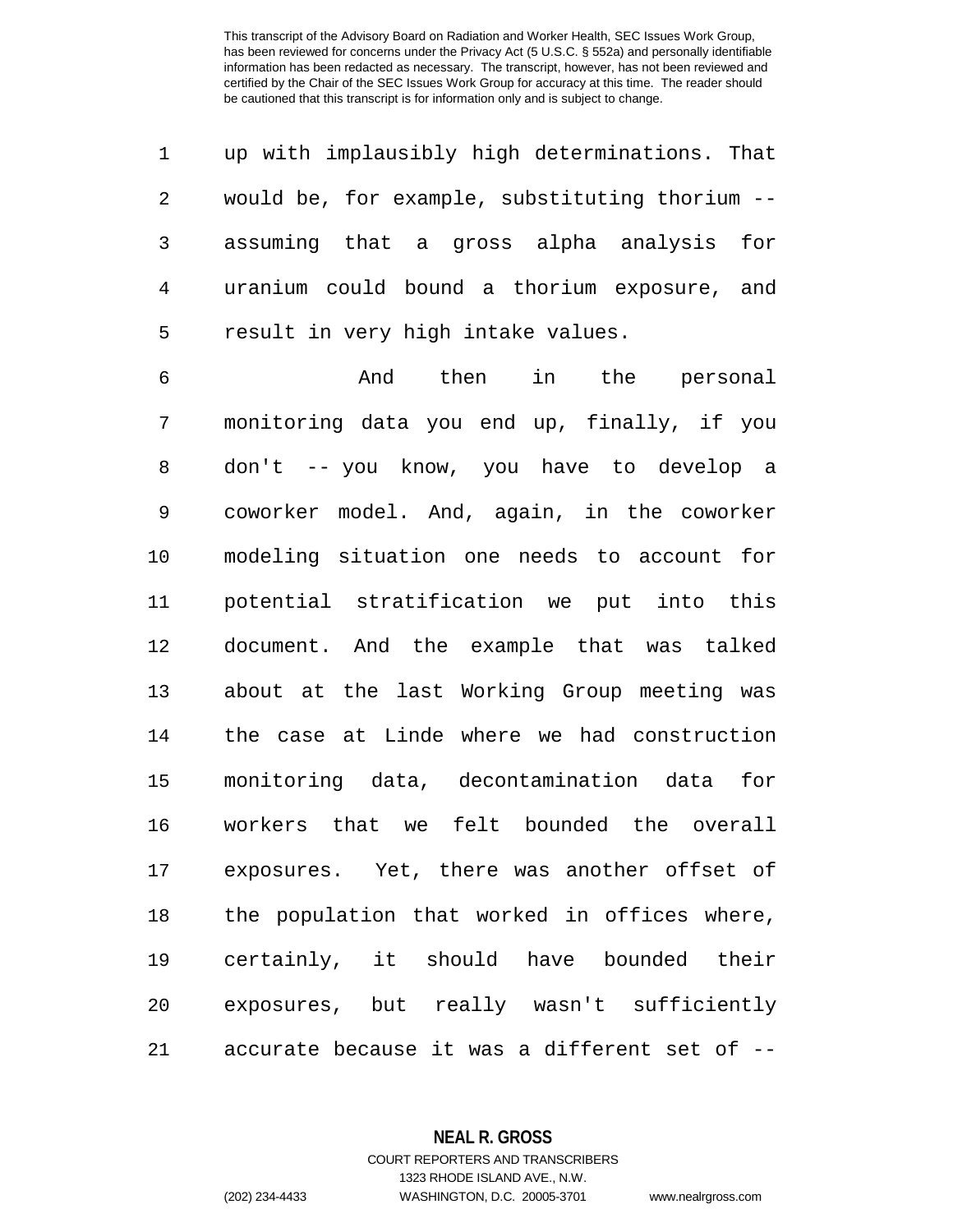up with implausibly high determinations. That would be, for example, substituting thorium -- assuming that a gross alpha analysis for uranium could bound a thorium exposure, and result in very high intake values.

And then in the personal monitoring data you end up, finally, if you don't -- you know, you have to develop a coworker model. And, again, in the coworker modeling situation one needs to account for potential stratification we put into this document. And the example that was talked about at the last Working Group meeting was the case at Linde where we had construction monitoring data, decontamination data for workers that we felt bounded the overall exposures. Yet, there was another offset of the population that worked in offices where, certainly, it should have bounded their exposures, but really wasn't sufficiently accurate because it was a different set of --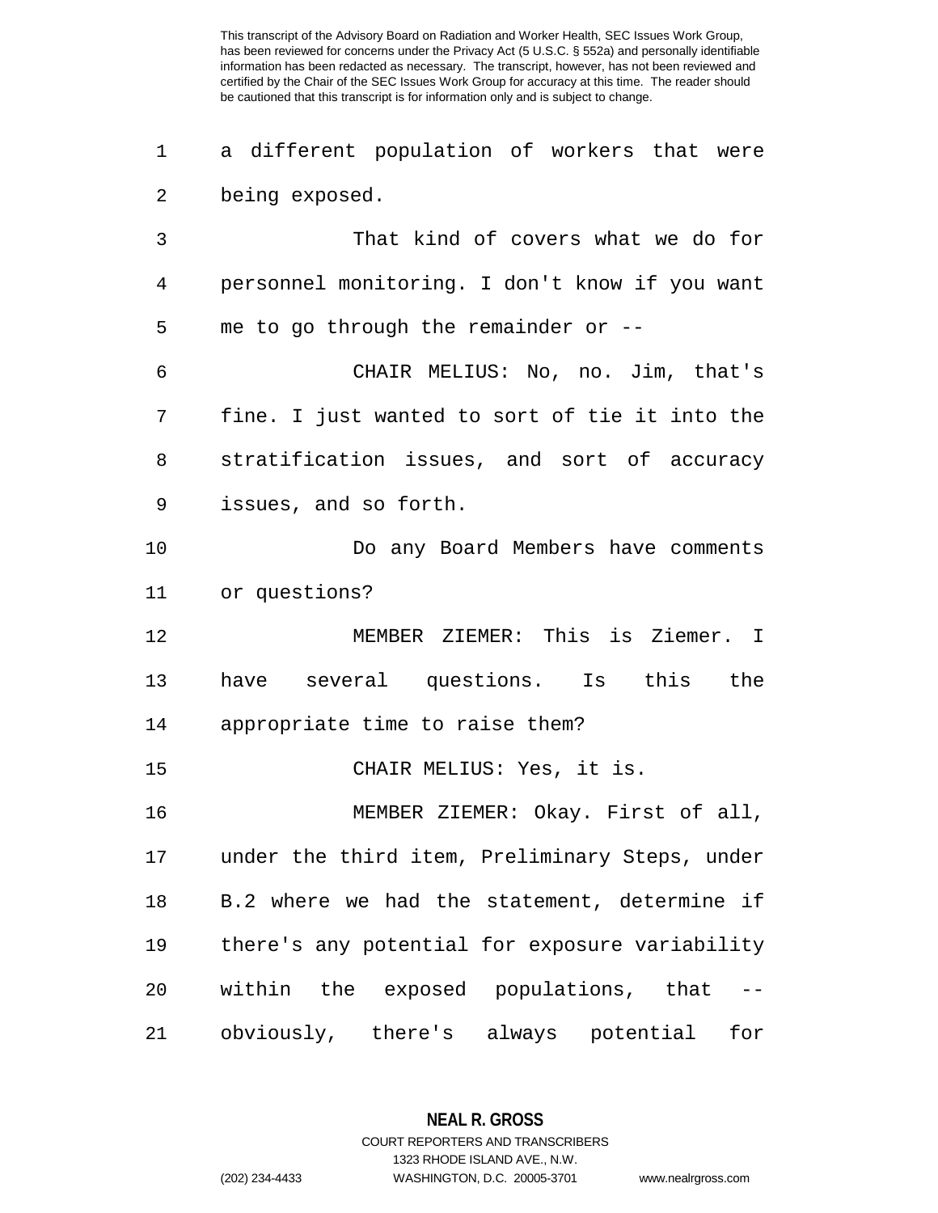a different population of workers that were being exposed.

That kind of covers what we do for personnel monitoring. I don't know if you want me to go through the remainder or --

CHAIR MELIUS: No, no. Jim, that's fine. I just wanted to sort of tie it into the stratification issues, and sort of accuracy issues, and so forth.

Do any Board Members have comments or questions?

MEMBER ZIEMER: This is Ziemer. I have several questions. Is this the appropriate time to raise them?

CHAIR MELIUS: Yes, it is.

MEMBER ZIEMER: Okay. First of all, under the third item, Preliminary Steps, under B.2 where we had the statement, determine if there's any potential for exposure variability within the exposed populations, that -- obviously, there's always potential for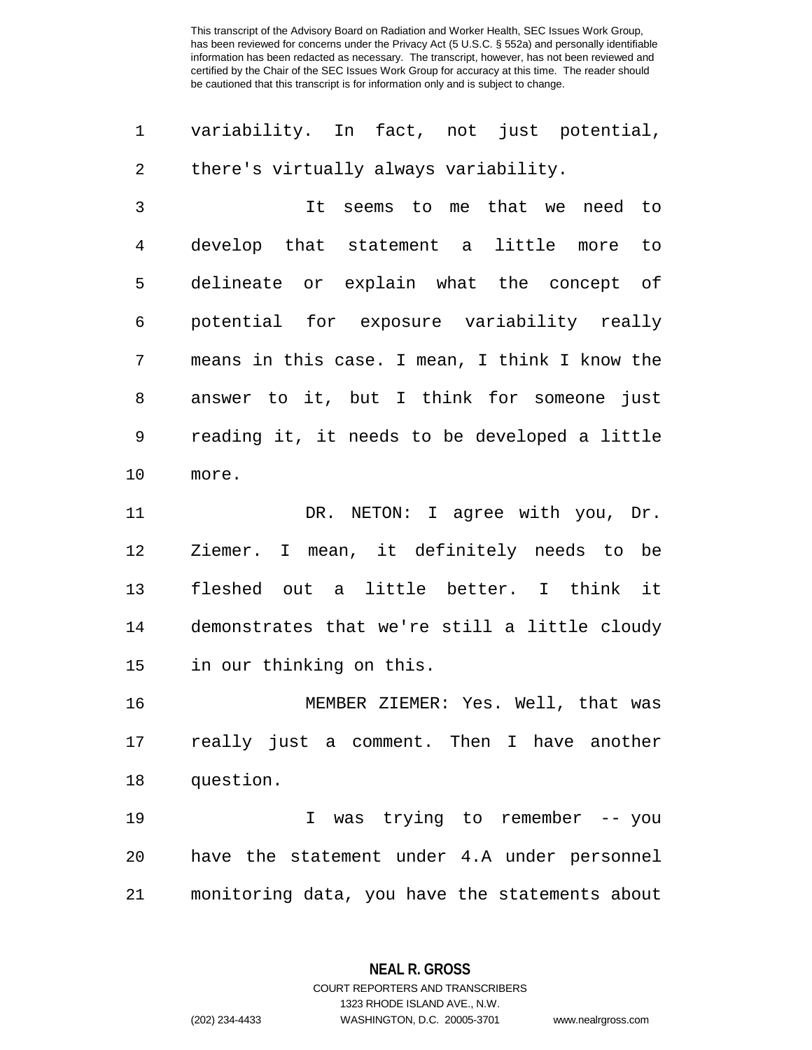variability. In fact, not just potential, there's virtually always variability.

It seems to me that we need to develop that statement a little more to delineate or explain what the concept of potential for exposure variability really means in this case. I mean, I think I know the answer to it, but I think for someone just reading it, it needs to be developed a little more.

DR. NETON: I agree with you, Dr. Ziemer. I mean, it definitely needs to be fleshed out a little better. I think it demonstrates that we're still a little cloudy in our thinking on this.

MEMBER ZIEMER: Yes. Well, that was really just a comment. Then I have another question.

I was trying to remember -- you have the statement under 4.A under personnel monitoring data, you have the statements about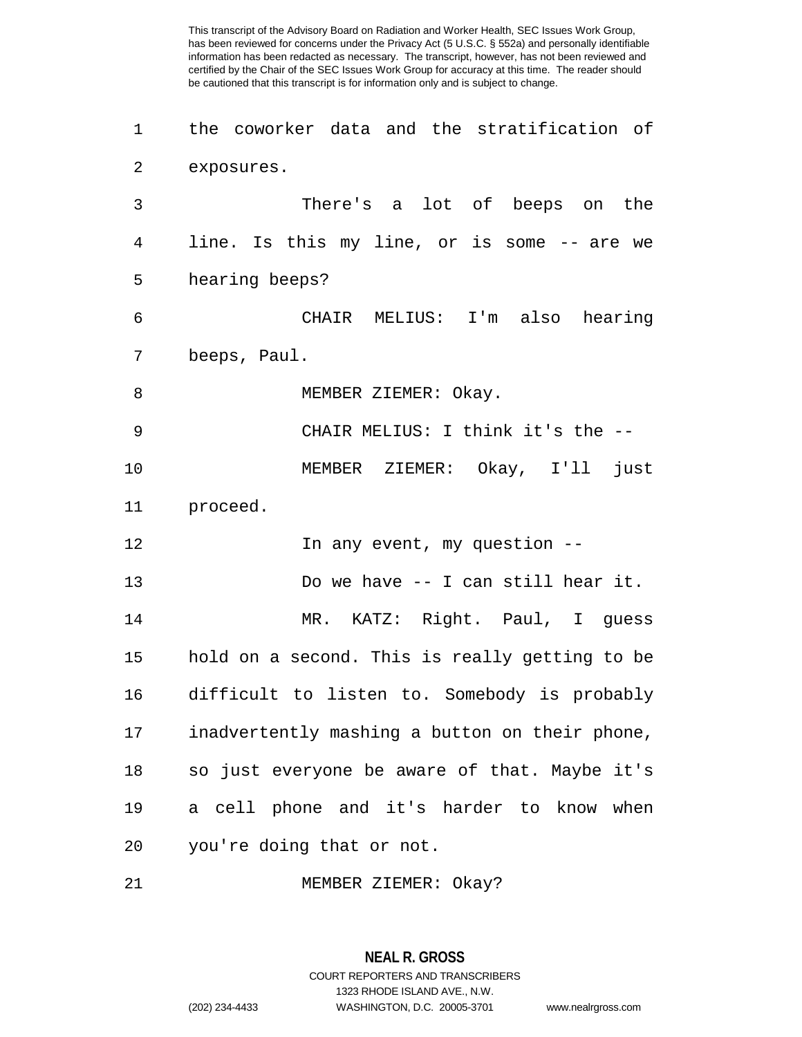the coworker data and the stratification of exposures.

There's a lot of beeps on the line. Is this my line, or is some -- are we hearing beeps?

CHAIR MELIUS: I'm also hearing beeps, Paul.

MEMBER ZIEMER: Okay.

CHAIR MELIUS: I think it's the --

MEMBER ZIEMER: Okay, I'll just proceed.

In any event, my question --

Do we have -- I can still hear it.

MR. KATZ: Right. Paul, I guess hold on a second. This is really getting to be difficult to listen to. Somebody is probably inadvertently mashing a button on their phone, so just everyone be aware of that. Maybe it's a cell phone and it's harder to know when you're doing that or not.

MEMBER ZIEMER: Okay?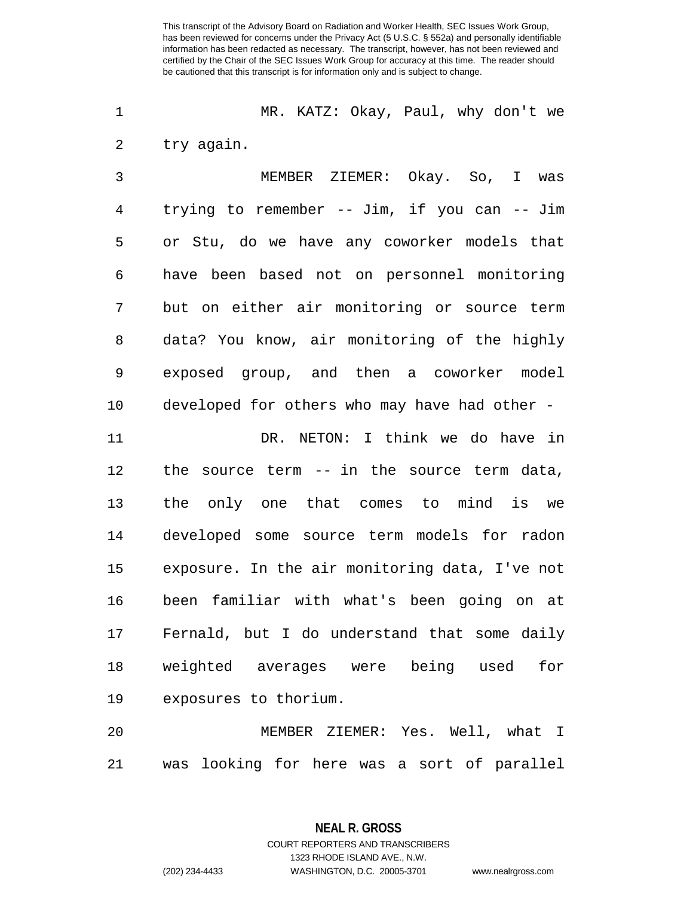MR. KATZ: Okay, Paul, why don't we try again.

MEMBER ZIEMER: Okay. So, I was trying to remember -- Jim, if you can -- Jim or Stu, do we have any coworker models that have been based not on personnel monitoring but on either air monitoring or source term data? You know, air monitoring of the highly exposed group, and then a coworker model developed for others who may have had other -

DR. NETON: I think we do have in the source term -- in the source term data, the only one that comes to mind is we developed some source term models for radon exposure. In the air monitoring data, I've not been familiar with what's been going on at Fernald, but I do understand that some daily weighted averages were being used for exposures to thorium.

MEMBER ZIEMER: Yes. Well, what I was looking for here was a sort of parallel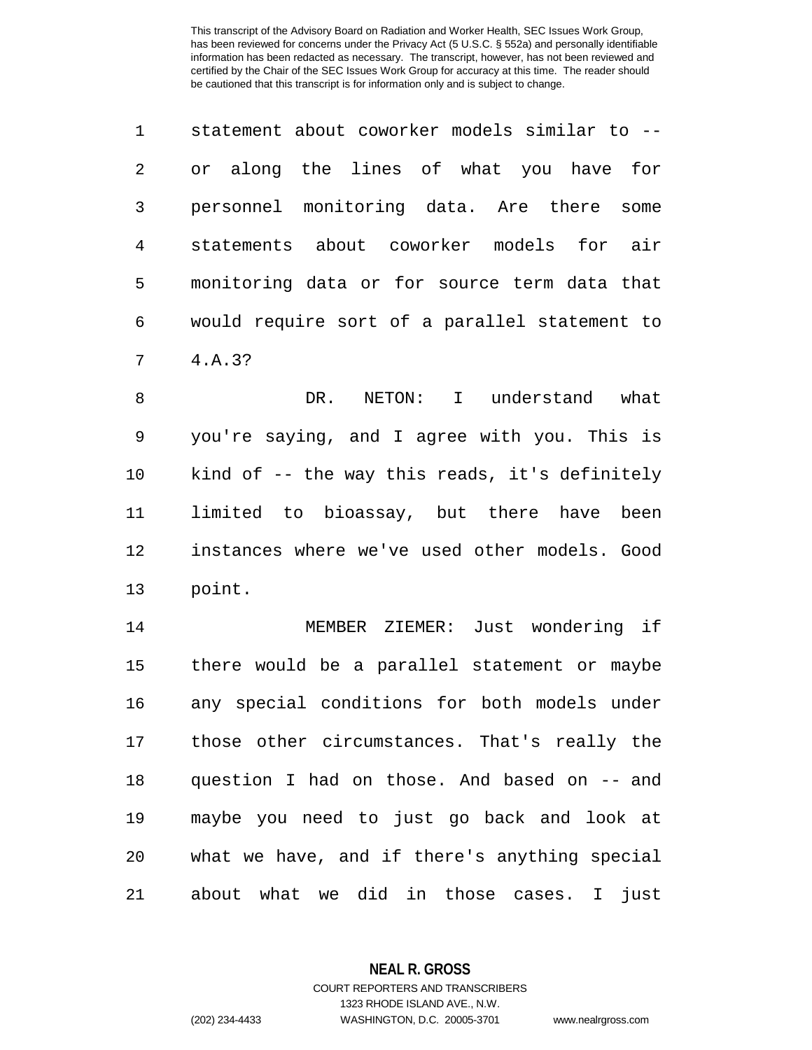statement about coworker models similar to -- or along the lines of what you have for personnel monitoring data. Are there some statements about coworker models for air monitoring data or for source term data that would require sort of a parallel statement to 4.A.3?

DR. NETON: I understand what you're saying, and I agree with you. This is kind of -- the way this reads, it's definitely limited to bioassay, but there have been instances where we've used other models. Good point.

MEMBER ZIEMER: Just wondering if there would be a parallel statement or maybe any special conditions for both models under those other circumstances. That's really the question I had on those. And based on -- and maybe you need to just go back and look at what we have, and if there's anything special about what we did in those cases. I just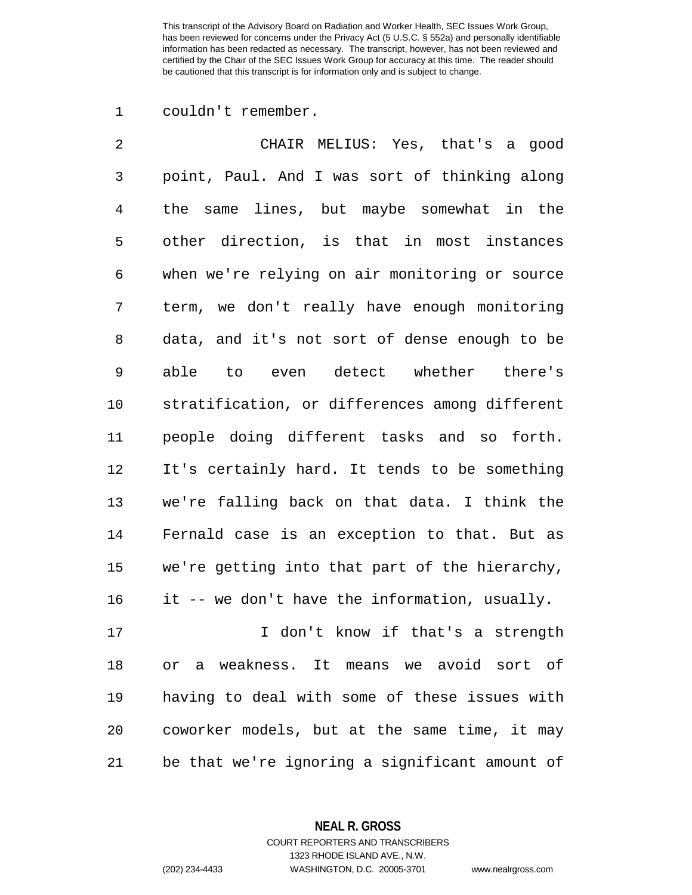couldn't remember.

CHAIR MELIUS: Yes, that's a good point, Paul. And I was sort of thinking along the same lines, but maybe somewhat in the other direction, is that in most instances when we're relying on air monitoring or source term, we don't really have enough monitoring data, and it's not sort of dense enough to be able to even detect whether there's stratification, or differences among different people doing different tasks and so forth. It's certainly hard. It tends to be something we're falling back on that data. I think the Fernald case is an exception to that. But as we're getting into that part of the hierarchy, it -- we don't have the information, usually.

I don't know if that's a strength or a weakness. It means we avoid sort of having to deal with some of these issues with coworker models, but at the same time, it may be that we're ignoring a significant amount of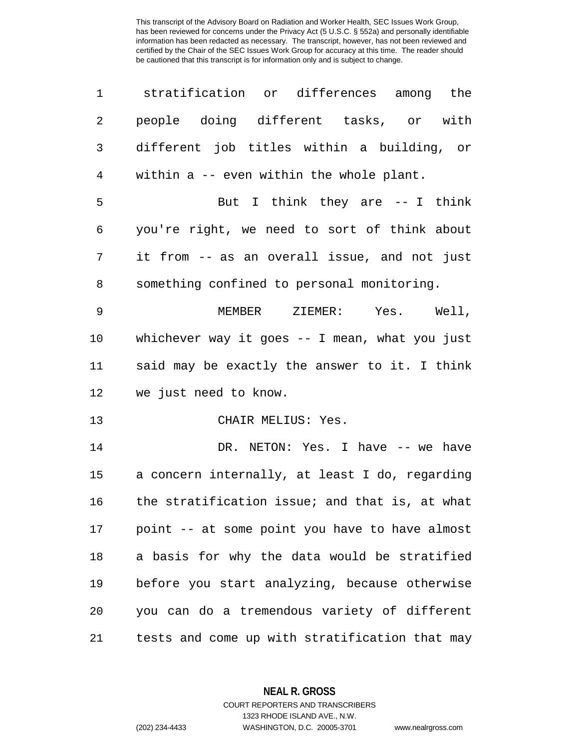stratification or differences among the people doing different tasks, or with different job titles within a building, or within a -- even within the whole plant.

But I think they are -- I think you're right, we need to sort of think about it from -- as an overall issue, and not just something confined to personal monitoring.

MEMBER ZIEMER: Yes. Well, whichever way it goes -- I mean, what you just said may be exactly the answer to it. I think we just need to know.

CHAIR MELIUS: Yes.

DR. NETON: Yes. I have -- we have a concern internally, at least I do, regarding the stratification issue; and that is, at what point -- at some point you have to have almost a basis for why the data would be stratified before you start analyzing, because otherwise you can do a tremendous variety of different tests and come up with stratification that may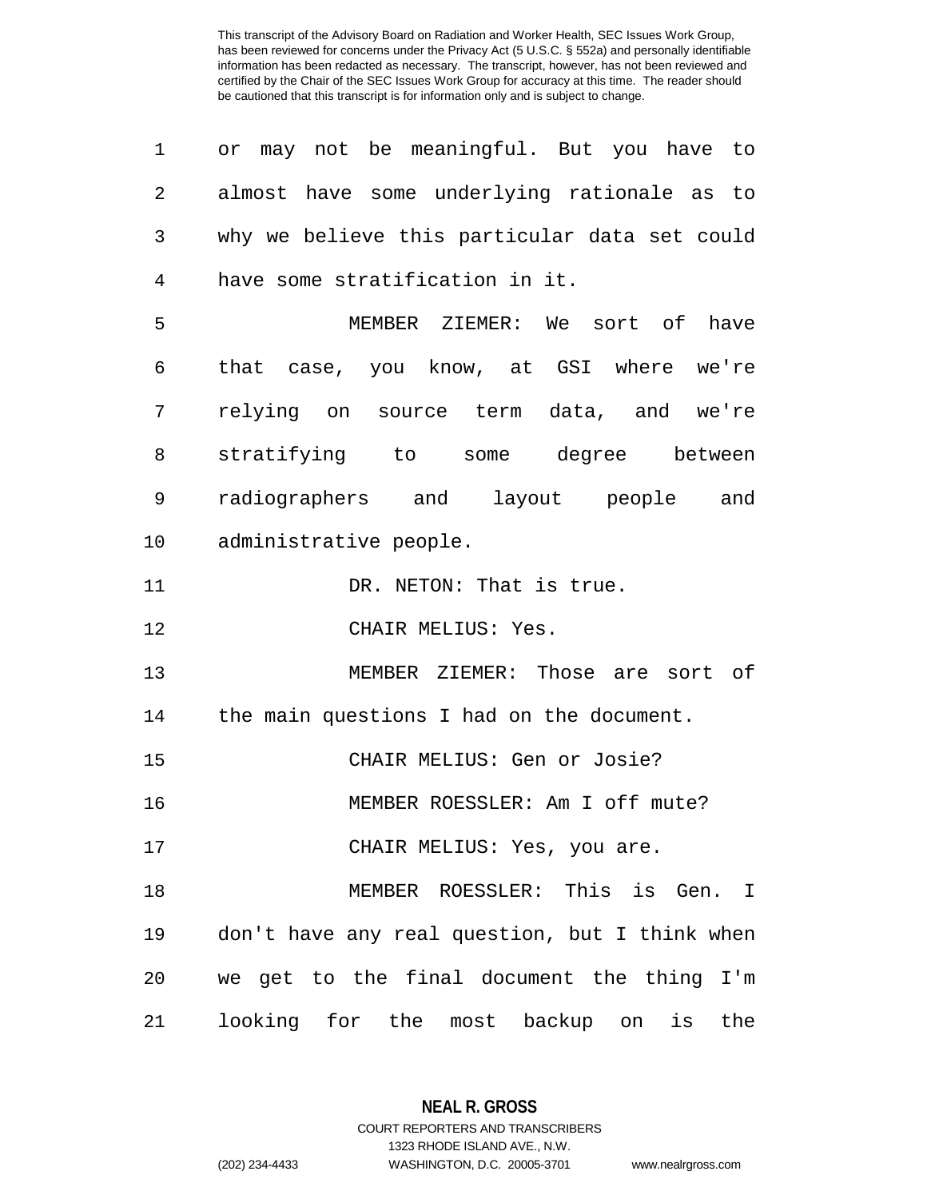or may not be meaningful. But you have to almost have some underlying rationale as to why we believe this particular data set could have some stratification in it.

MEMBER ZIEMER: We sort of have that case, you know, at GSI where we're relying on source term data, and we're stratifying to some degree between radiographers and layout people and administrative people.

DR. NETON: That is true.

CHAIR MELIUS: Yes.

MEMBER ZIEMER: Those are sort of the main questions I had on the document.

CHAIR MELIUS: Gen or Josie?

MEMBER ROESSLER: Am I off mute?

CHAIR MELIUS: Yes, you are.

MEMBER ROESSLER: This is Gen. I don't have any real question, but I think when we get to the final document the thing I'm looking for the most backup on is the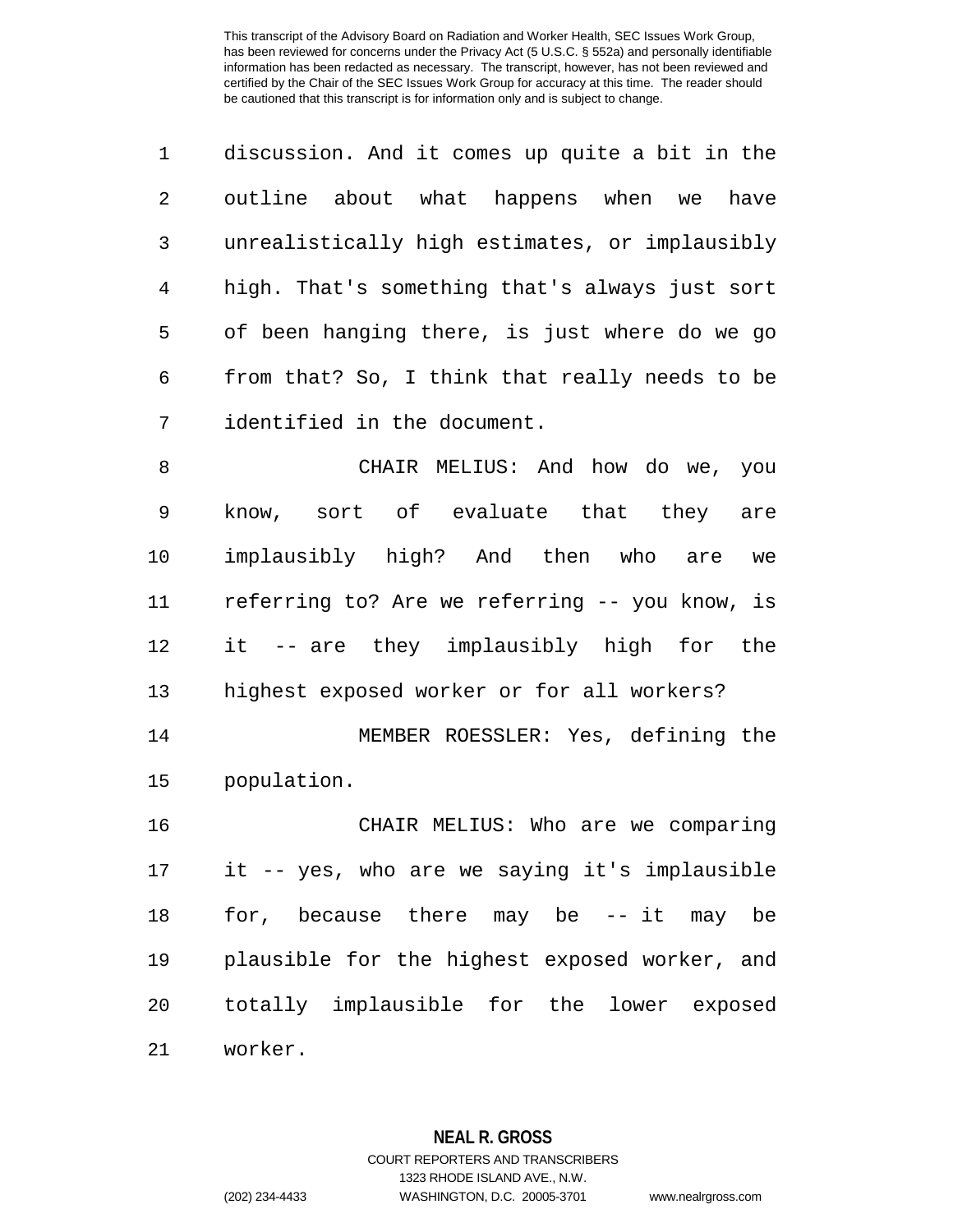discussion. And it comes up quite a bit in the outline about what happens when we have unrealistically high estimates, or implausibly high. That's something that's always just sort of been hanging there, is just where do we go from that? So, I think that really needs to be identified in the document.

CHAIR MELIUS: And how do we, you know, sort of evaluate that they are implausibly high? And then who are we referring to? Are we referring -- you know, is it -- are they implausibly high for the highest exposed worker or for all workers?

MEMBER ROESSLER: Yes, defining the population.

CHAIR MELIUS: Who are we comparing it -- yes, who are we saying it's implausible for, because there may be -- it may be plausible for the highest exposed worker, and totally implausible for the lower exposed worker.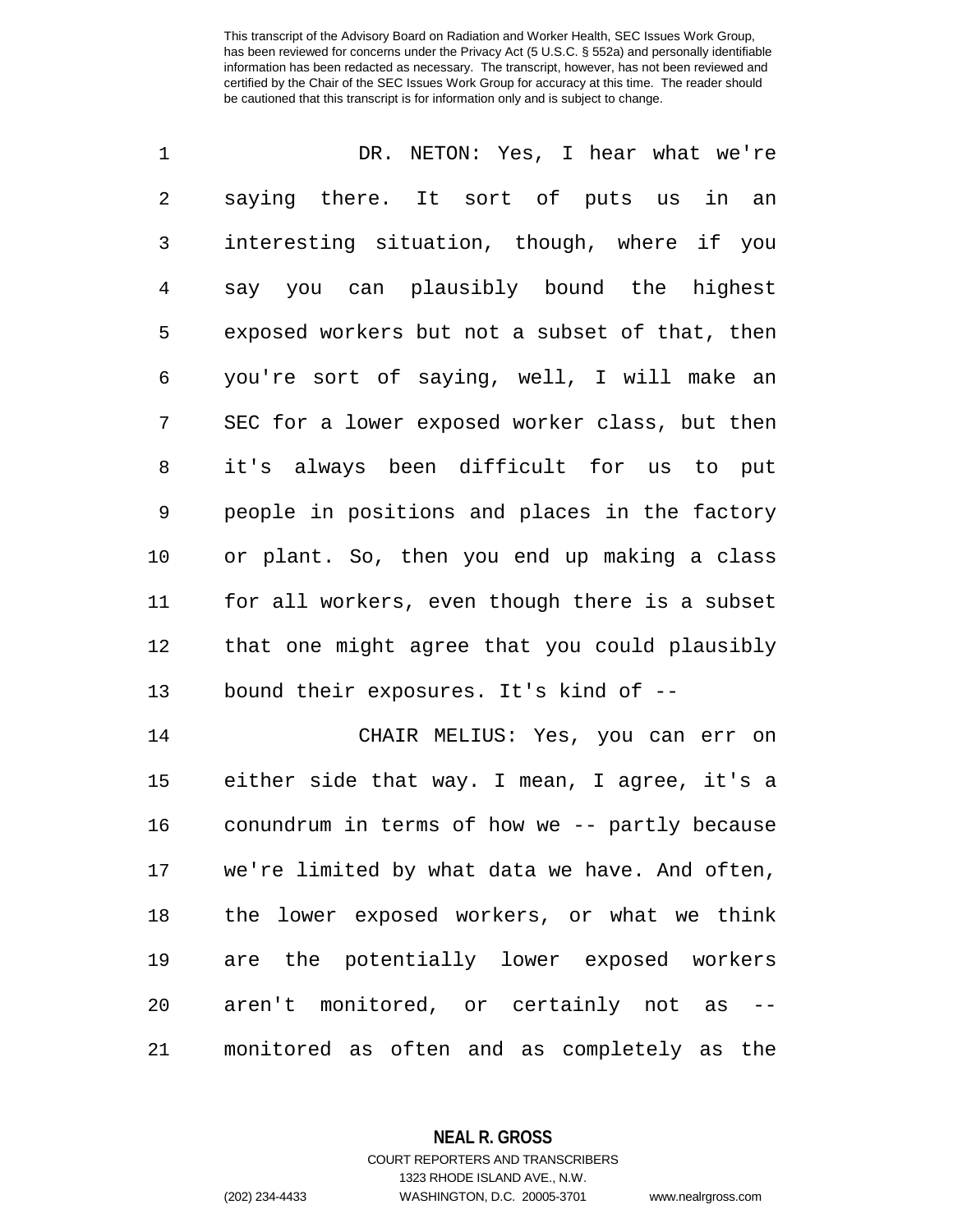DR. NETON: Yes, I hear what we're saying there. It sort of puts us in an interesting situation, though, where if you say you can plausibly bound the highest exposed workers but not a subset of that, then you're sort of saying, well, I will make an SEC for a lower exposed worker class, but then it's always been difficult for us to put people in positions and places in the factory or plant. So, then you end up making a class for all workers, even though there is a subset that one might agree that you could plausibly bound their exposures. It's kind of --

CHAIR MELIUS: Yes, you can err on either side that way. I mean, I agree, it's a conundrum in terms of how we -- partly because we're limited by what data we have. And often, the lower exposed workers, or what we think are the potentially lower exposed workers aren't monitored, or certainly not as -- monitored as often and as completely as the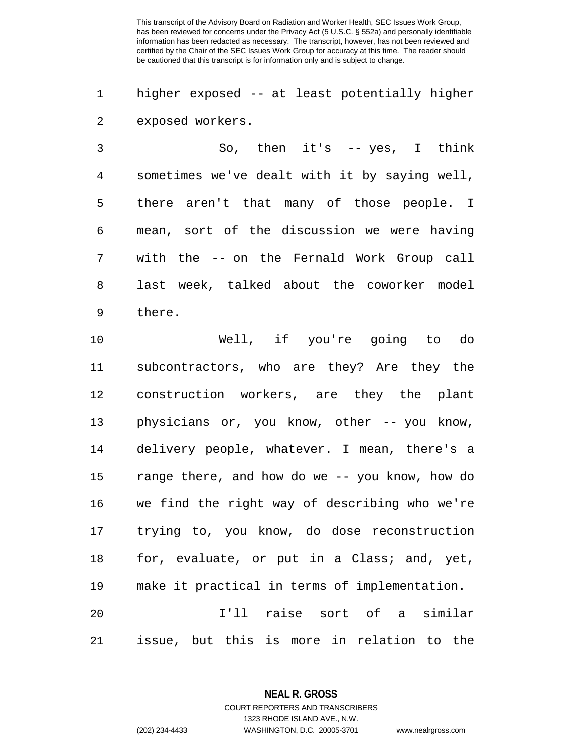higher exposed -- at least potentially higher exposed workers.

So, then it's -- yes, I think sometimes we've dealt with it by saying well, there aren't that many of those people. I mean, sort of the discussion we were having with the -- on the Fernald Work Group call last week, talked about the coworker model there.

Well, if you're going to do subcontractors, who are they? Are they the construction workers, are they the plant physicians or, you know, other -- you know, delivery people, whatever. I mean, there's a range there, and how do we -- you know, how do we find the right way of describing who we're trying to, you know, do dose reconstruction for, evaluate, or put in a Class; and, yet, make it practical in terms of implementation.

I'll raise sort of a similar issue, but this is more in relation to the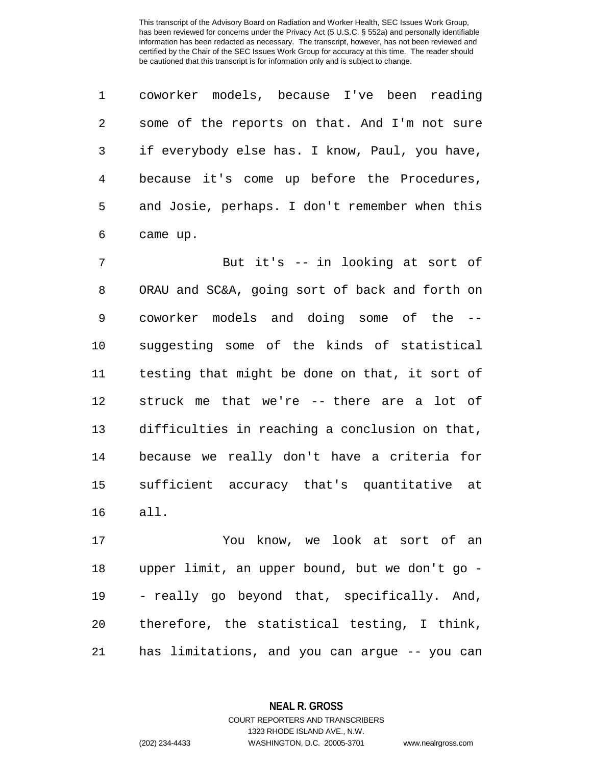coworker models, because I've been reading some of the reports on that. And I'm not sure if everybody else has. I know, Paul, you have, because it's come up before the Procedures, and Josie, perhaps. I don't remember when this came up.

But it's -- in looking at sort of ORAU and SC&A, going sort of back and forth on coworker models and doing some of the -- suggesting some of the kinds of statistical testing that might be done on that, it sort of struck me that we're -- there are a lot of difficulties in reaching a conclusion on that, because we really don't have a criteria for sufficient accuracy that's quantitative at all.

You know, we look at sort of an upper limit, an upper bound, but we don't go -- really go beyond that, specifically. And, therefore, the statistical testing, I think, has limitations, and you can argue -- you can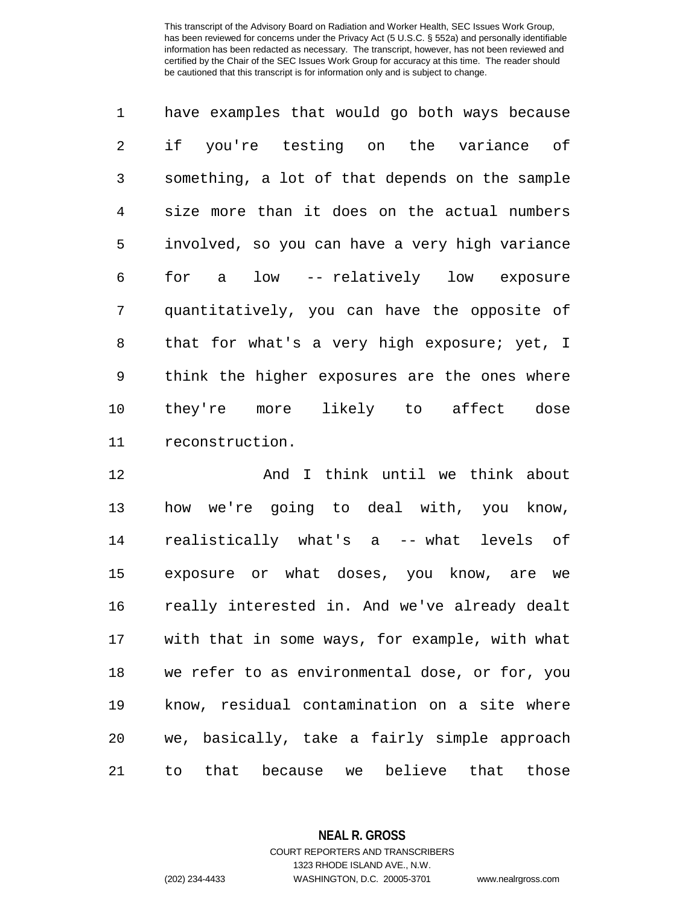have examples that would go both ways because if you're testing on the variance of something, a lot of that depends on the sample size more than it does on the actual numbers involved, so you can have a very high variance for a low -- relatively low exposure quantitatively, you can have the opposite of that for what's a very high exposure; yet, I think the higher exposures are the ones where they're more likely to affect dose reconstruction.

And I think until we think about how we're going to deal with, you know, realistically what's a -- what levels of exposure or what doses, you know, are we really interested in. And we've already dealt with that in some ways, for example, with what we refer to as environmental dose, or for, you know, residual contamination on a site where we, basically, take a fairly simple approach to that because we believe that those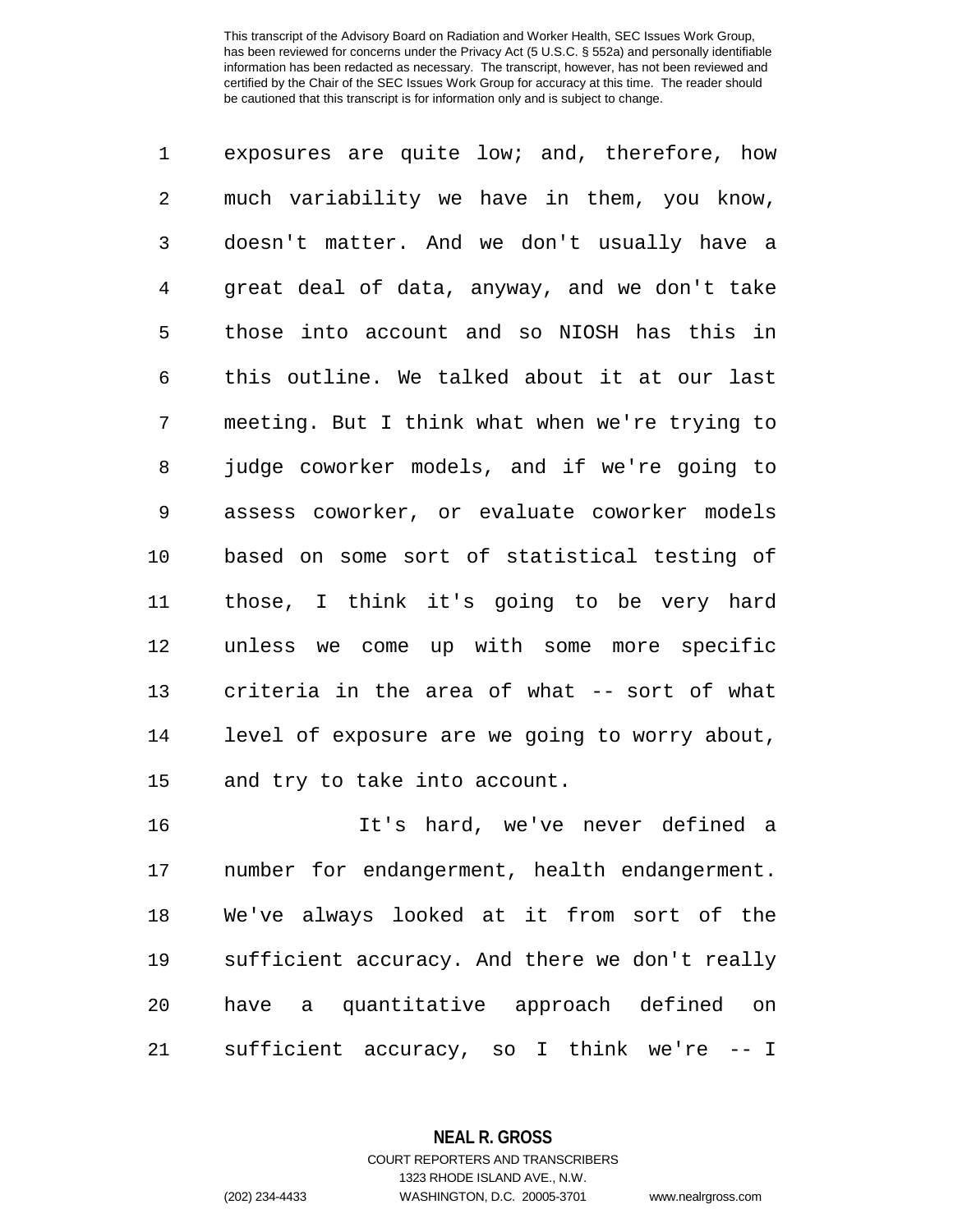exposures are quite low; and, therefore, how much variability we have in them, you know, doesn't matter. And we don't usually have a great deal of data, anyway, and we don't take those into account and so NIOSH has this in this outline. We talked about it at our last meeting. But I think what when we're trying to judge coworker models, and if we're going to assess coworker, or evaluate coworker models based on some sort of statistical testing of those, I think it's going to be very hard unless we come up with some more specific criteria in the area of what -- sort of what level of exposure are we going to worry about, and try to take into account.

It's hard, we've never defined a number for endangerment, health endangerment. We've always looked at it from sort of the sufficient accuracy. And there we don't really have a quantitative approach defined on sufficient accuracy, so I think we're -- I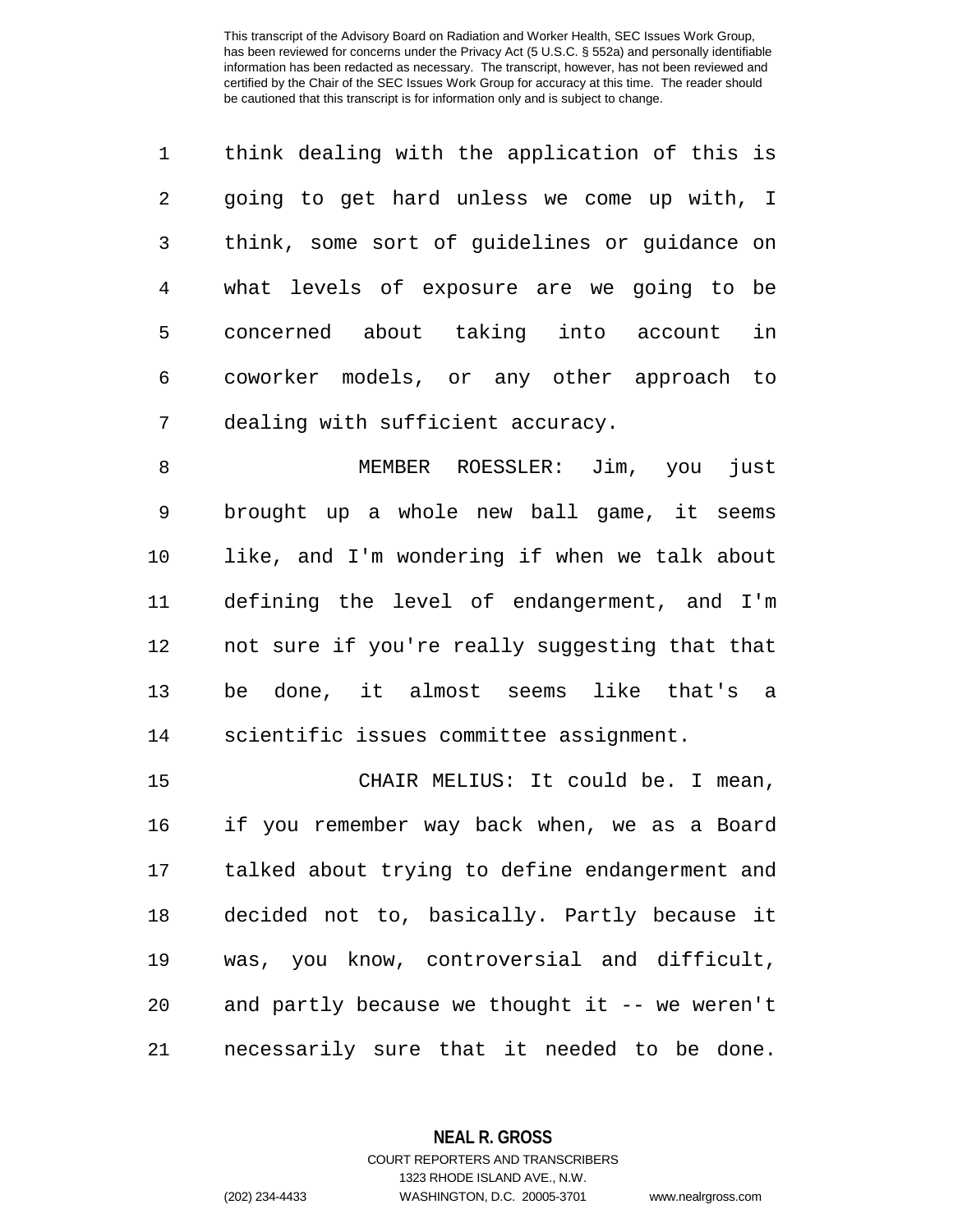think dealing with the application of this is going to get hard unless we come up with, I think, some sort of guidelines or guidance on what levels of exposure are we going to be concerned about taking into account in coworker models, or any other approach to dealing with sufficient accuracy.

MEMBER ROESSLER: Jim, you just brought up a whole new ball game, it seems like, and I'm wondering if when we talk about defining the level of endangerment, and I'm not sure if you're really suggesting that that be done, it almost seems like that's a scientific issues committee assignment.

CHAIR MELIUS: It could be. I mean, if you remember way back when, we as a Board talked about trying to define endangerment and decided not to, basically. Partly because it was, you know, controversial and difficult, and partly because we thought it -- we weren't necessarily sure that it needed to be done.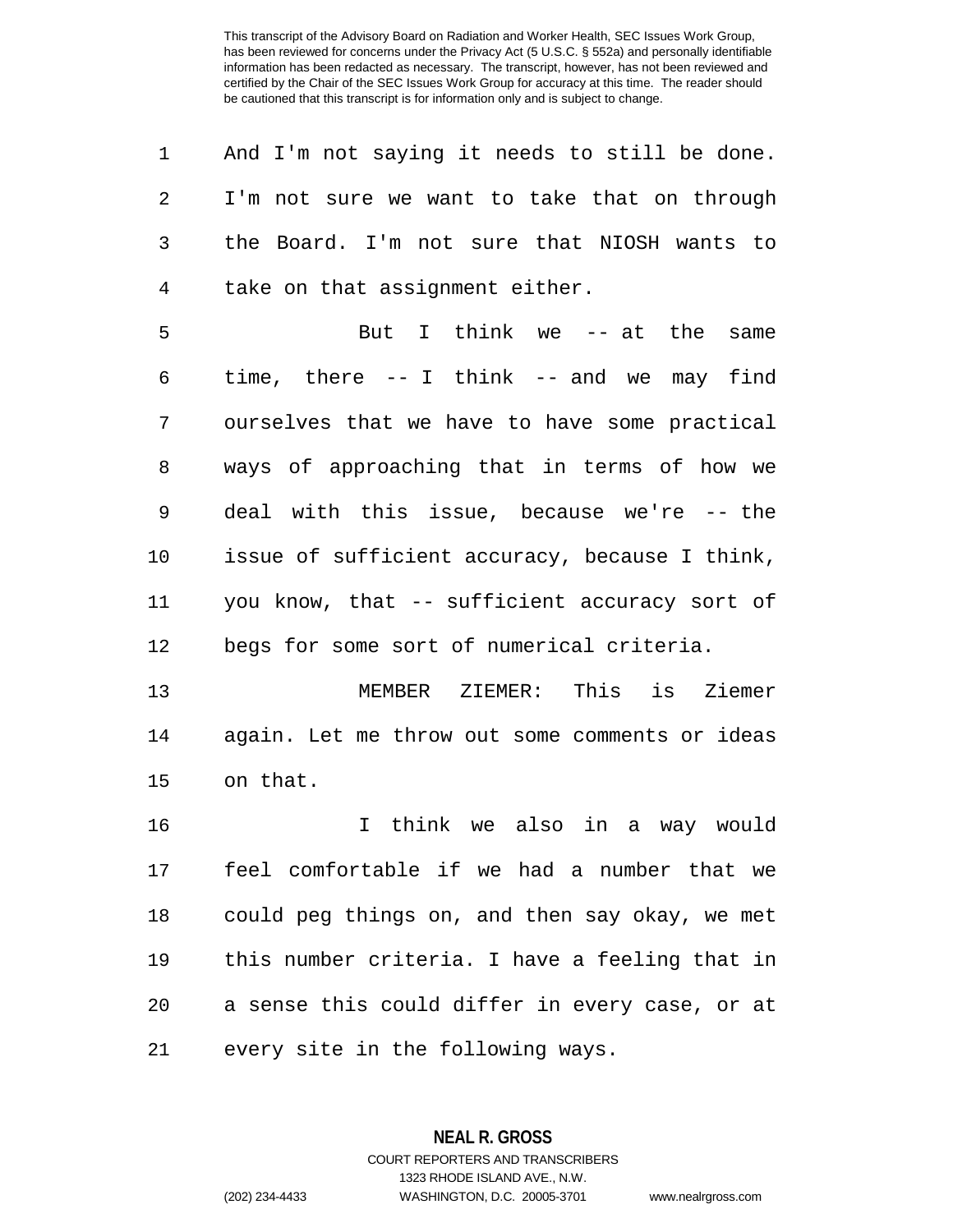And I'm not saying it needs to still be done. I'm not sure we want to take that on through the Board. I'm not sure that NIOSH wants to take on that assignment either.

But I think we -- at the same time, there -- I think -- and we may find ourselves that we have to have some practical ways of approaching that in terms of how we deal with this issue, because we're -- the issue of sufficient accuracy, because I think, you know, that -- sufficient accuracy sort of begs for some sort of numerical criteria.

MEMBER ZIEMER: This is Ziemer again. Let me throw out some comments or ideas on that.

I think we also in a way would feel comfortable if we had a number that we could peg things on, and then say okay, we met this number criteria. I have a feeling that in a sense this could differ in every case, or at every site in the following ways.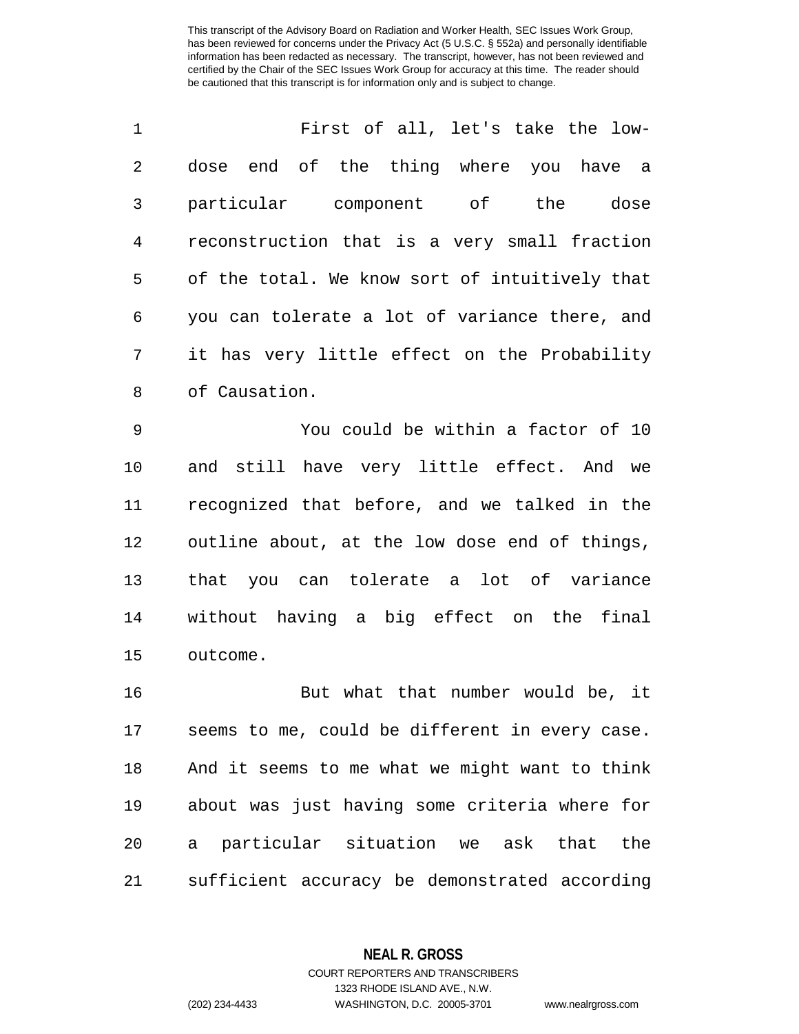First of all, let's take the low-dose end of the thing where you have a particular component of the dose reconstruction that is a very small fraction of the total. We know sort of intuitively that you can tolerate a lot of variance there, and it has very little effect on the Probability of Causation.

You could be within a factor of 10 and still have very little effect. And we recognized that before, and we talked in the outline about, at the low dose end of things, that you can tolerate a lot of variance without having a big effect on the final outcome.

But what that number would be, it seems to me, could be different in every case. And it seems to me what we might want to think about was just having some criteria where for a particular situation we ask that the sufficient accuracy be demonstrated according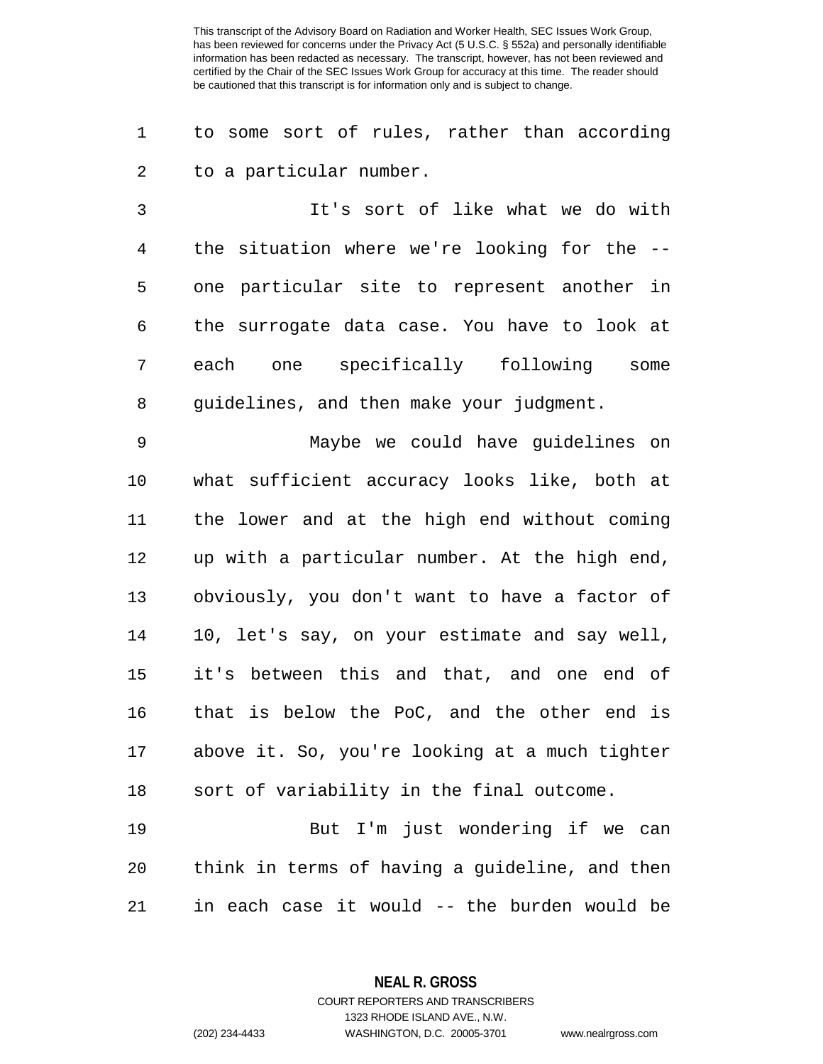to some sort of rules, rather than according to a particular number.

It's sort of like what we do with the situation where we're looking for the -- one particular site to represent another in the surrogate data case. You have to look at each one specifically following some guidelines, and then make your judgment.

Maybe we could have guidelines on what sufficient accuracy looks like, both at the lower and at the high end without coming up with a particular number. At the high end, obviously, you don't want to have a factor of 10, let's say, on your estimate and say well, it's between this and that, and one end of that is below the PoC, and the other end is above it. So, you're looking at a much tighter sort of variability in the final outcome.

But I'm just wondering if we can think in terms of having a guideline, and then in each case it would -- the burden would be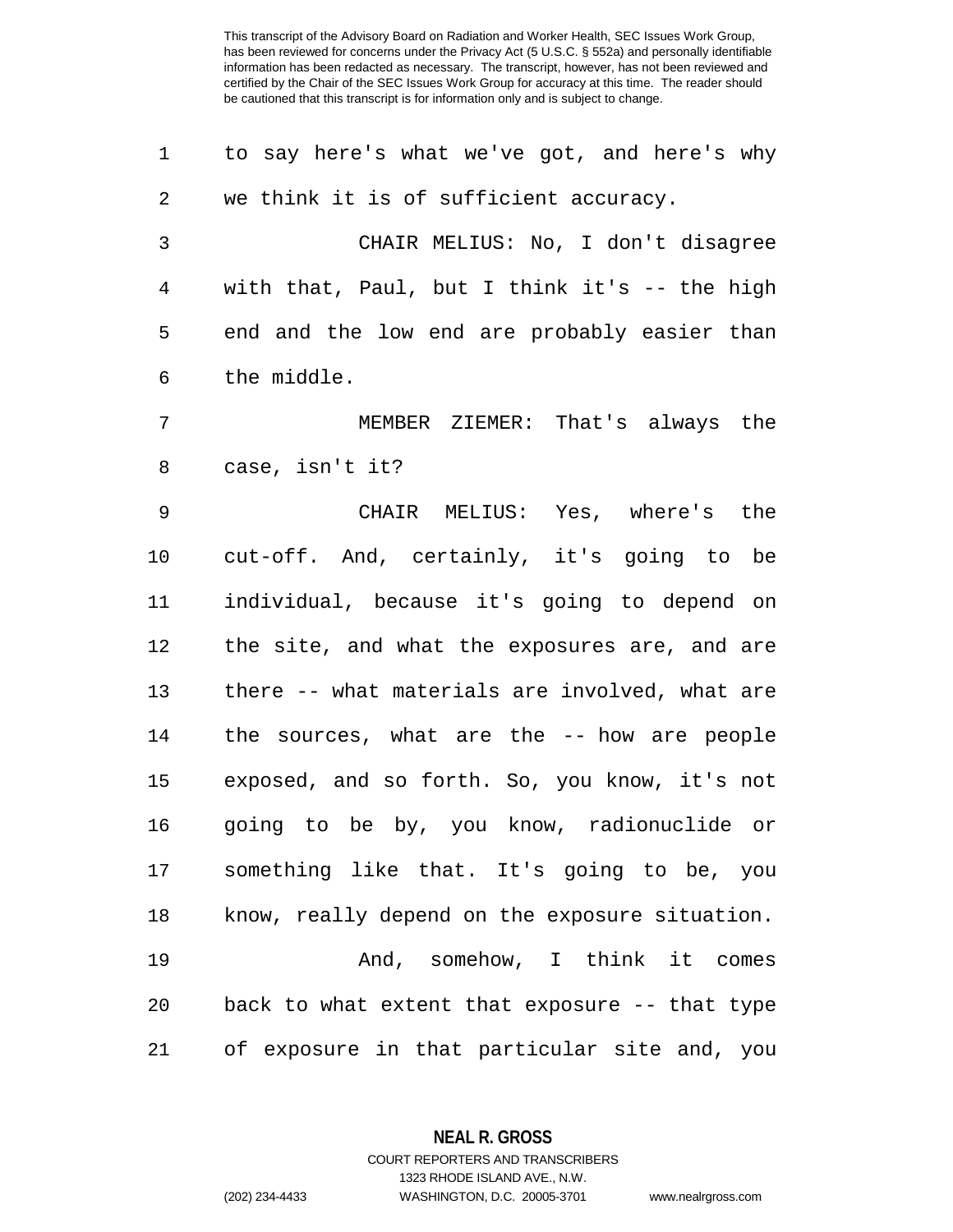to say here's what we've got, and here's why we think it is of sufficient accuracy.

CHAIR MELIUS: No, I don't disagree with that, Paul, but I think it's -- the high end and the low end are probably easier than the middle.

MEMBER ZIEMER: That's always the case, isn't it?

CHAIR MELIUS: Yes, where's the cut-off. And, certainly, it's going to be individual, because it's going to depend on the site, and what the exposures are, and are there -- what materials are involved, what are the sources, what are the -- how are people exposed, and so forth. So, you know, it's not going to be by, you know, radionuclide or something like that. It's going to be, you know, really depend on the exposure situation.

And, somehow, I think it comes back to what extent that exposure -- that type of exposure in that particular site and, you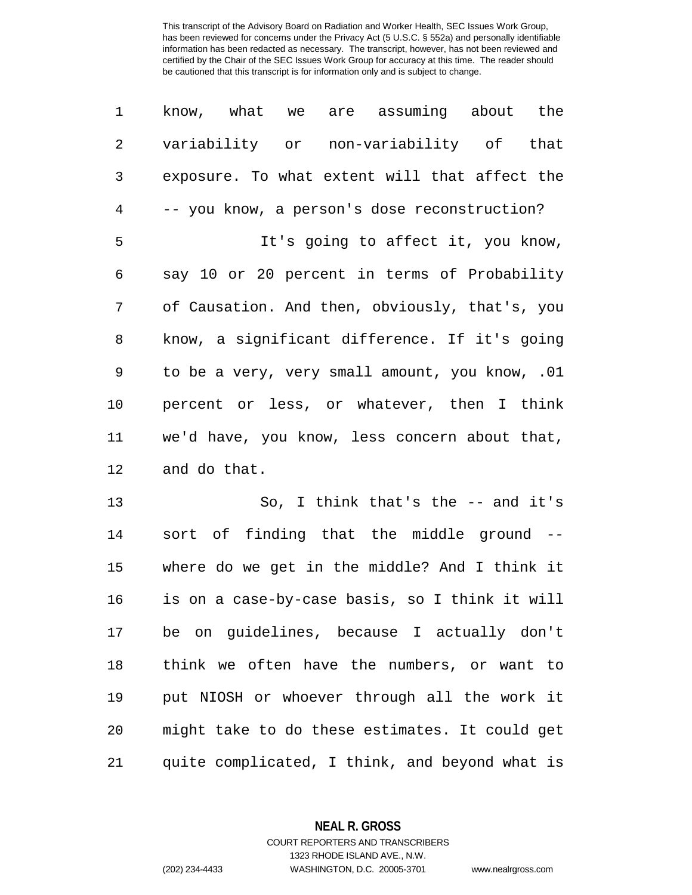know, what we are assuming about the variability or non-variability of that exposure. To what extent will that affect the -- you know, a person's dose reconstruction?

It's going to affect it, you know, say 10 or 20 percent in terms of Probability of Causation. And then, obviously, that's, you know, a significant difference. If it's going to be a very, very small amount, you know, .01 percent or less, or whatever, then I think we'd have, you know, less concern about that, and do that.

So, I think that's the -- and it's sort of finding that the middle ground -- where do we get in the middle? And I think it is on a case-by-case basis, so I think it will be on guidelines, because I actually don't think we often have the numbers, or want to put NIOSH or whoever through all the work it might take to do these estimates. It could get quite complicated, I think, and beyond what is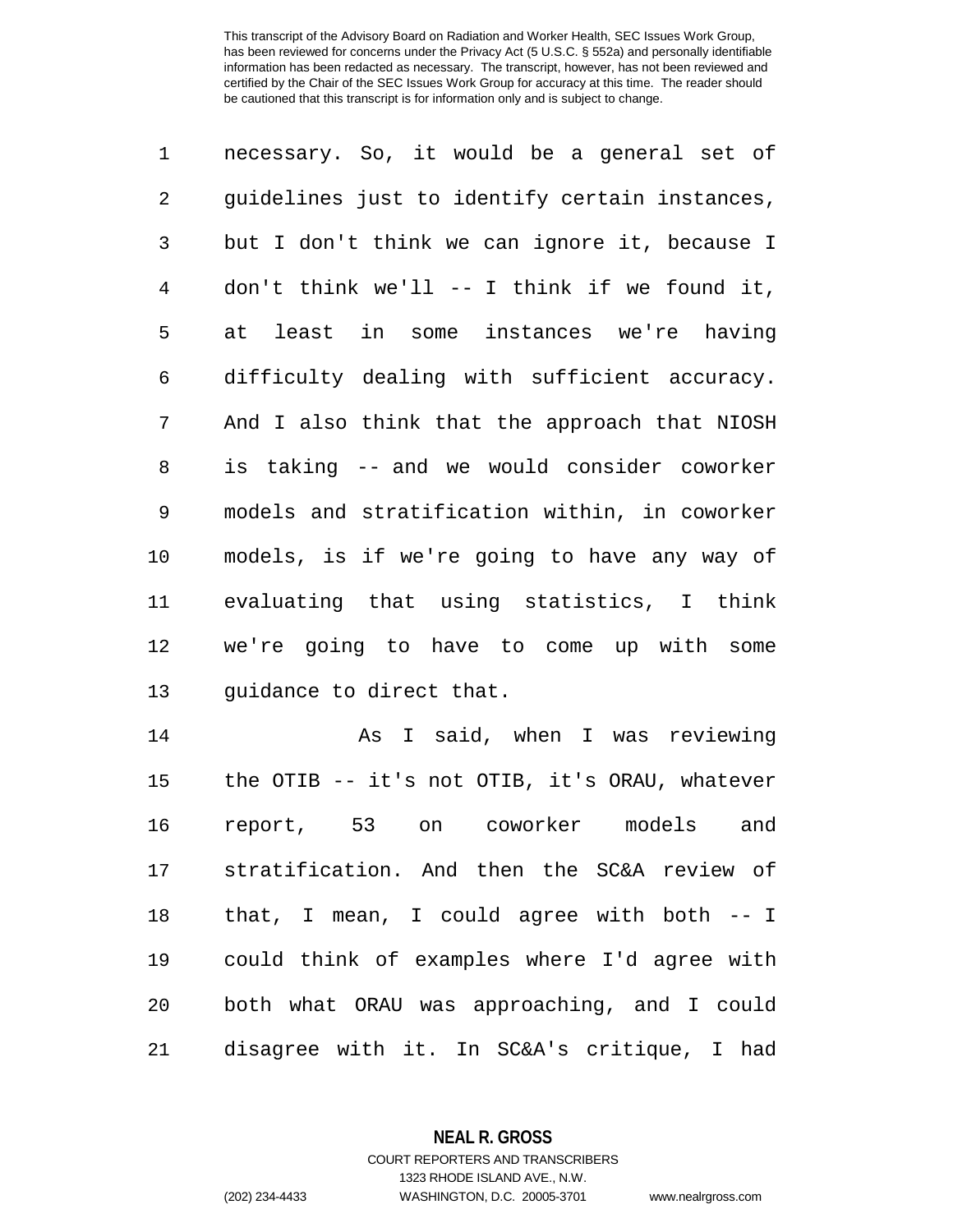necessary. So, it would be a general set of guidelines just to identify certain instances, but I don't think we can ignore it, because I don't think we'll -- I think if we found it, at least in some instances we're having difficulty dealing with sufficient accuracy. And I also think that the approach that NIOSH is taking -- and we would consider coworker models and stratification within, in coworker models, is if we're going to have any way of evaluating that using statistics, I think we're going to have to come up with some guidance to direct that.

As I said, when I was reviewing the OTIB -- it's not OTIB, it's ORAU, whatever report, 53 on coworker models and stratification. And then the SC&A review of that, I mean, I could agree with both -- I could think of examples where I'd agree with both what ORAU was approaching, and I could disagree with it. In SC&A's critique, I had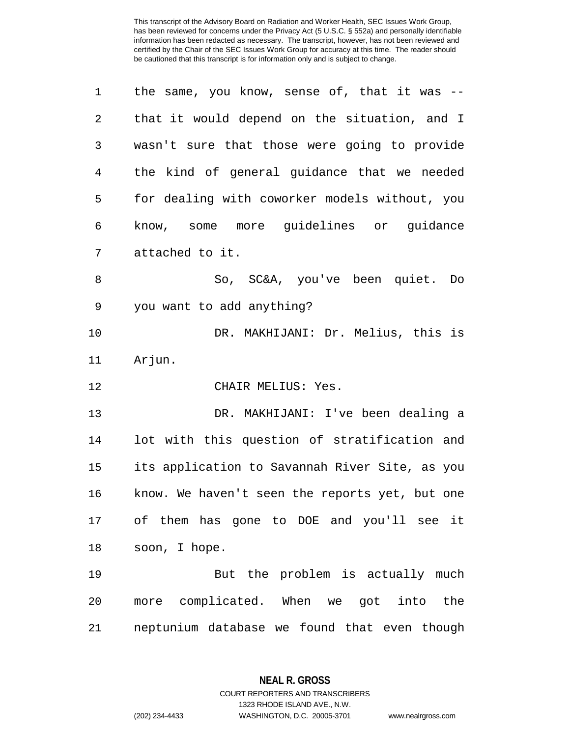This transcript of the Advisory Board on Radiation and Worker Health, SEC Issues Work Group, has been reviewed for concerns under the Privacy Act (5 U.S.C. § 552a) and personally identifiable information has been redacted as necessary. The transcript, however, has not been reviewed and certified by the Chair of the SEC Issues Work Group for accuracy at this time. The reader should be cautioned that this transcript is for information only and is subject to change.

the same, you know, sense of, that it was -- that it would depend on the situation, and I wasn't sure that those were going to provide the kind of general guidance that we needed for dealing with coworker models without, you know, some more guidelines or guidance attached to it.

So, SC&A, you've been quiet. Do you want to add anything?

DR. MAKHIJANI: Dr. Melius, this is Arjun.

CHAIR MELIUS: Yes.

DR. MAKHIJANI: I've been dealing a lot with this question of stratification and its application to Savannah River Site, as you know. We haven't seen the reports yet, but one of them has gone to DOE and you'll see it soon, I hope.

But the problem is actually much more complicated. When we got into the neptunium database we found that even though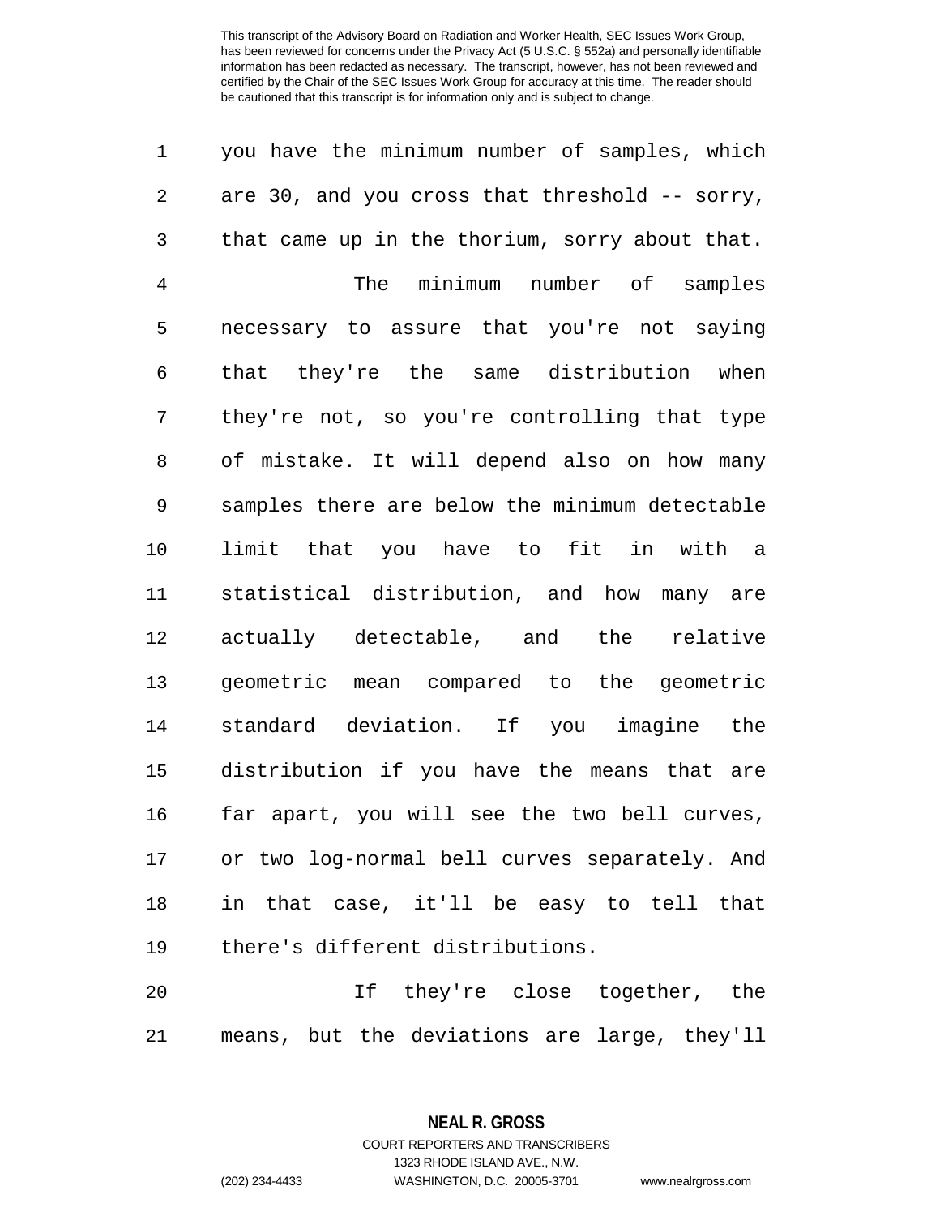you have the minimum number of samples, which are 30, and you cross that threshold -- sorry, that came up in the thorium, sorry about that.

The minimum number of samples necessary to assure that you're not saying that they're the same distribution when they're not, so you're controlling that type of mistake. It will depend also on how many samples there are below the minimum detectable limit that you have to fit in with a statistical distribution, and how many are actually detectable, and the relative geometric mean compared to the geometric standard deviation. If you imagine the distribution if you have the means that are far apart, you will see the two bell curves, or two log-normal bell curves separately. And in that case, it'll be easy to tell that there's different distributions.

If they're close together, the means, but the deviations are large, they'll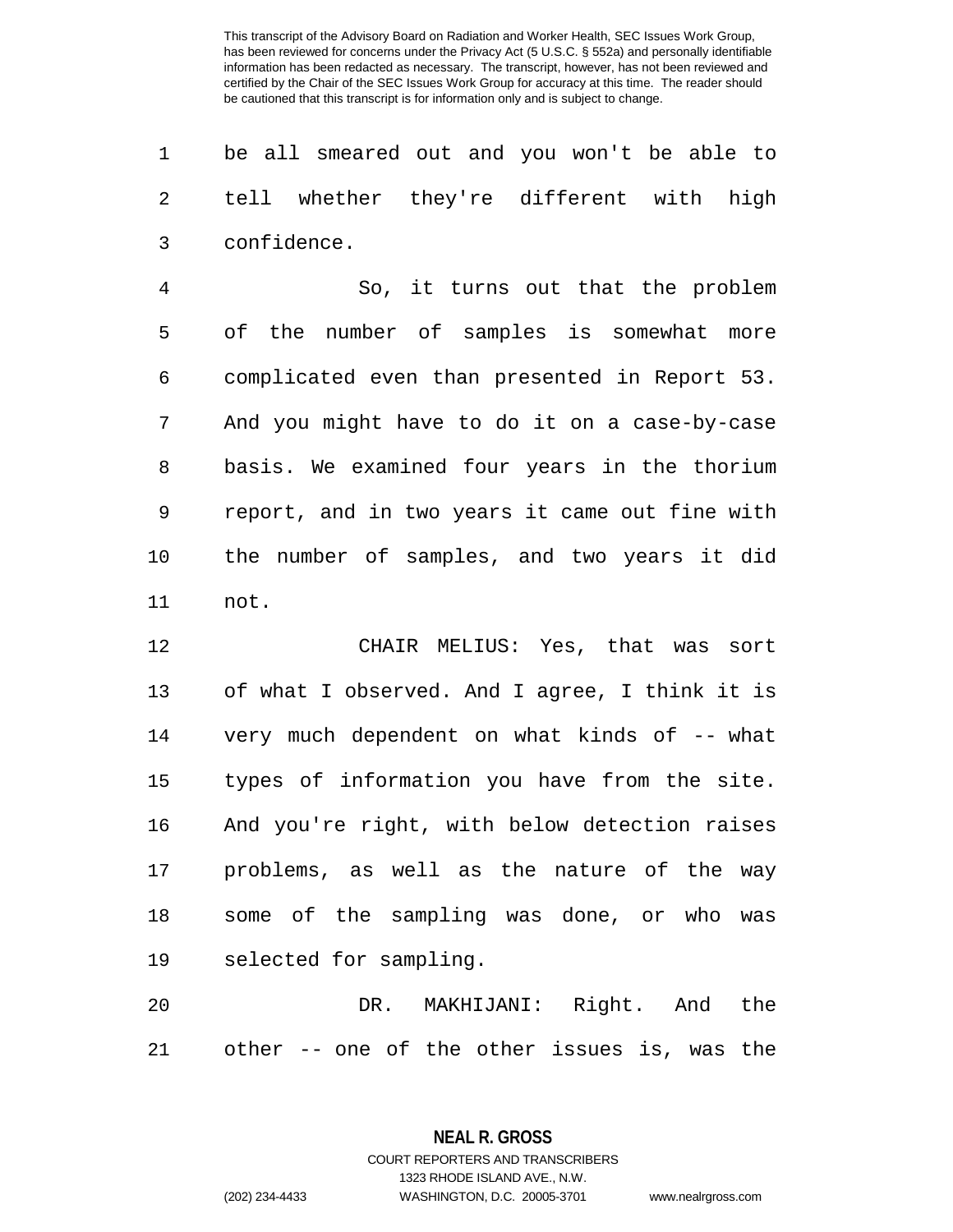be all smeared out and you won't be able to tell whether they're different with high confidence.

So, it turns out that the problem of the number of samples is somewhat more complicated even than presented in Report 53. And you might have to do it on a case-by-case basis. We examined four years in the thorium report, and in two years it came out fine with the number of samples, and two years it did not.

CHAIR MELIUS: Yes, that was sort of what I observed. And I agree, I think it is very much dependent on what kinds of -- what types of information you have from the site. And you're right, with below detection raises problems, as well as the nature of the way some of the sampling was done, or who was selected for sampling.

DR. MAKHIJANI: Right. And the other -- one of the other issues is, was the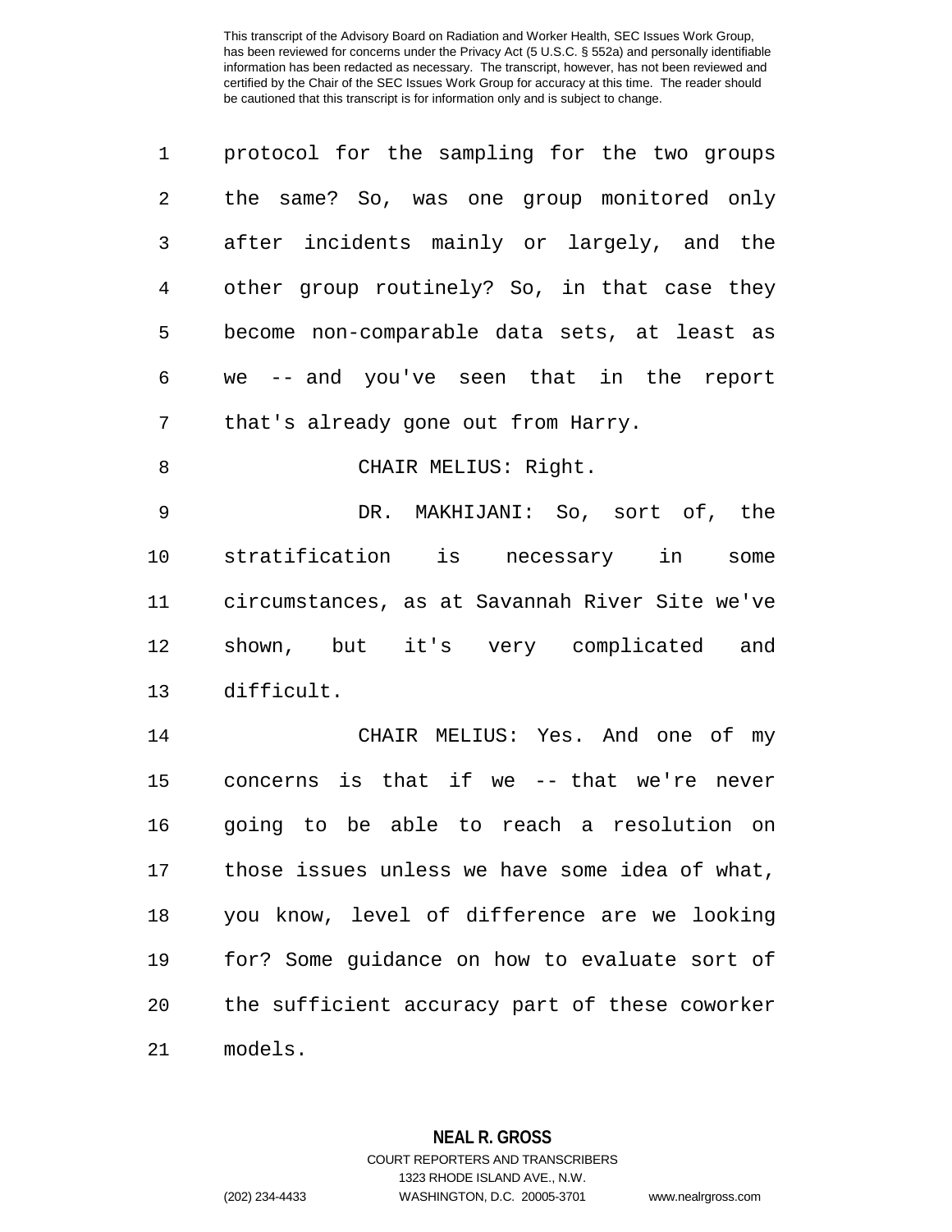protocol for the sampling for the two groups the same? So, was one group monitored only after incidents mainly or largely, and the other group routinely? So, in that case they become non-comparable data sets, at least as we -- and you've seen that in the report that's already gone out from Harry.

CHAIR MELIUS: Right.

DR. MAKHIJANI: So, sort of, the stratification is necessary in some circumstances, as at Savannah River Site we've shown, but it's very complicated and difficult.

CHAIR MELIUS: Yes. And one of my concerns is that if we -- that we're never going to be able to reach a resolution on those issues unless we have some idea of what, you know, level of difference are we looking for? Some guidance on how to evaluate sort of the sufficient accuracy part of these coworker models.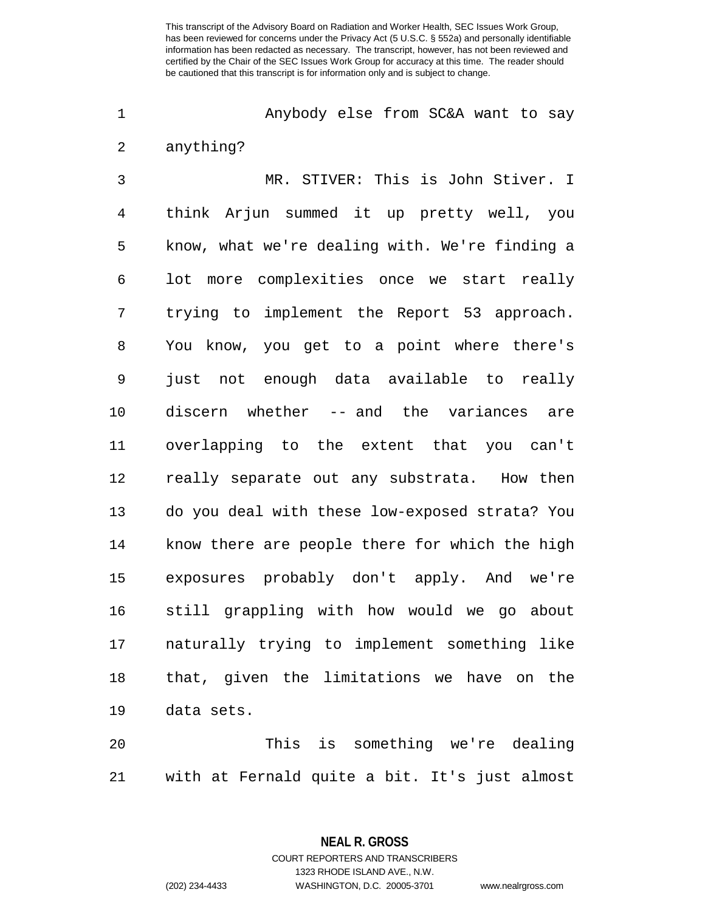Anybody else from SC&A want to say anything?

MR. STIVER: This is John Stiver. I think Arjun summed it up pretty well, you know, what we're dealing with. We're finding a lot more complexities once we start really trying to implement the Report 53 approach. You know, you get to a point where there's just not enough data available to really discern whether -- and the variances are overlapping to the extent that you can't really separate out any substrata. How then do you deal with these low-exposed strata? You know there are people there for which the high exposures probably don't apply. And we're still grappling with how would we go about naturally trying to implement something like that, given the limitations we have on the data sets.

This is something we're dealing with at Fernald quite a bit. It's just almost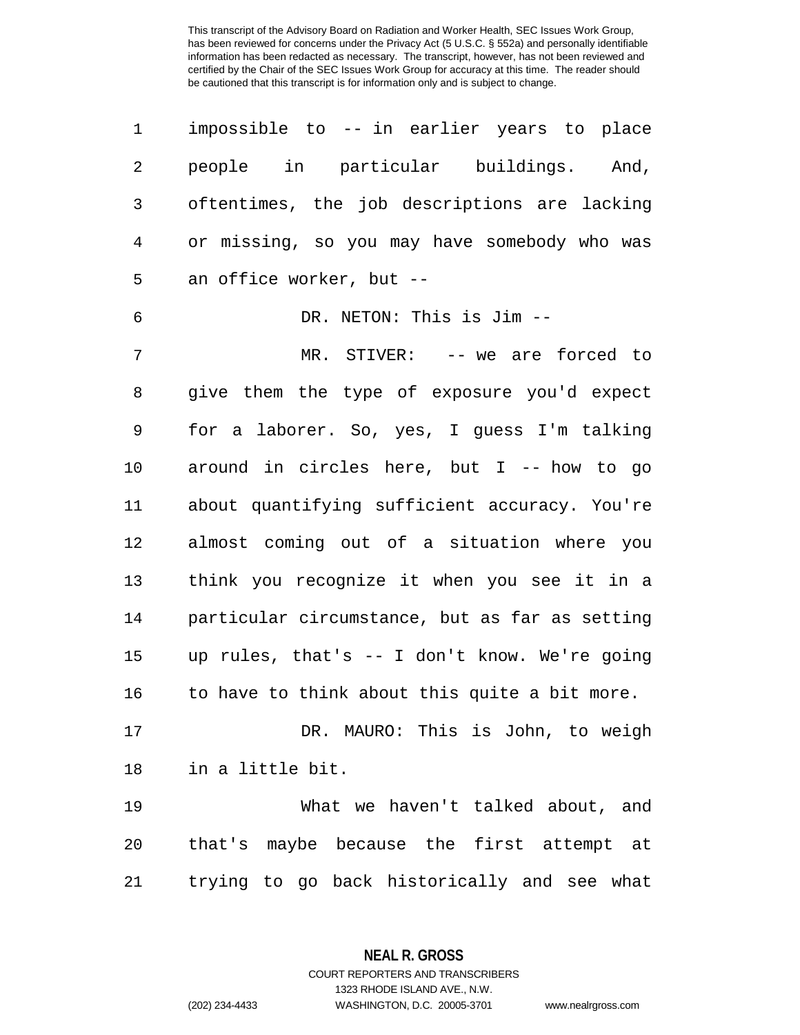impossible to -- in earlier years to place people in particular buildings. And, oftentimes, the job descriptions are lacking or missing, so you may have somebody who was an office worker, but --

DR. NETON: This is Jim --

MR. STIVER: -- we are forced to give them the type of exposure you'd expect for a laborer. So, yes, I guess I'm talking around in circles here, but I -- how to go about quantifying sufficient accuracy. You're almost coming out of a situation where you think you recognize it when you see it in a particular circumstance, but as far as setting up rules, that's -- I don't know. We're going to have to think about this quite a bit more.

DR. MAURO: This is John, to weigh in a little bit.

What we haven't talked about, and that's maybe because the first attempt at trying to go back historically and see what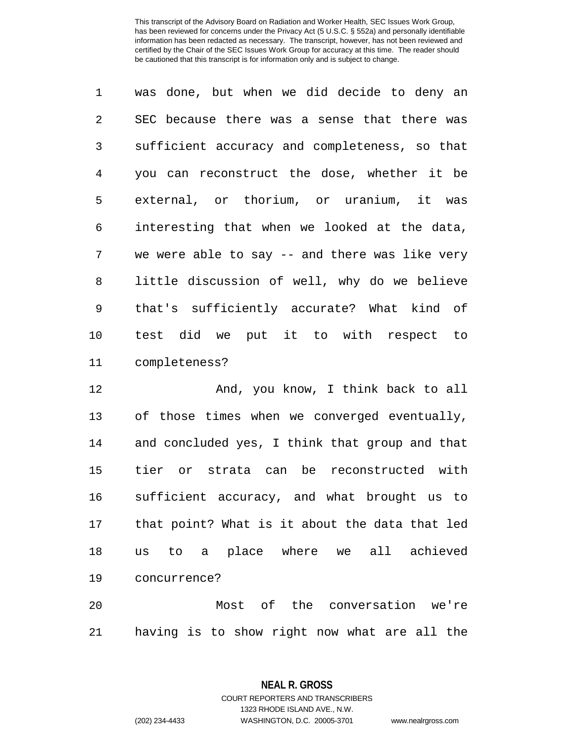was done, but when we did decide to deny an SEC because there was a sense that there was sufficient accuracy and completeness, so that you can reconstruct the dose, whether it be external, or thorium, or uranium, it was interesting that when we looked at the data, we were able to say -- and there was like very little discussion of well, why do we believe that's sufficiently accurate? What kind of test did we put it to with respect to completeness?

And, you know, I think back to all of those times when we converged eventually, and concluded yes, I think that group and that tier or strata can be reconstructed with sufficient accuracy, and what brought us to that point? What is it about the data that led us to a place where we all achieved concurrence?

Most of the conversation we're having is to show right now what are all the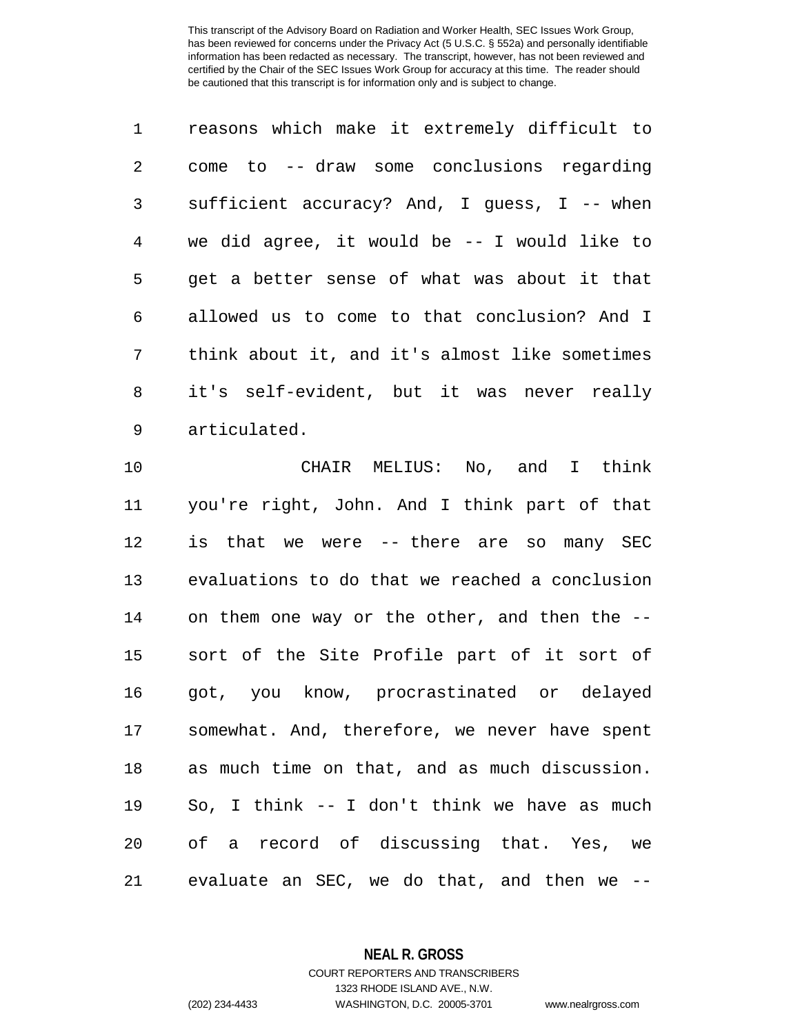reasons which make it extremely difficult to come to -- draw some conclusions regarding sufficient accuracy? And, I guess, I -- when we did agree, it would be -- I would like to get a better sense of what was about it that allowed us to come to that conclusion? And I think about it, and it's almost like sometimes it's self-evident, but it was never really articulated.

CHAIR MELIUS: No, and I think you're right, John. And I think part of that is that we were -- there are so many SEC evaluations to do that we reached a conclusion on them one way or the other, and then the -- sort of the Site Profile part of it sort of got, you know, procrastinated or delayed somewhat. And, therefore, we never have spent as much time on that, and as much discussion. So, I think -- I don't think we have as much of a record of discussing that. Yes, we evaluate an SEC, we do that, and then we --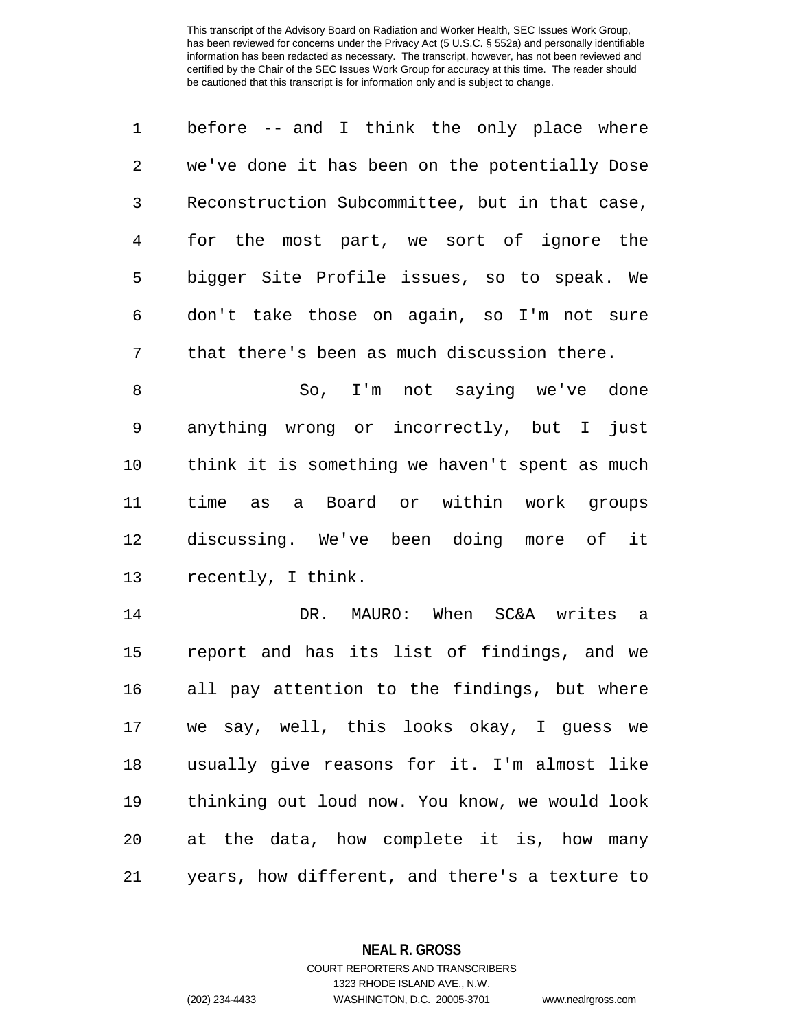before -- and I think the only place where we've done it has been on the potentially Dose Reconstruction Subcommittee, but in that case, for the most part, we sort of ignore the bigger Site Profile issues, so to speak. We don't take those on again, so I'm not sure that there's been as much discussion there.

So, I'm not saying we've done anything wrong or incorrectly, but I just think it is something we haven't spent as much time as a Board or within work groups discussing. We've been doing more of it recently, I think.

DR. MAURO: When SC&A writes a report and has its list of findings, and we all pay attention to the findings, but where we say, well, this looks okay, I guess we usually give reasons for it. I'm almost like thinking out loud now. You know, we would look at the data, how complete it is, how many years, how different, and there's a texture to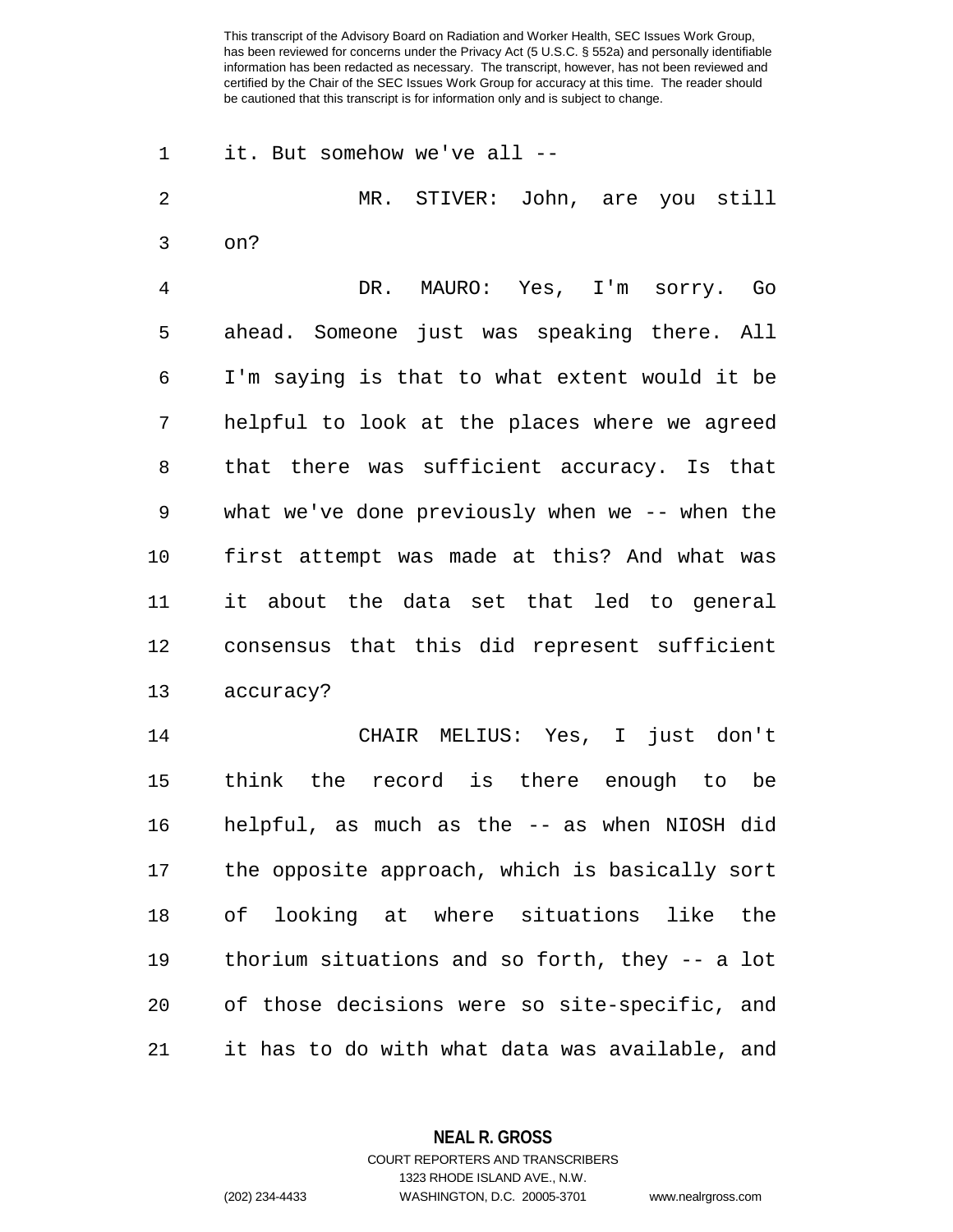it. But somehow we've all --

MR. STIVER: John, are you still on?

DR. MAURO: Yes, I'm sorry. Go ahead. Someone just was speaking there. All I'm saying is that to what extent would it be helpful to look at the places where we agreed that there was sufficient accuracy. Is that what we've done previously when we -- when the first attempt was made at this? And what was it about the data set that led to general consensus that this did represent sufficient accuracy?

CHAIR MELIUS: Yes, I just don't think the record is there enough to be helpful, as much as the -- as when NIOSH did the opposite approach, which is basically sort of looking at where situations like the thorium situations and so forth, they -- a lot of those decisions were so site-specific, and it has to do with what data was available, and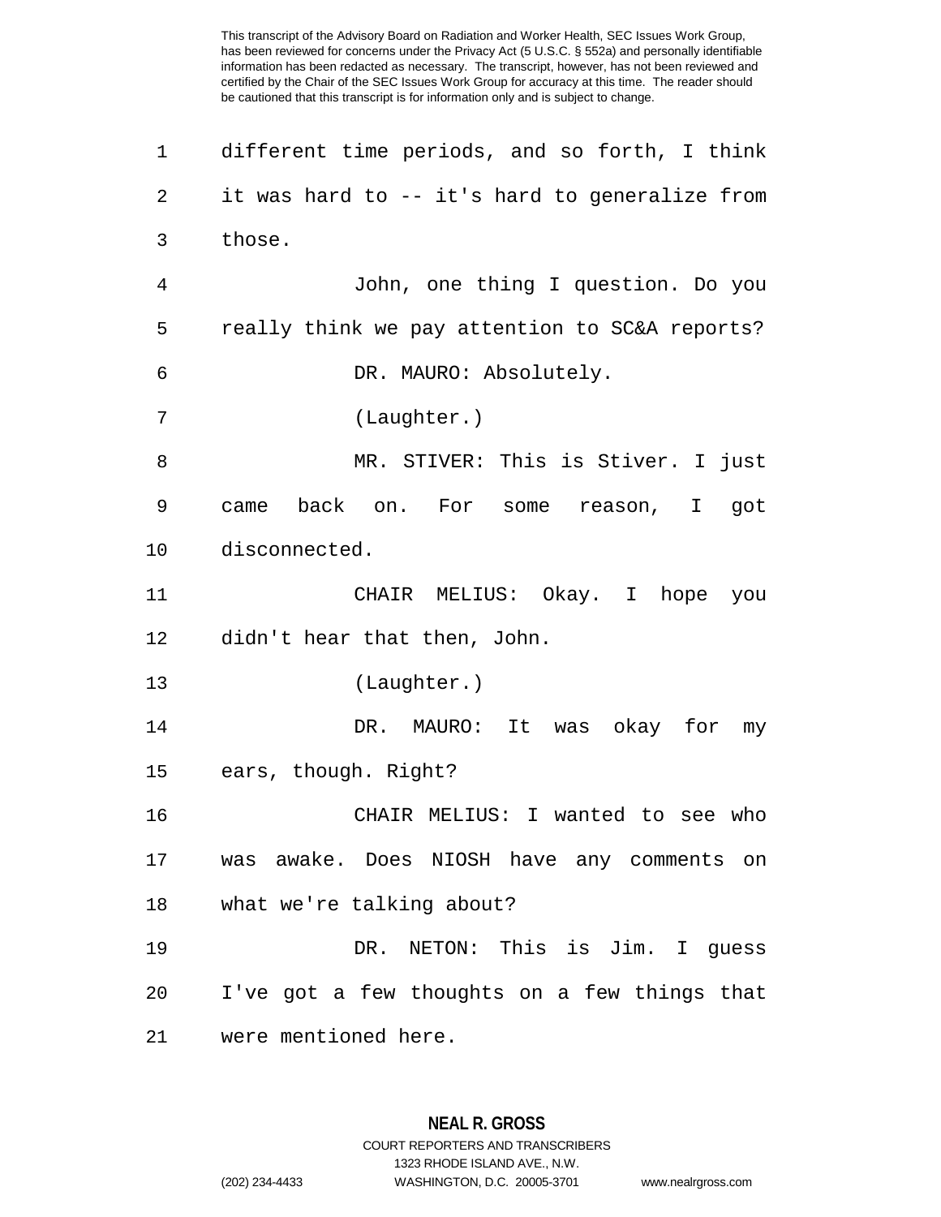different time periods, and so forth, I think it was hard to -- it's hard to generalize from those.

John, one thing I question. Do you really think we pay attention to SC&A reports?

DR. MAURO: Absolutely.

(Laughter.)

MR. STIVER: This is Stiver. I just came back on. For some reason, I got disconnected.

CHAIR MELIUS: Okay. I hope you didn't hear that then, John.

(Laughter.)

DR. MAURO: It was okay for my ears, though. Right?

CHAIR MELIUS: I wanted to see who was awake. Does NIOSH have any comments on what we're talking about?

DR. NETON: This is Jim. I guess I've got a few thoughts on a few things that were mentioned here.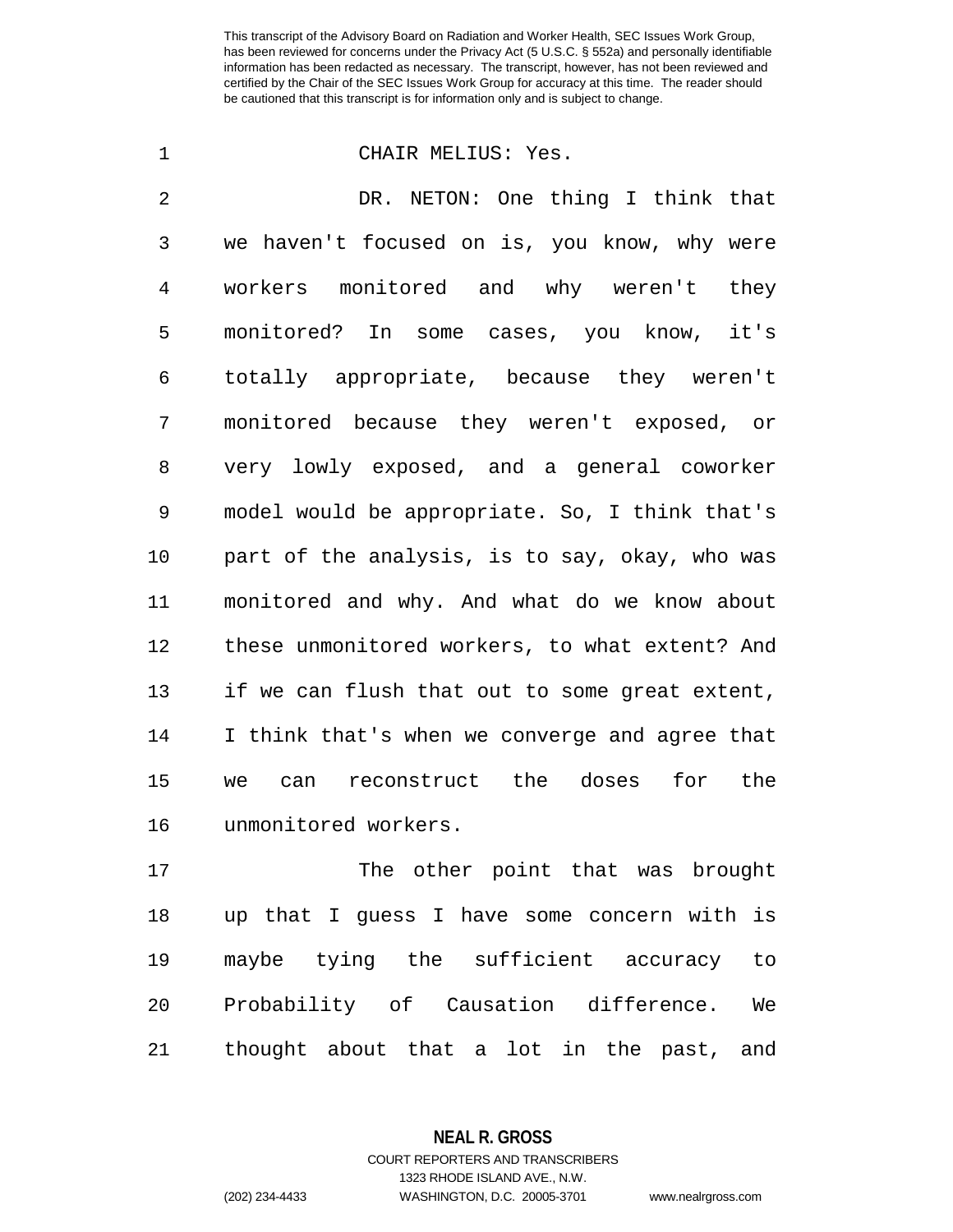CHAIR MELIUS: Yes.

DR. NETON: One thing I think that we haven't focused on is, you know, why were workers monitored and why weren't they monitored? In some cases, you know, it's totally appropriate, because they weren't monitored because they weren't exposed, or very lowly exposed, and a general coworker model would be appropriate. So, I think that's part of the analysis, is to say, okay, who was monitored and why. And what do we know about these unmonitored workers, to what extent? And if we can flush that out to some great extent, I think that's when we converge and agree that we can reconstruct the doses for the unmonitored workers.

The other point that was brought up that I guess I have some concern with is maybe tying the sufficient accuracy to Probability of Causation difference. We thought about that a lot in the past, and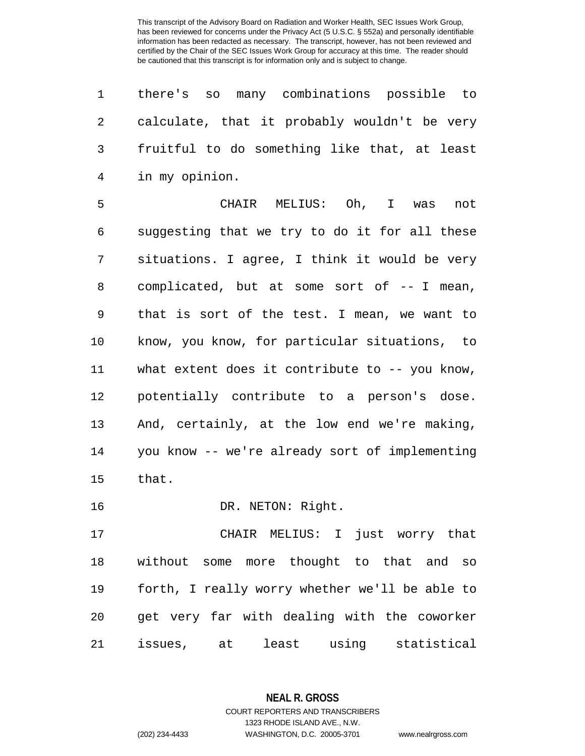there's so many combinations possible to calculate, that it probably wouldn't be very fruitful to do something like that, at least in my opinion.

CHAIR MELIUS: Oh, I was not suggesting that we try to do it for all these situations. I agree, I think it would be very complicated, but at some sort of -- I mean, that is sort of the test. I mean, we want to know, you know, for particular situations, to what extent does it contribute to -- you know, potentially contribute to a person's dose. And, certainly, at the low end we're making, you know -- we're already sort of implementing that.

DR. NETON: Right.

CHAIR MELIUS: I just worry that without some more thought to that and so forth, I really worry whether we'll be able to get very far with dealing with the coworker issues, at least using statistical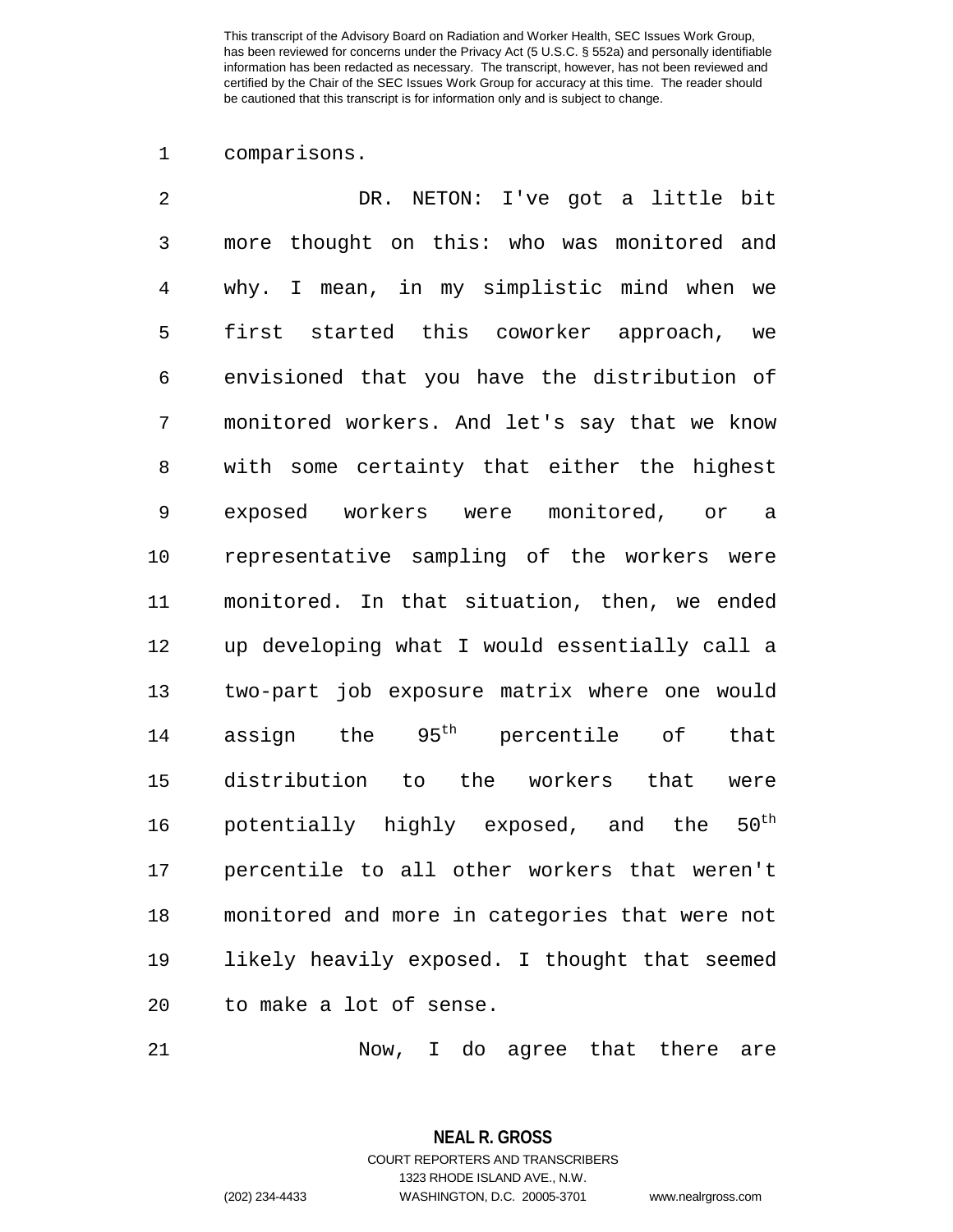comparisons.

DR. NETON: I've got a little bit more thought on this: who was monitored and why. I mean, in my simplistic mind when we first started this coworker approach, we envisioned that you have the distribution of monitored workers. And let's say that we know with some certainty that either the highest exposed workers were monitored, or a representative sampling of the workers were monitored. In that situation, then, we ended up developing what I would essentially call a two-part job exposure matrix where one would assign the $95^{th}$ percentile of that distribution to the workers that were potentially highly exposed, and the $50^{th}$ percentile to all other workers that weren't monitored and more in categories that were not likely heavily exposed. I thought that seemed to make a lot of sense.

Now, I do agree that there are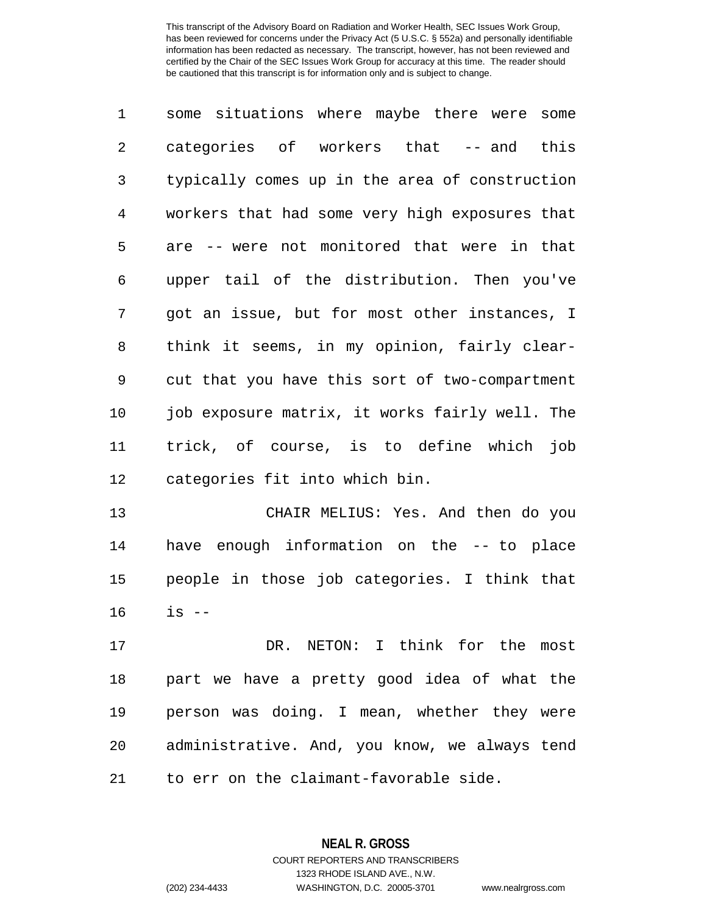some situations where maybe there were some categories of workers that -- and this typically comes up in the area of construction workers that had some very high exposures that are -- were not monitored that were in that upper tail of the distribution. Then you've got an issue, but for most other instances, I think it seems, in my opinion, fairly clear-cut that you have this sort of two-compartment job exposure matrix, it works fairly well. The trick, of course, is to define which job categories fit into which bin.

CHAIR MELIUS: Yes. And then do you have enough information on the -- to place people in those job categories. I think that is --

DR. NETON: I think for the most part we have a pretty good idea of what the person was doing. I mean, whether they were administrative. And, you know, we always tend to err on the claimant-favorable side.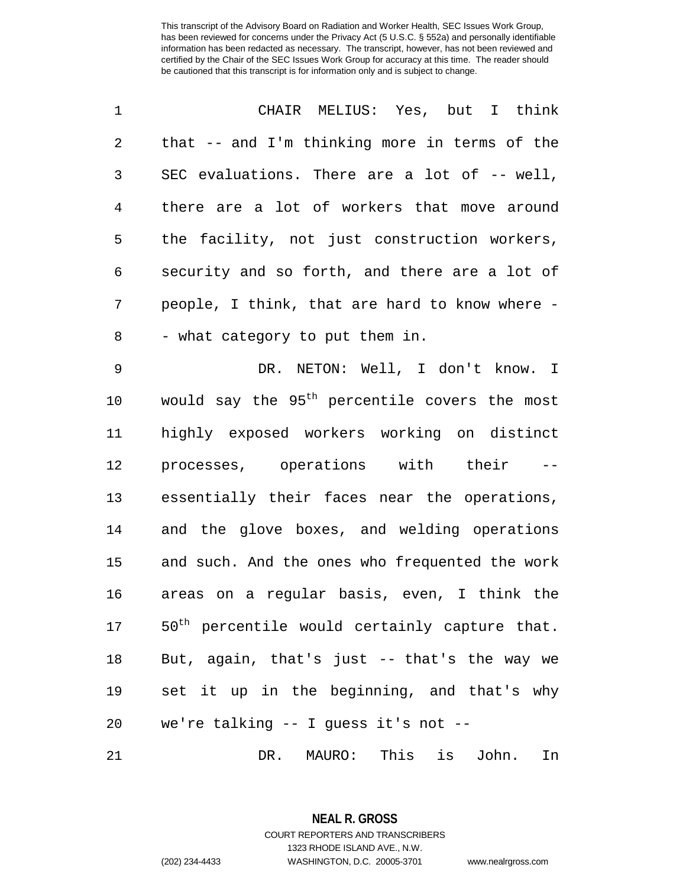CHAIR MELIUS: Yes, but I think that -- and I'm thinking more in terms of the SEC evaluations. There are a lot of -- well, there are a lot of workers that move around the facility, not just construction workers, security and so forth, and there are a lot of people, I think, that are hard to know where -- what category to put them in.

DR. NETON: Well, I don't know. I would say the $95^{th}$ percentile covers the most highly exposed workers working on distinct processes, operations with their -- essentially their faces near the operations, and the glove boxes, and welding operations and such. And the ones who frequented the work areas on a regular basis, even, I think the $50^{th}$ percentile would certainly capture that. But, again, that's just -- that's the way we set it up in the beginning, and that's why we're talking -- I guess it's not --

DR. MAURO: This is John. In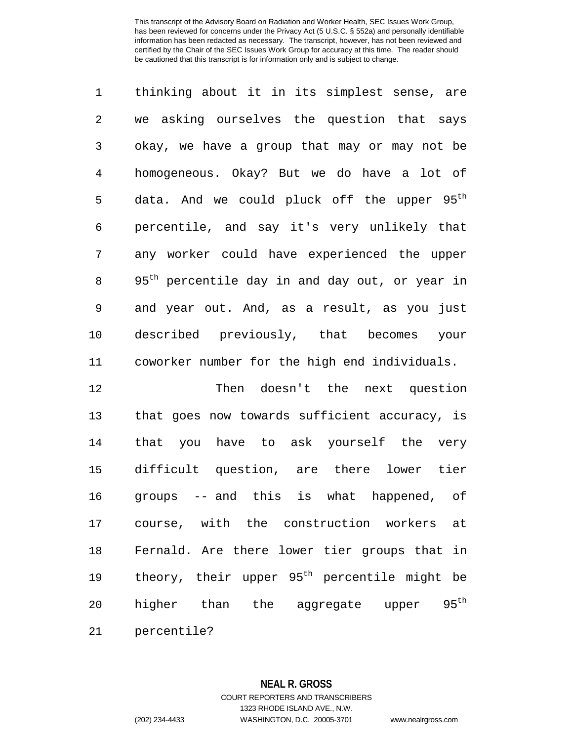thinking about it in its simplest sense, are we asking ourselves the question that says okay, we have a group that may or may not be homogeneous. Okay? But we do have a lot of data. And we could pluck off the upper $95^{th}$ percentile, and say it's very unlikely that any worker could have experienced the upper $95^{th}$ percentile day in and day out, or year in and year out. And, as a result, as you just described previously, that becomes your coworker number for the high end individuals.

Then doesn't the next question that goes now towards sufficient accuracy, is that you have to ask yourself the very difficult question, are there lower tier groups -- and this is what happened, of course, with the construction workers at Fernald. Are there lower tier groups that in theory, their upper $95^{th}$ percentile might be higher than the aggregate upper $95^{th}$ percentile?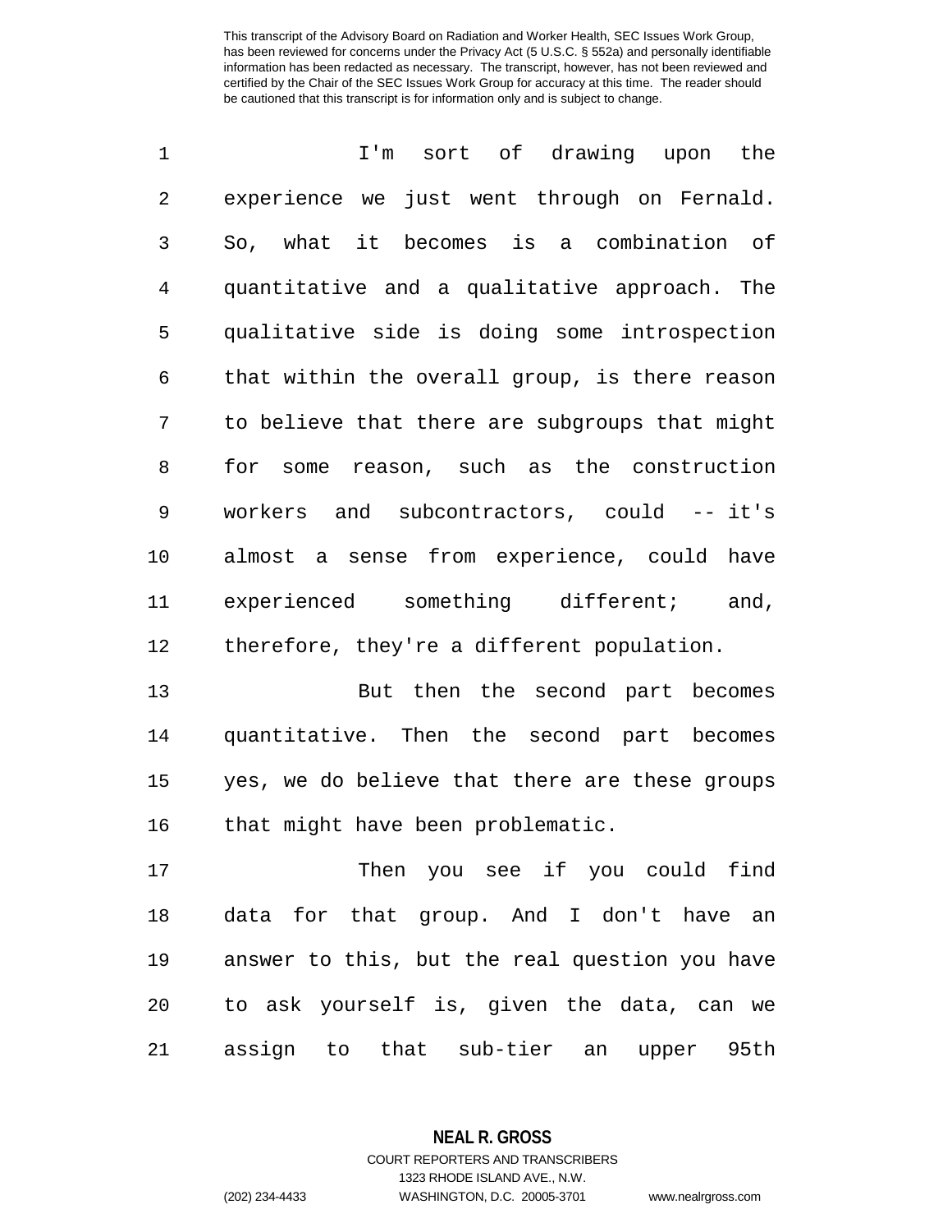I'm sort of drawing upon the experience we just went through on Fernald. So, what it becomes is a combination of quantitative and a qualitative approach. The qualitative side is doing some introspection that within the overall group, is there reason to believe that there are subgroups that might for some reason, such as the construction workers and subcontractors, could -- it's almost a sense from experience, could have experienced something different; and, therefore, they're a different population.

But then the second part becomes quantitative. Then the second part becomes yes, we do believe that there are these groups that might have been problematic.

Then you see if you could find data for that group. And I don't have an answer to this, but the real question you have to ask yourself is, given the data, can we assign to that sub-tier an upper 95th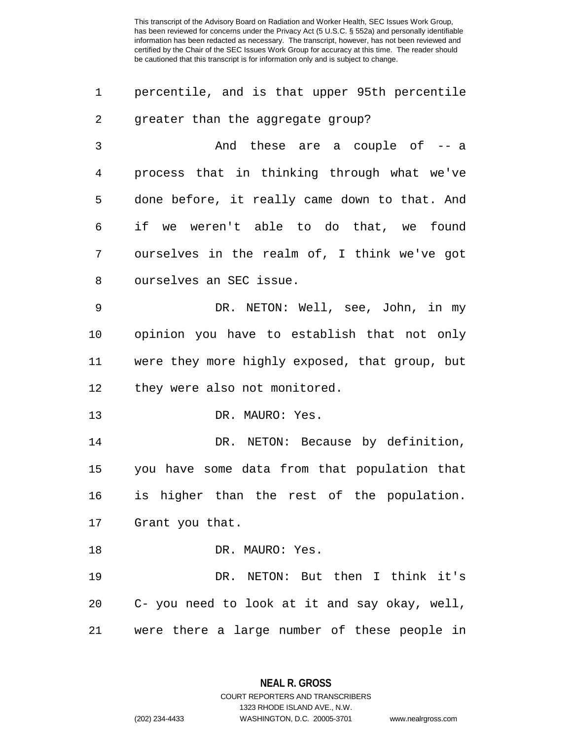percentile, and is that upper 95th percentile greater than the aggregate group?

And these are a couple of -- a process that in thinking through what we've done before, it really came down to that. And if we weren't able to do that, we found ourselves in the realm of, I think we've got ourselves an SEC issue.

DR. NETON: Well, see, John, in my opinion you have to establish that not only were they more highly exposed, that group, but they were also not monitored.

DR. MAURO: Yes.

DR. NETON: Because by definition, you have some data from that population that is higher than the rest of the population. Grant you that.

DR. MAURO: Yes.

DR. NETON: But then I think it's C- you need to look at it and say okay, well, were there a large number of these people in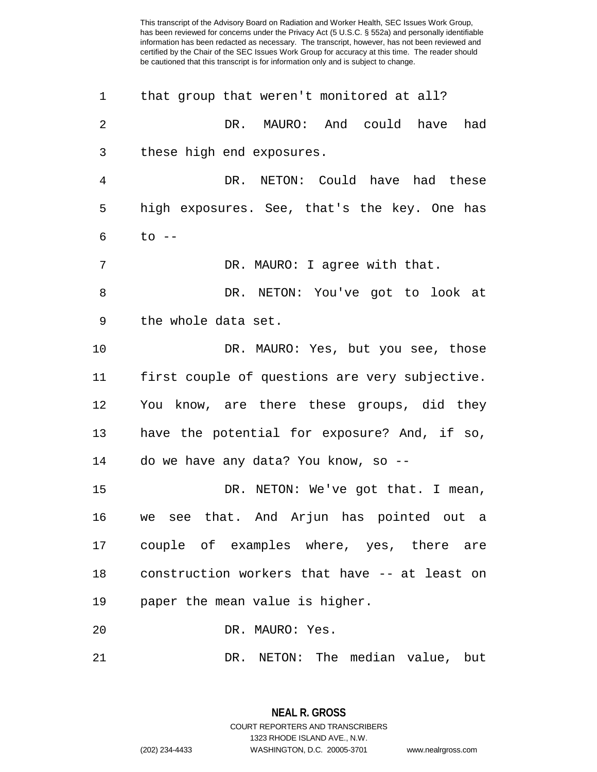that group that weren't monitored at all?

DR. MAURO: And could have had these high end exposures.

DR. NETON: Could have had these high exposures. See, that's the key. One has to --

DR. MAURO: I agree with that.

DR. NETON: You've got to look at the whole data set.

DR. MAURO: Yes, but you see, those first couple of questions are very subjective. You know, are there these groups, did they have the potential for exposure? And, if so, do we have any data? You know, so --

DR. NETON: We've got that. I mean, we see that. And Arjun has pointed out a couple of examples where, yes, there are construction workers that have -- at least on paper the mean value is higher.

DR. MAURO: Yes.

DR. NETON: The median value, but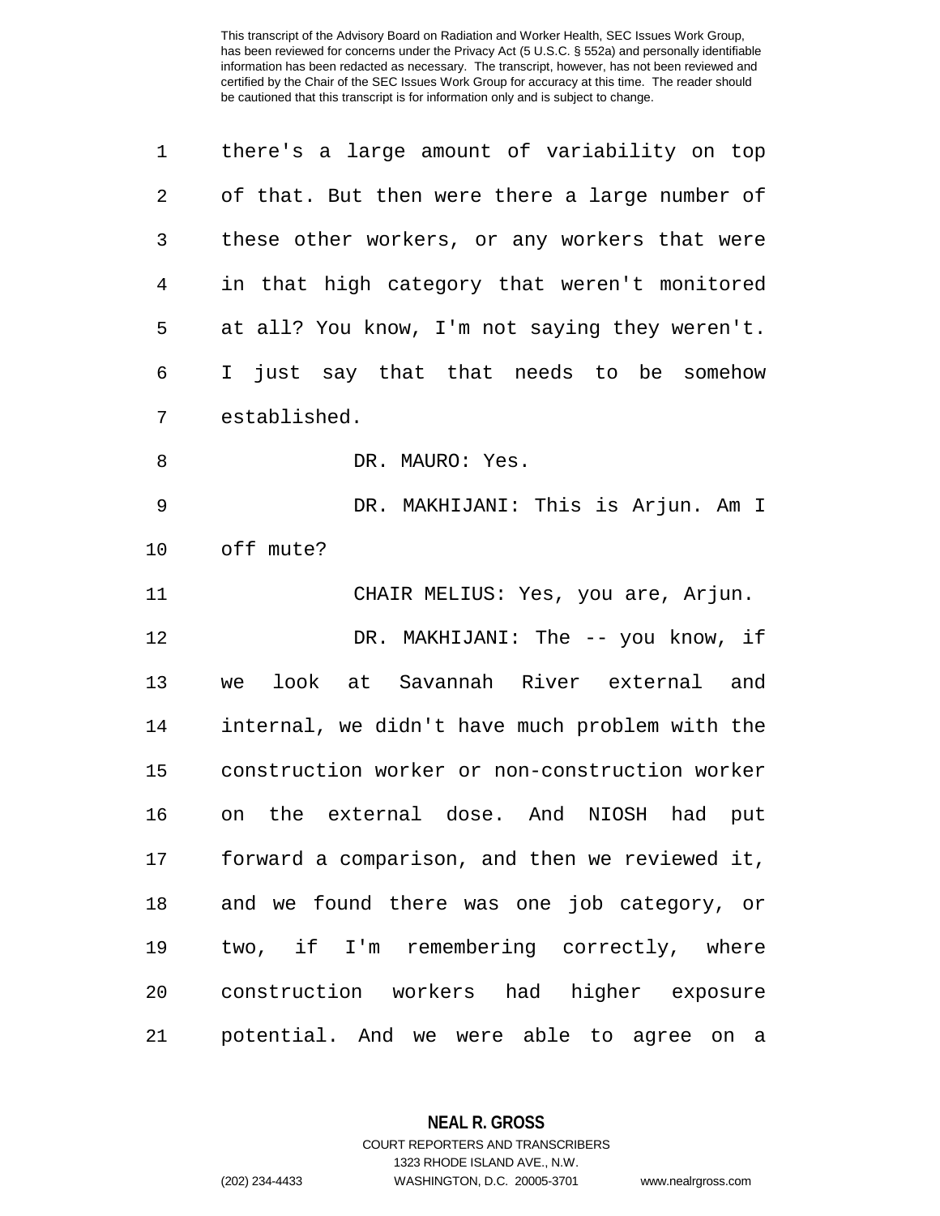there's a large amount of variability on top of that. But then were there a large number of these other workers, or any workers that were in that high category that weren't monitored at all? You know, I'm not saying they weren't. I just say that that needs to be somehow established.

DR. MAURO: Yes.

DR. MAKHIJANI: This is Arjun. Am I off mute?

CHAIR MELIUS: Yes, you are, Arjun.

DR. MAKHIJANI: The -- you know, if we look at Savannah River external and internal, we didn't have much problem with the construction worker or non-construction worker on the external dose. And NIOSH had put forward a comparison, and then we reviewed it, and we found there was one job category, or two, if I'm remembering correctly, where construction workers had higher exposure potential. And we were able to agree on a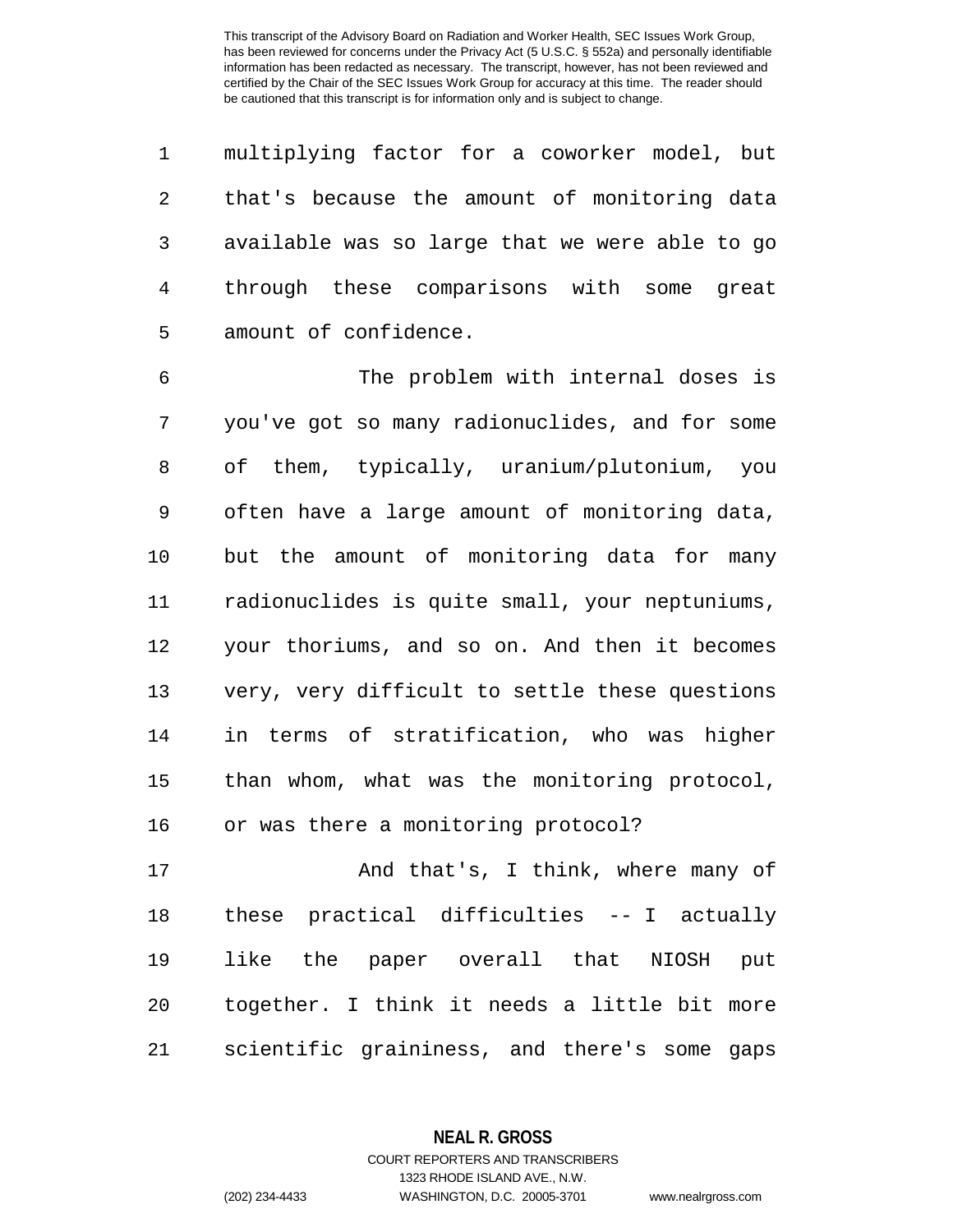multiplying factor for a coworker model, but that's because the amount of monitoring data available was so large that we were able to go through these comparisons with some great amount of confidence.

The problem with internal doses is you've got so many radionuclides, and for some of them, typically, uranium/plutonium, you often have a large amount of monitoring data, but the amount of monitoring data for many radionuclides is quite small, your neptuniums, your thoriums, and so on. And then it becomes very, very difficult to settle these questions in terms of stratification, who was higher than whom, what was the monitoring protocol, or was there a monitoring protocol?

And that's, I think, where many of these practical difficulties -- I actually like the paper overall that NIOSH put together. I think it needs a little bit more scientific graininess, and there's some gaps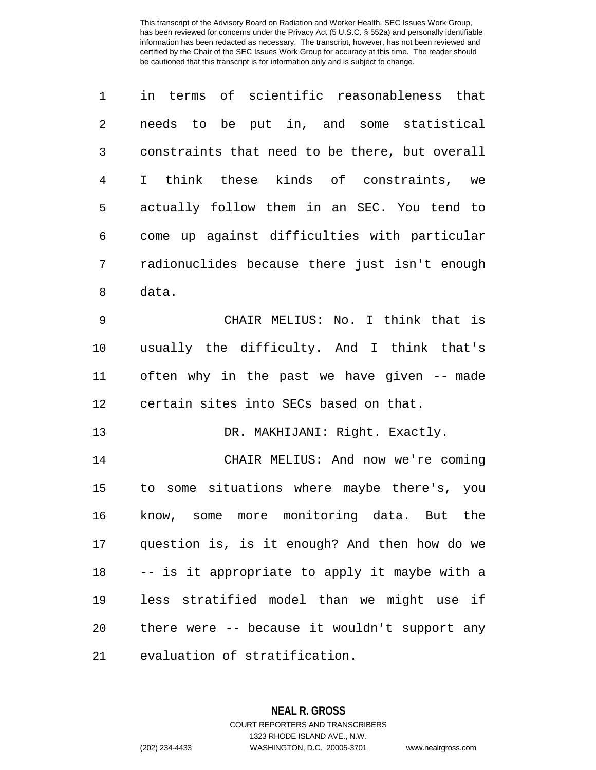in terms of scientific reasonableness that needs to be put in, and some statistical constraints that need to be there, but overall I think these kinds of constraints, we actually follow them in an SEC. You tend to come up against difficulties with particular radionuclides because there just isn't enough data.

CHAIR MELIUS: No. I think that is usually the difficulty. And I think that's often why in the past we have given -- made certain sites into SECs based on that.

DR. MAKHIJANI: Right. Exactly.

CHAIR MELIUS: And now we're coming to some situations where maybe there's, you know, some more monitoring data. But the question is, is it enough? And then how do we -- is it appropriate to apply it maybe with a less stratified model than we might use if there were -- because it wouldn't support any evaluation of stratification.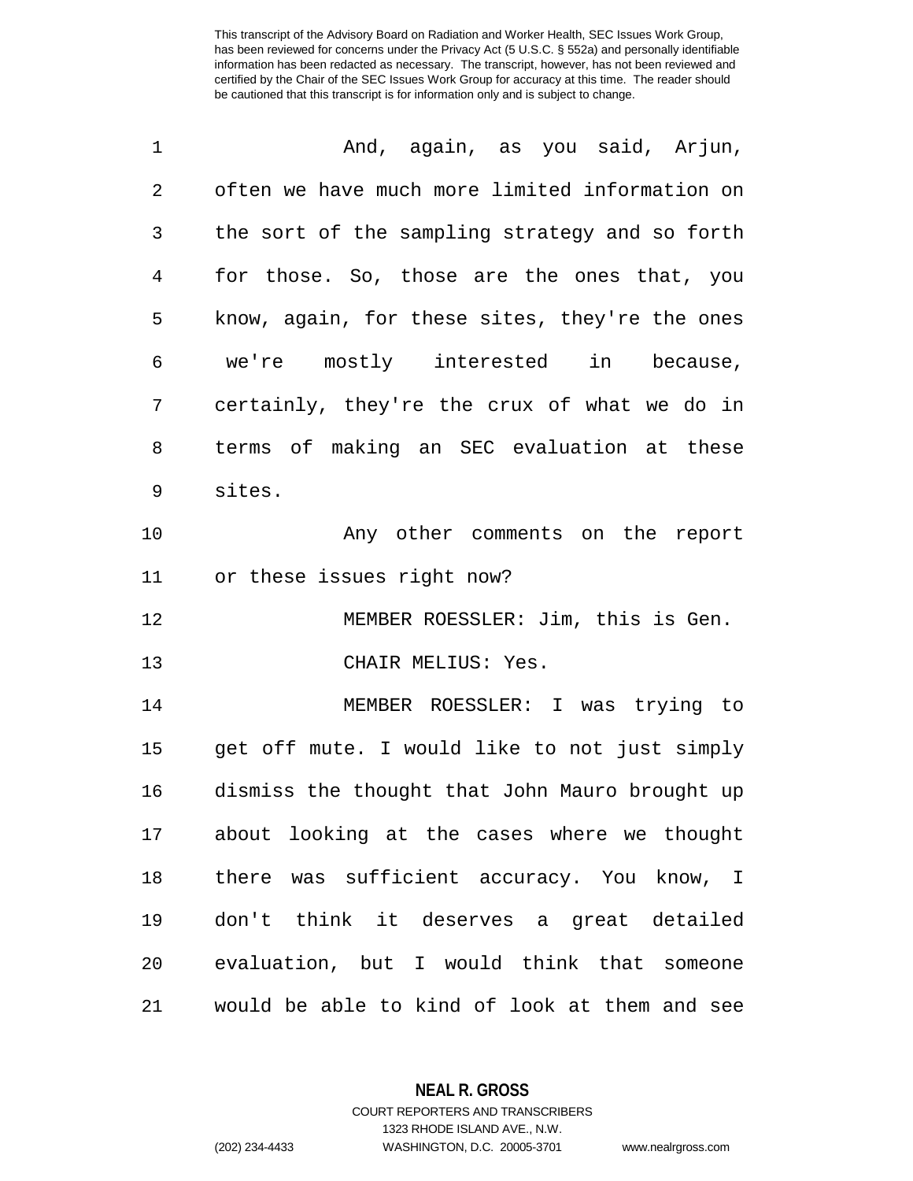And, again, as you said, Arjun, often we have much more limited information on the sort of the sampling strategy and so forth for those. So, those are the ones that, you know, again, for these sites, they're the ones we're mostly interested in because, certainly, they're the crux of what we do in terms of making an SEC evaluation at these sites.

Any other comments on the report or these issues right now?

MEMBER ROESSLER: Jim, this is Gen.

CHAIR MELIUS: Yes.

MEMBER ROESSLER: I was trying to get off mute. I would like to not just simply dismiss the thought that John Mauro brought up about looking at the cases where we thought there was sufficient accuracy. You know, I don't think it deserves a great detailed evaluation, but I would think that someone would be able to kind of look at them and see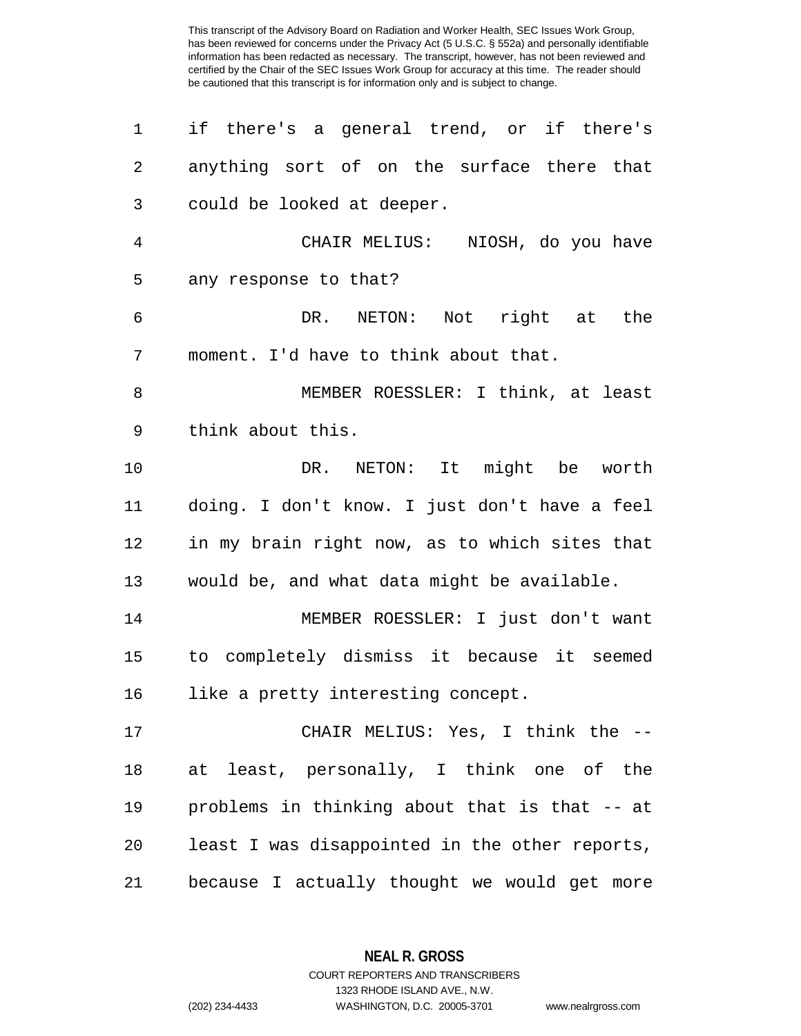if there's a general trend, or if there's anything sort of on the surface there that could be looked at deeper.

CHAIR MELIUS: NIOSH, do you have any response to that?

DR. NETON: Not right at the moment. I'd have to think about that.

MEMBER ROESSLER: I think, at least think about this.

DR. NETON: It might be worth doing. I don't know. I just don't have a feel in my brain right now, as to which sites that would be, and what data might be available.

MEMBER ROESSLER: I just don't want to completely dismiss it because it seemed like a pretty interesting concept.

CHAIR MELIUS: Yes, I think the -- at least, personally, I think one of the problems in thinking about that is that -- at least I was disappointed in the other reports, because I actually thought we would get more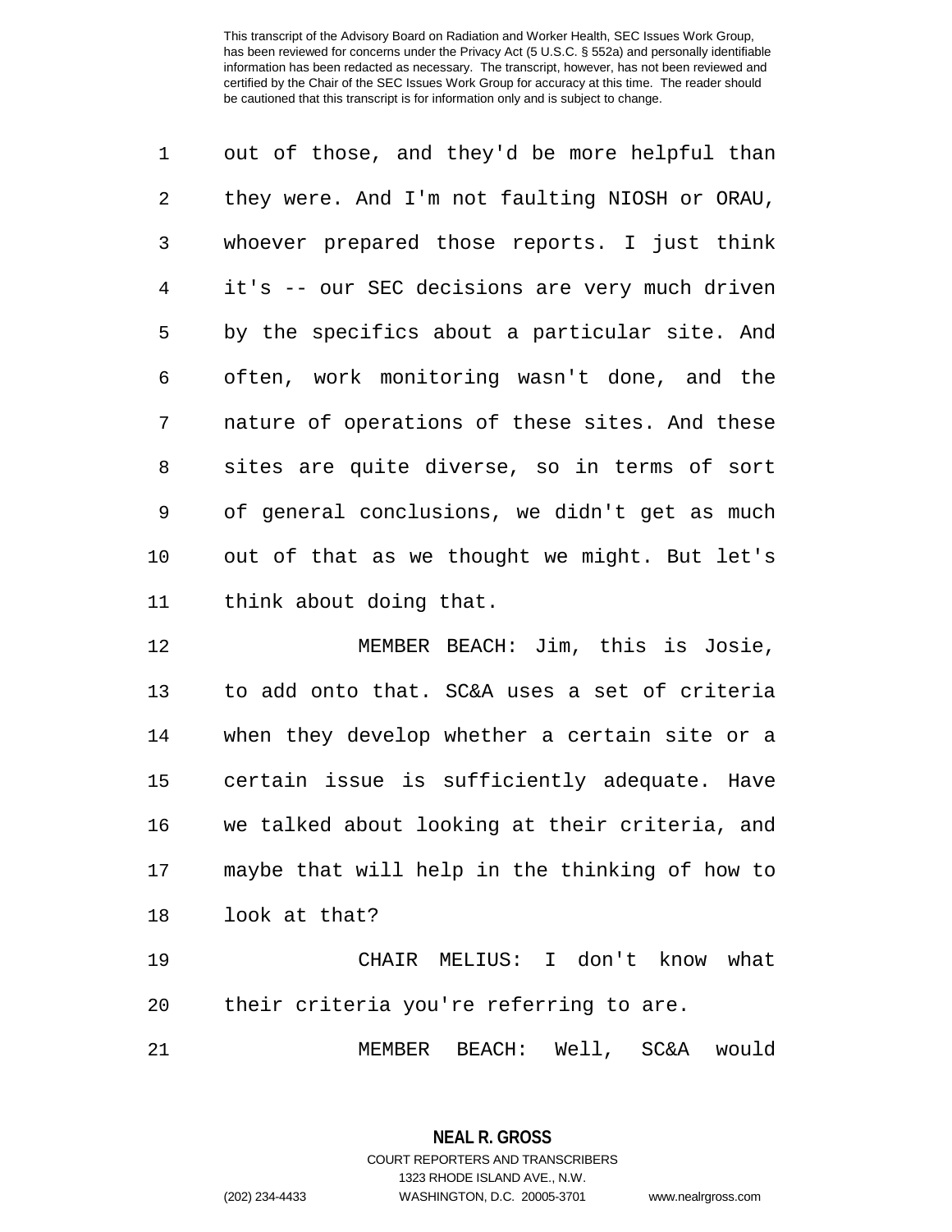out of those, and they'd be more helpful than they were. And I'm not faulting NIOSH or ORAU, whoever prepared those reports. I just think it's -- our SEC decisions are very much driven by the specifics about a particular site. And often, work monitoring wasn't done, and the nature of operations of these sites. And these sites are quite diverse, so in terms of sort of general conclusions, we didn't get as much out of that as we thought we might. But let's think about doing that.

MEMBER BEACH: Jim, this is Josie, to add onto that. SC&A uses a set of criteria when they develop whether a certain site or a certain issue is sufficiently adequate. Have we talked about looking at their criteria, and maybe that will help in the thinking of how to look at that?

CHAIR MELIUS: I don't know what their criteria you're referring to are.

MEMBER BEACH: Well, SC&A would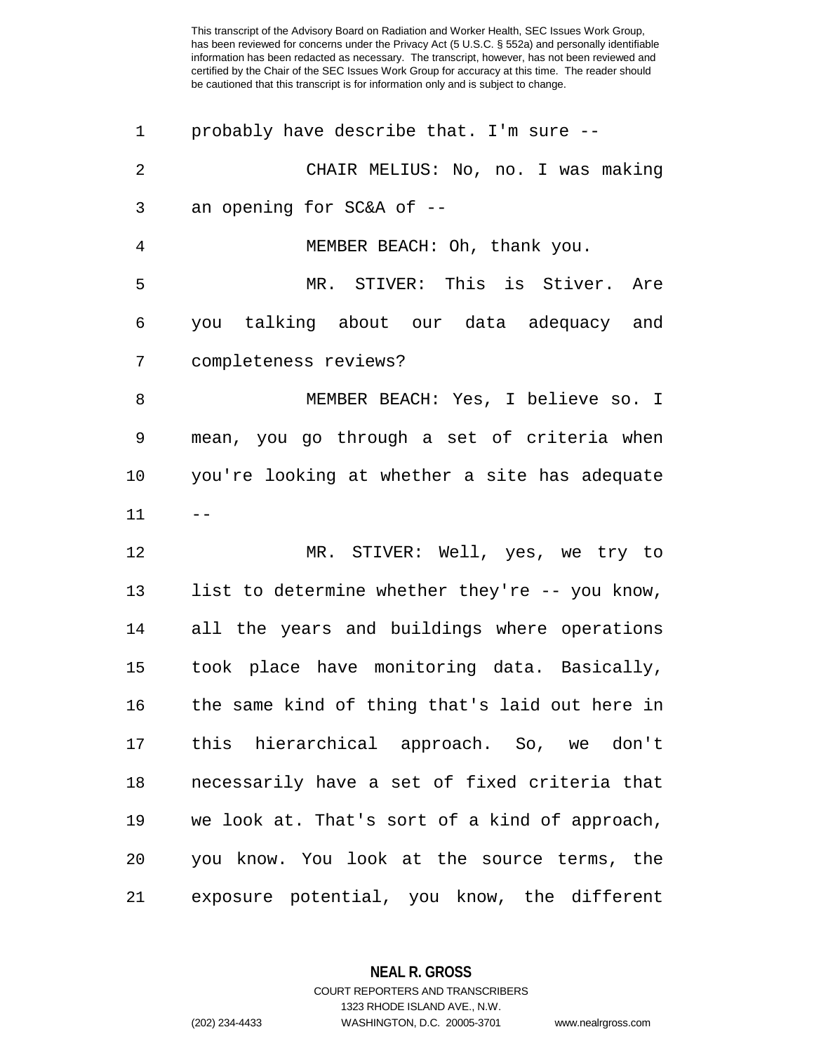probably have describe that. I'm sure --

CHAIR MELIUS: No, no. I was making an opening for SC&A of --

MEMBER BEACH: Oh, thank you.

MR. STIVER: This is Stiver. Are you talking about our data adequacy and completeness reviews?

MEMBER BEACH: Yes, I believe so. I mean, you go through a set of criteria when you're looking at whether a site has adequate --

MR. STIVER: Well, yes, we try to list to determine whether they're -- you know, all the years and buildings where operations took place have monitoring data. Basically, the same kind of thing that's laid out here in this hierarchical approach. So, we don't necessarily have a set of fixed criteria that we look at. That's sort of a kind of approach, you know. You look at the source terms, the exposure potential, you know, the different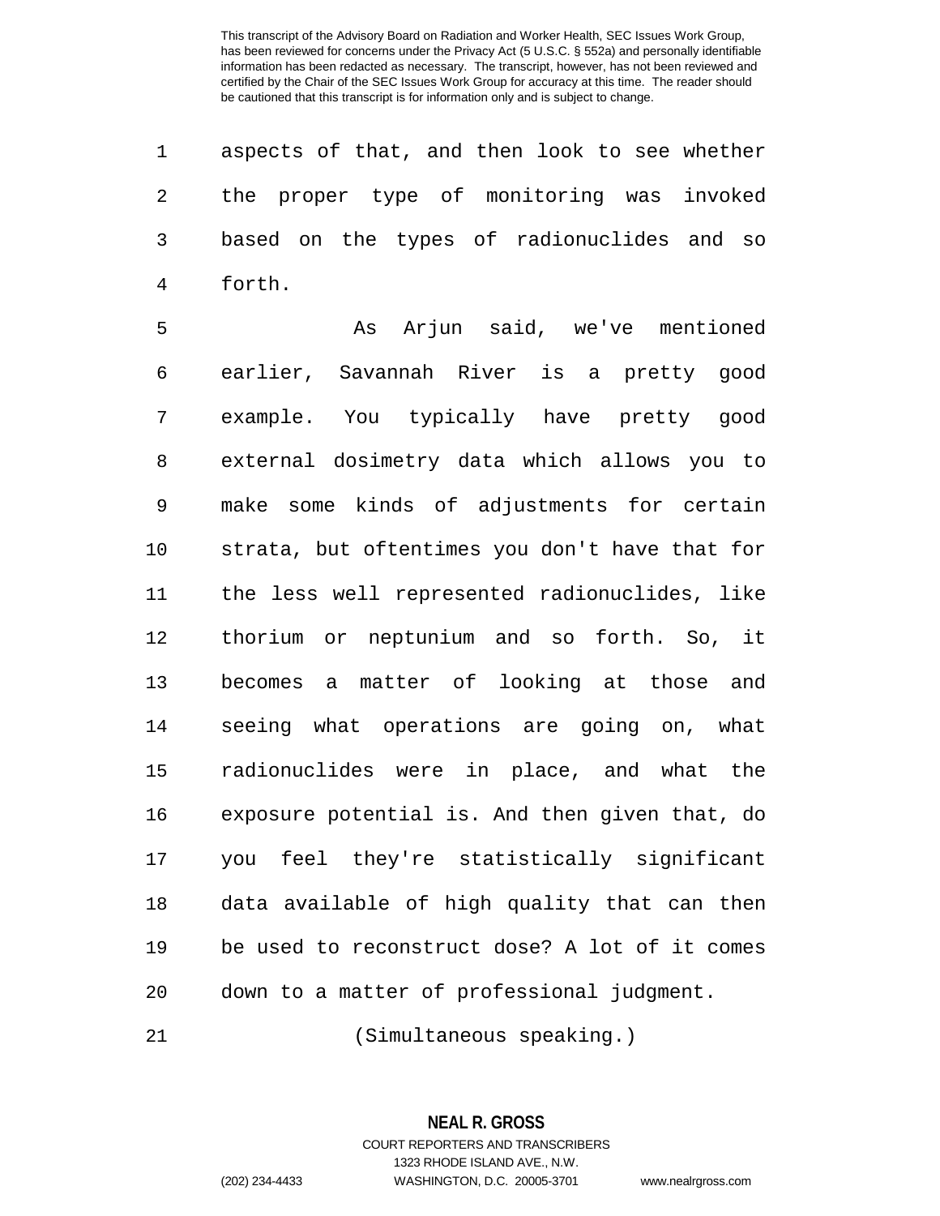aspects of that, and then look to see whether the proper type of monitoring was invoked based on the types of radionuclides and so forth.

As Arjun said, we've mentioned earlier, Savannah River is a pretty good example. You typically have pretty good external dosimetry data which allows you to make some kinds of adjustments for certain strata, but oftentimes you don't have that for the less well represented radionuclides, like thorium or neptunium and so forth. So, it becomes a matter of looking at those and seeing what operations are going on, what radionuclides were in place, and what the exposure potential is. And then given that, do you feel they're statistically significant data available of high quality that can then be used to reconstruct dose? A lot of it comes down to a matter of professional judgment.

(Simultaneous speaking.)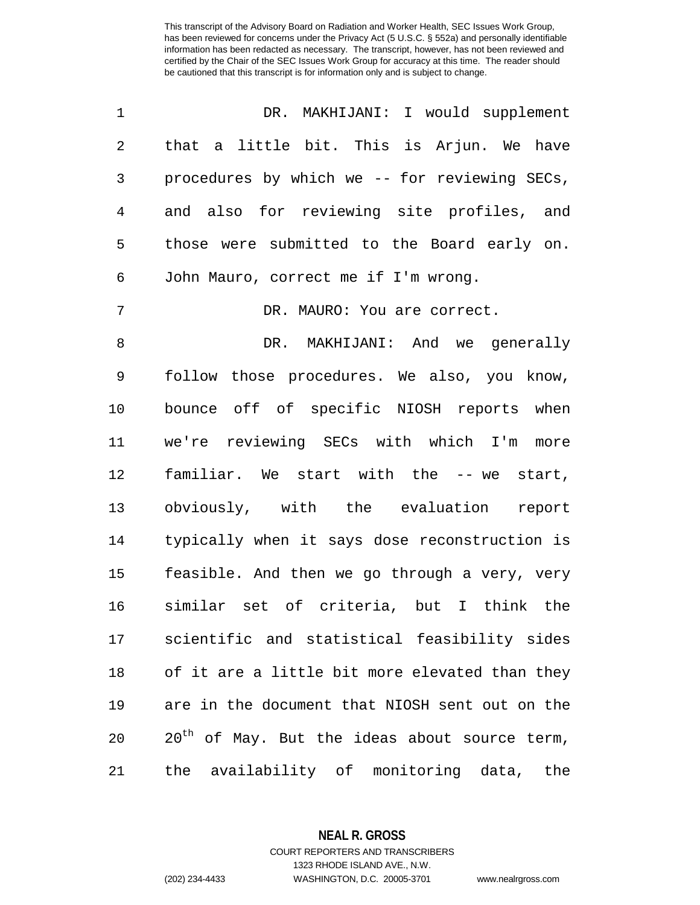DR. MAKHIJANI: I would supplement that a little bit. This is Arjun. We have procedures by which we -- for reviewing SECs, and also for reviewing site profiles, and those were submitted to the Board early on. John Mauro, correct me if I'm wrong.

DR. MAURO: You are correct.

DR. MAKHIJANI: And we generally follow those procedures. We also, you know, bounce off of specific NIOSH reports when we're reviewing SECs with which I'm more familiar. We start with the -- we start, obviously, with the evaluation report typically when it says dose reconstruction is feasible. And then we go through a very, very similar set of criteria, but I think the scientific and statistical feasibility sides of it are a little bit more elevated than they are in the document that NIOSH sent out on the 20th of May. But the ideas about source term, the availability of monitoring data, the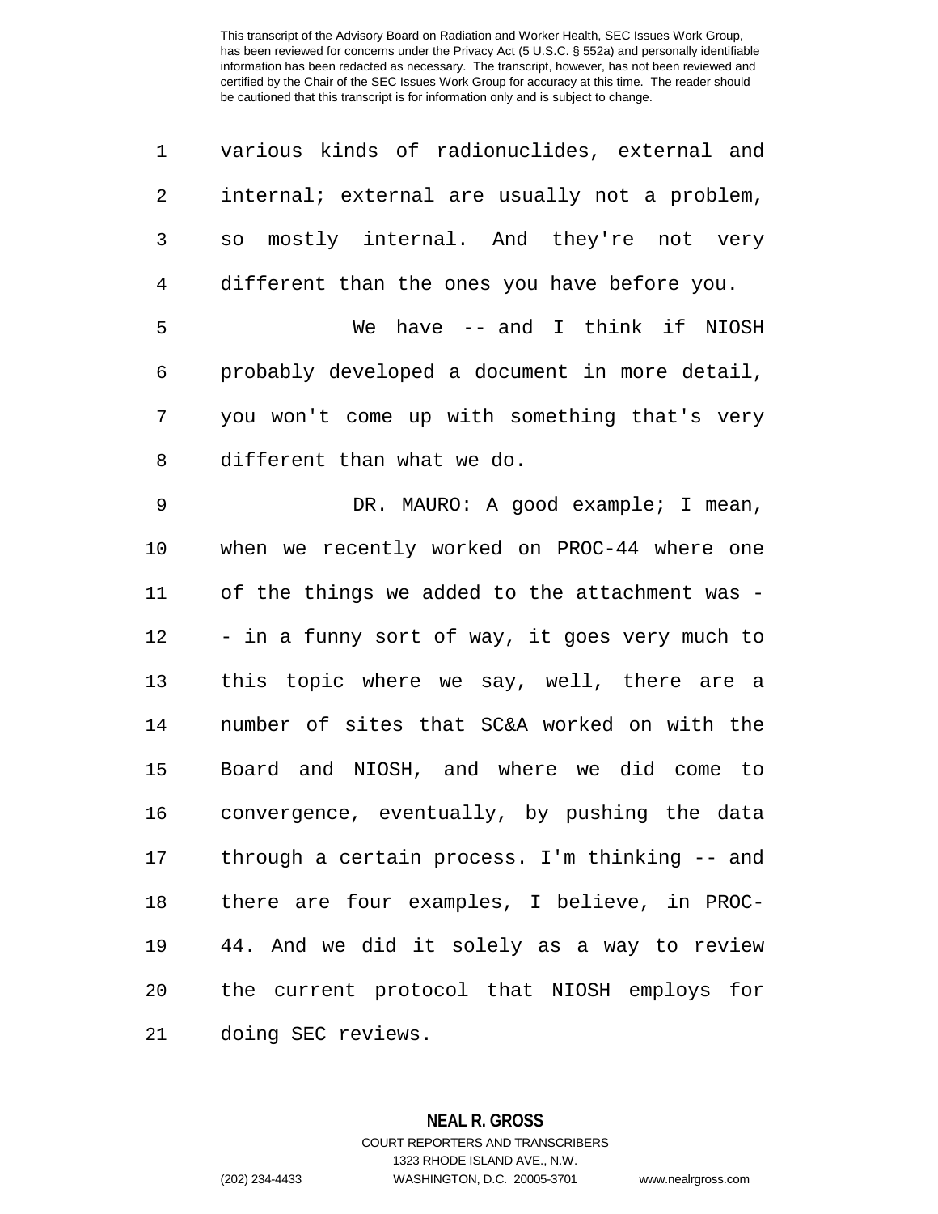various kinds of radionuclides, external and internal; external are usually not a problem, so mostly internal. And they're not very different than the ones you have before you.

We have -- and I think if NIOSH probably developed a document in more detail, you won't come up with something that's very different than what we do.

DR. MAURO: A good example; I mean, when we recently worked on PROC-44 where one of the things we added to the attachment was -- in a funny sort of way, it goes very much to this topic where we say, well, there are a number of sites that SC&A worked on with the Board and NIOSH, and where we did come to convergence, eventually, by pushing the data through a certain process. I'm thinking -- and there are four examples, I believe, in PROC-44. And we did it solely as a way to review the current protocol that NIOSH employs for doing SEC reviews.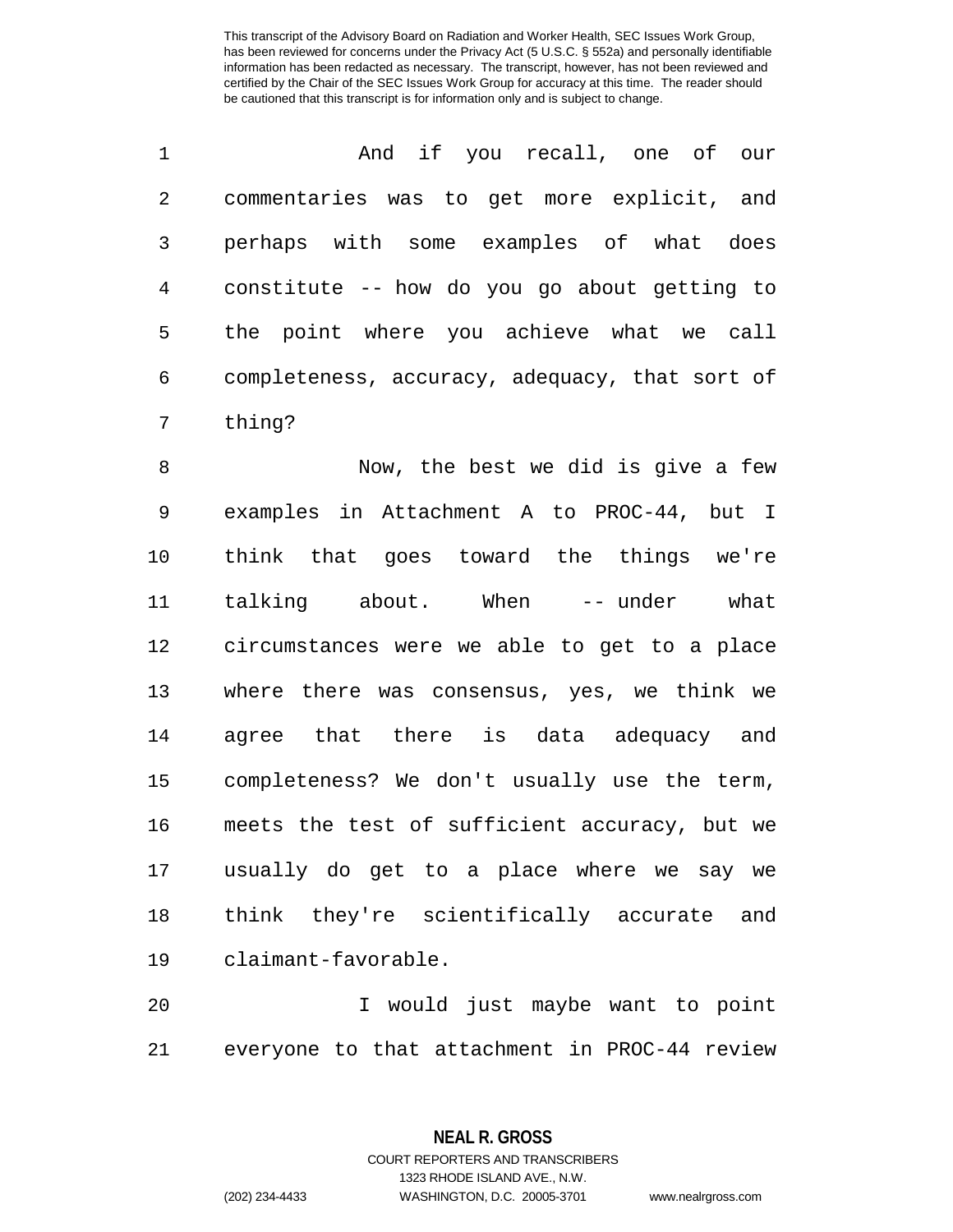And if you recall, one of our commentaries was to get more explicit, and perhaps with some examples of what does constitute -- how do you go about getting to the point where you achieve what we call completeness, accuracy, adequacy, that sort of thing?

Now, the best we did is give a few examples in Attachment A to PROC-44, but I think that goes toward the things we're talking about. When -- under what circumstances were we able to get to a place where there was consensus, yes, we think we agree that there is data adequacy and completeness? We don't usually use the term, meets the test of sufficient accuracy, but we usually do get to a place where we say we think they're scientifically accurate and claimant-favorable.

I would just maybe want to point everyone to that attachment in PROC-44 review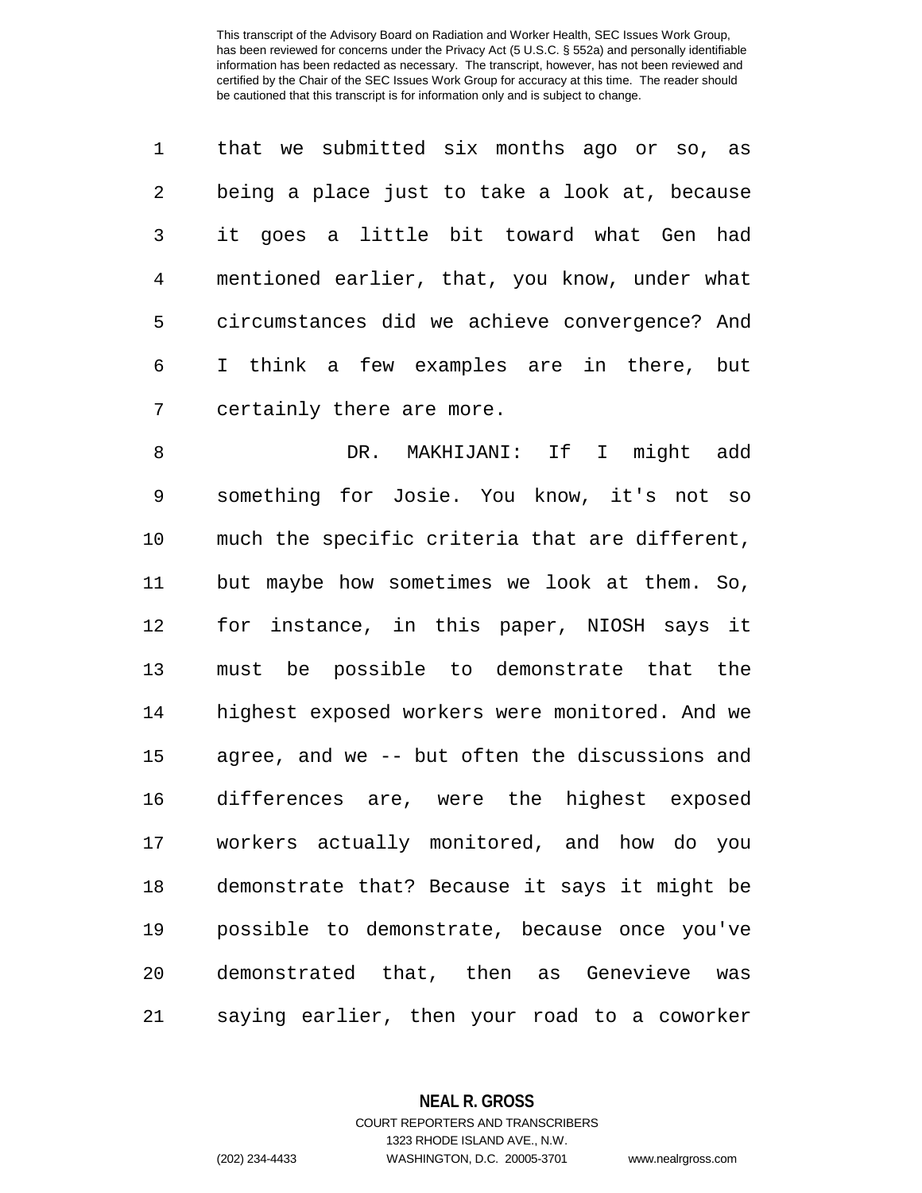that we submitted six months ago or so, as being a place just to take a look at, because it goes a little bit toward what Gen had mentioned earlier, that, you know, under what circumstances did we achieve convergence? And I think a few examples are in there, but certainly there are more.

DR. MAKHIJANI: If I might add something for Josie. You know, it's not so much the specific criteria that are different, but maybe how sometimes we look at them. So, for instance, in this paper, NIOSH says it must be possible to demonstrate that the highest exposed workers were monitored. And we agree, and we -- but often the discussions and differences are, were the highest exposed workers actually monitored, and how do you demonstrate that? Because it says it might be possible to demonstrate, because once you've demonstrated that, then as Genevieve was saying earlier, then your road to a coworker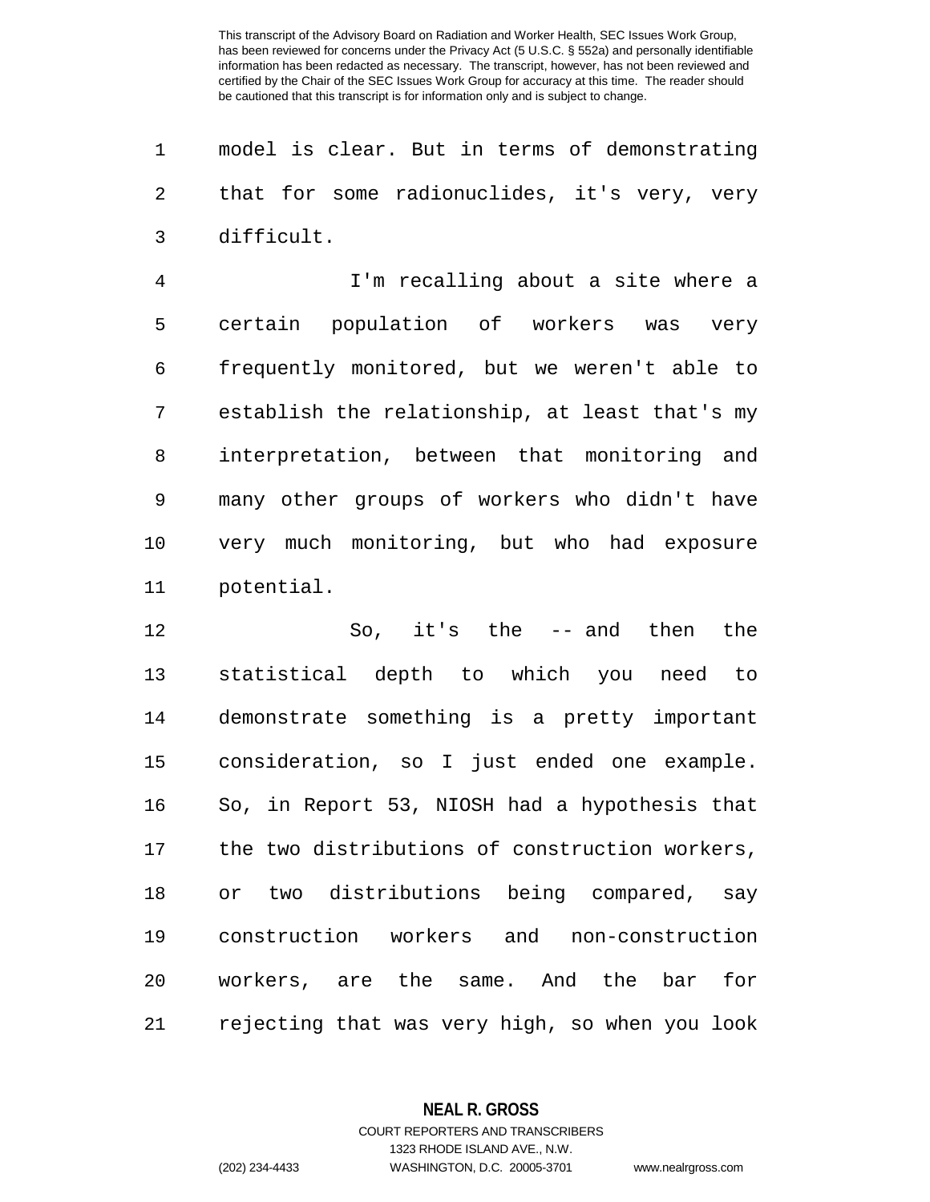model is clear. But in terms of demonstrating that for some radionuclides, it's very, very difficult.

I'm recalling about a site where a certain population of workers was very frequently monitored, but we weren't able to establish the relationship, at least that's my interpretation, between that monitoring and many other groups of workers who didn't have very much monitoring, but who had exposure potential.

So, it's the -- and then the statistical depth to which you need to demonstrate something is a pretty important consideration, so I just ended one example. So, in Report 53, NIOSH had a hypothesis that the two distributions of construction workers, or two distributions being compared, say construction workers and non-construction workers, are the same. And the bar for rejecting that was very high, so when you look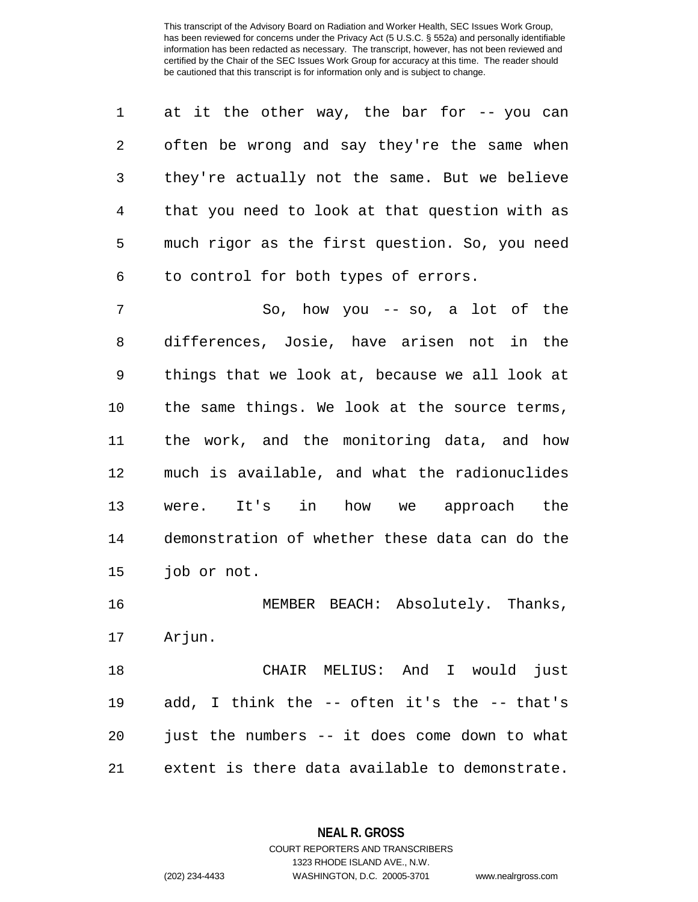at it the other way, the bar for -- you can often be wrong and say they're the same when they're actually not the same. But we believe that you need to look at that question with as much rigor as the first question. So, you need to control for both types of errors.

So, how you -- so, a lot of the differences, Josie, have arisen not in the things that we look at, because we all look at the same things. We look at the source terms, the work, and the monitoring data, and how much is available, and what the radionuclides were. It's in how we approach the demonstration of whether these data can do the job or not.

MEMBER BEACH: Absolutely. Thanks, Arjun.

CHAIR MELIUS: And I would just add, I think the -- often it's the -- that's just the numbers -- it does come down to what extent is there data available to demonstrate.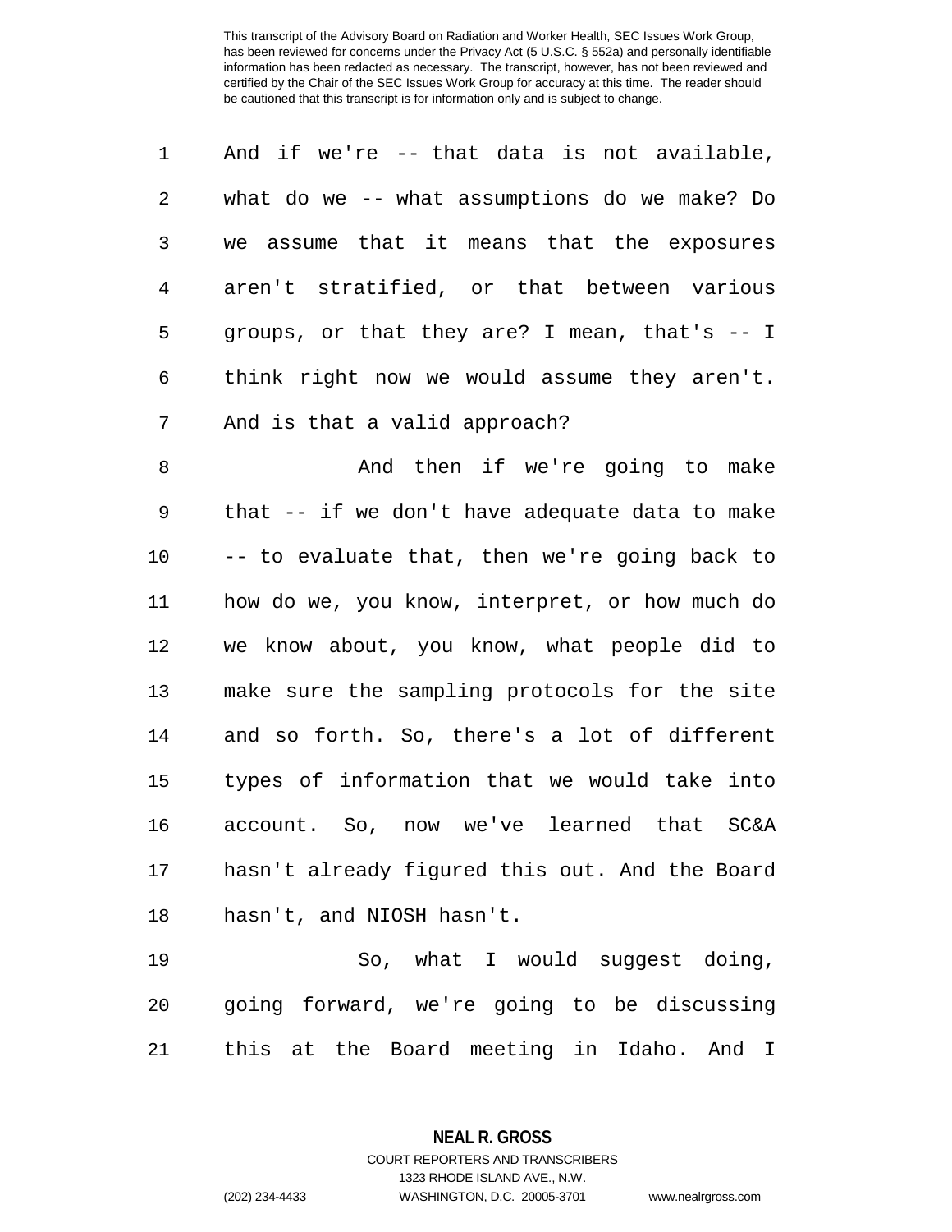And if we're -- that data is not available, what do we -- what assumptions do we make? Do we assume that it means that the exposures aren't stratified, or that between various groups, or that they are? I mean, that's -- I think right now we would assume they aren't. And is that a valid approach?

And then if we're going to make that -- if we don't have adequate data to make -- to evaluate that, then we're going back to how do we, you know, interpret, or how much do we know about, you know, what people did to make sure the sampling protocols for the site and so forth. So, there's a lot of different types of information that we would take into account. So, now we've learned that SC&A hasn't already figured this out. And the Board hasn't, and NIOSH hasn't.

So, what I would suggest doing, going forward, we're going to be discussing this at the Board meeting in Idaho. And I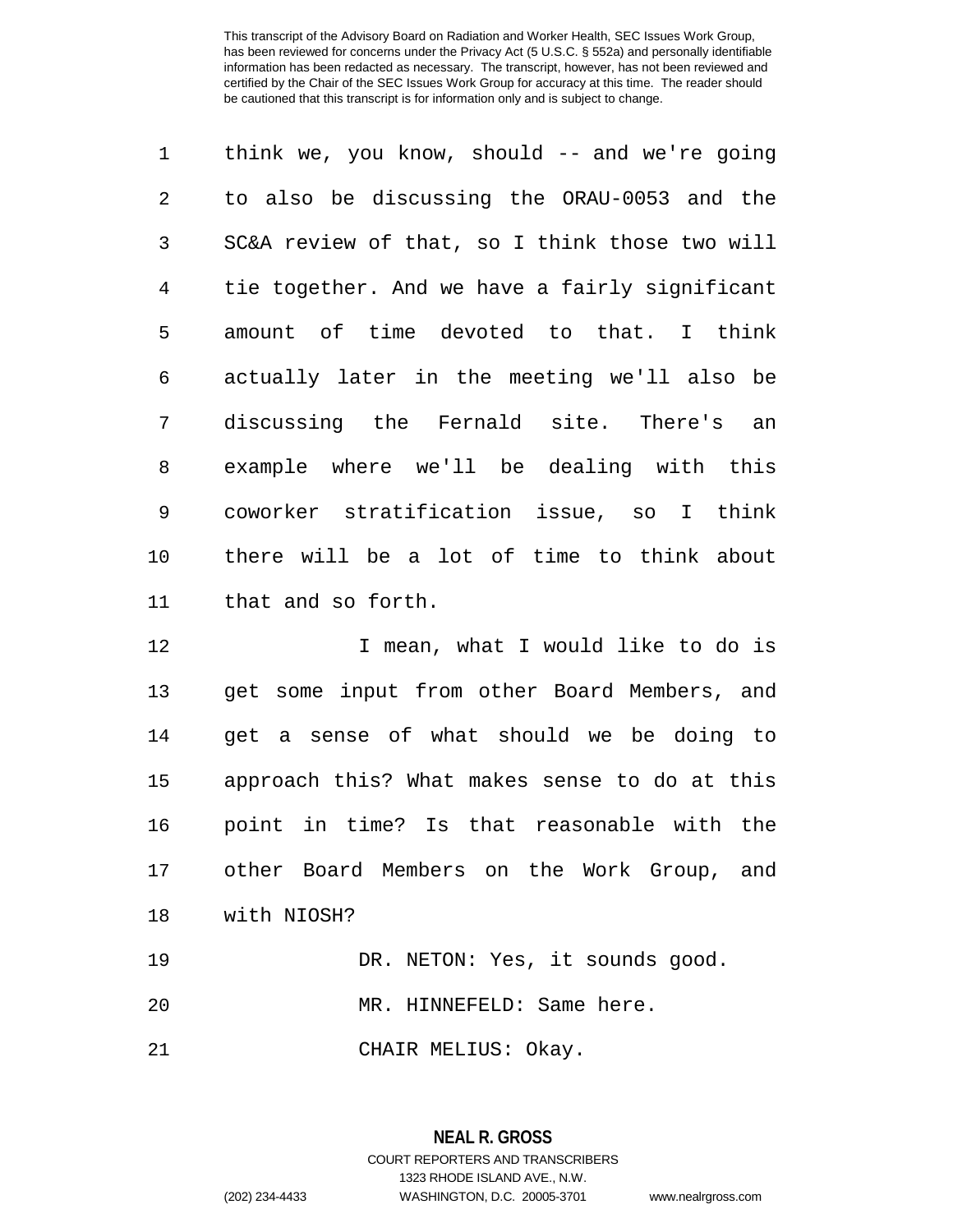think we, you know, should -- and we're going to also be discussing the ORAU-0053 and the SC&A review of that, so I think those two will tie together. And we have a fairly significant amount of time devoted to that. I think actually later in the meeting we'll also be discussing the Fernald site. There's an example where we'll be dealing with this coworker stratification issue, so I think there will be a lot of time to think about that and so forth.

I mean, what I would like to do is get some input from other Board Members, and get a sense of what should we be doing to approach this? What makes sense to do at this point in time? Is that reasonable with the other Board Members on the Work Group, and with NIOSH?

DR. NETON: Yes, it sounds good.

MR. HINNEFELD: Same here.

CHAIR MELIUS: Okay.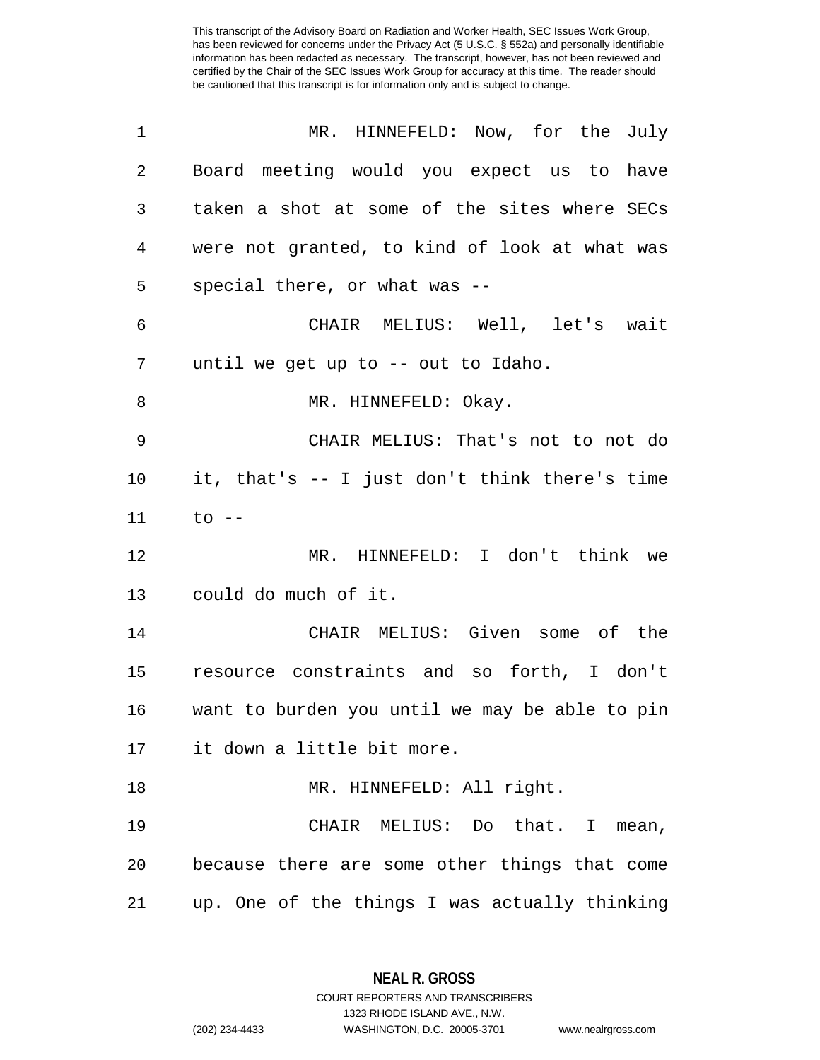MR. HINNEFELD: Now, for the July Board meeting would you expect us to have taken a shot at some of the sites where SECs were not granted, to kind of look at what was special there, or what was --

CHAIR MELIUS: Well, let's wait until we get up to -- out to Idaho.

MR. HINNEFELD: Okay.

CHAIR MELIUS: That's not to not do it, that's -- I just don't think there's time to --

MR. HINNEFELD: I don't think we could do much of it.

CHAIR MELIUS: Given some of the resource constraints and so forth, I don't want to burden you until we may be able to pin it down a little bit more.

MR. HINNEFELD: All right.

CHAIR MELIUS: Do that. I mean, because there are some other things that come up. One of the things I was actually thinking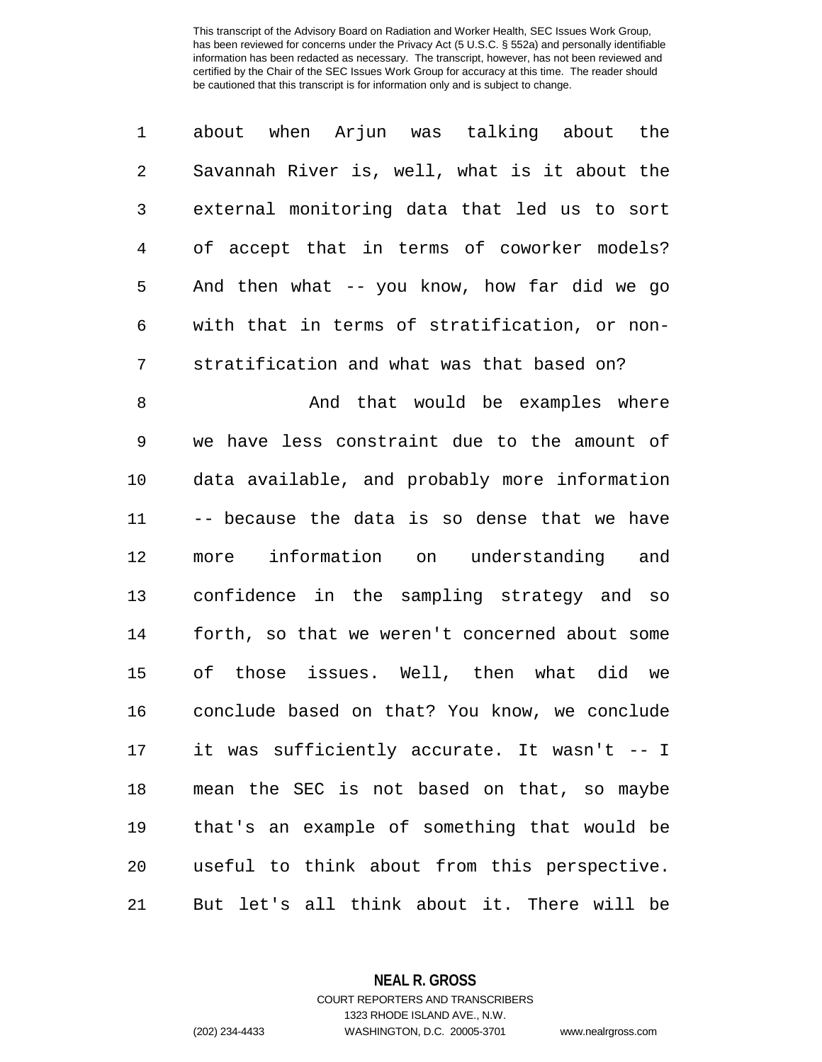about when Arjun was talking about the Savannah River is, well, what is it about the external monitoring data that led us to sort of accept that in terms of coworker models? And then what -- you know, how far did we go with that in terms of stratification, or non-stratification and what was that based on?

And that would be examples where we have less constraint due to the amount of data available, and probably more information -- because the data is so dense that we have more information on understanding and confidence in the sampling strategy and so forth, so that we weren't concerned about some of those issues. Well, then what did we conclude based on that? You know, we conclude it was sufficiently accurate. It wasn't -- I mean the SEC is not based on that, so maybe that's an example of something that would be useful to think about from this perspective. But let's all think about it. There will be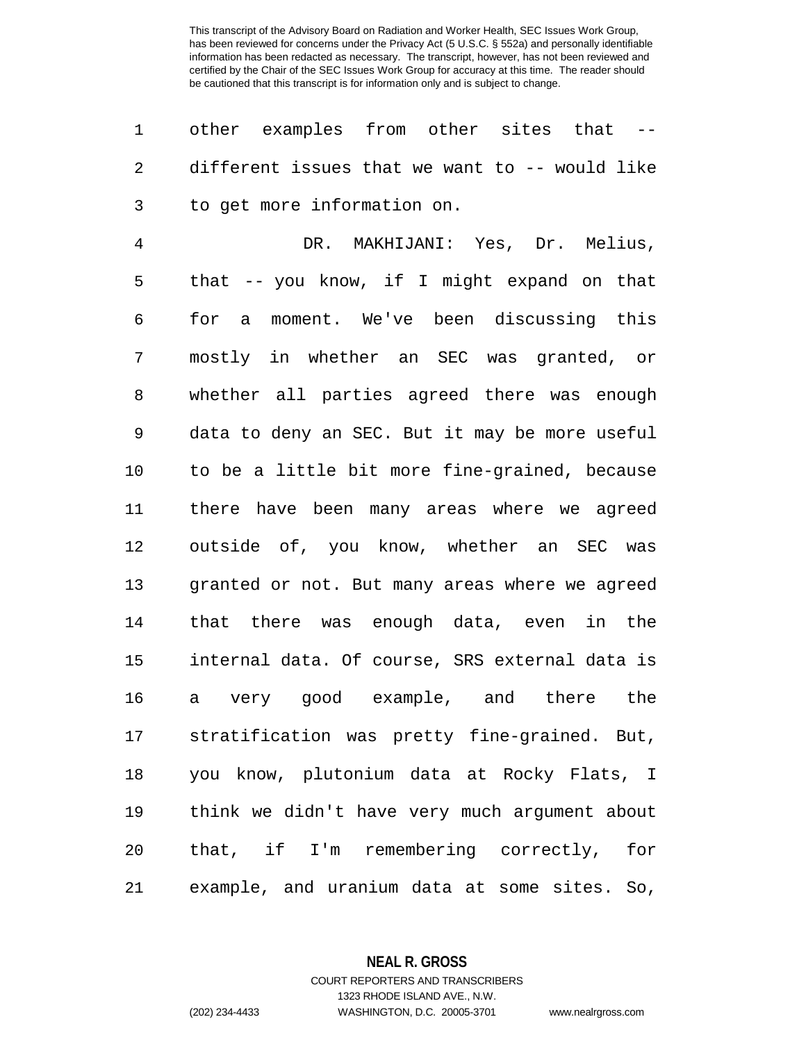other examples from other sites that -- different issues that we want to -- would like to get more information on.

DR. MAKHIJANI: Yes, Dr. Melius, that -- you know, if I might expand on that for a moment. We've been discussing this mostly in whether an SEC was granted, or whether all parties agreed there was enough data to deny an SEC. But it may be more useful to be a little bit more fine-grained, because there have been many areas where we agreed outside of, you know, whether an SEC was granted or not. But many areas where we agreed that there was enough data, even in the internal data. Of course, SRS external data is a very good example, and there the stratification was pretty fine-grained. But, you know, plutonium data at Rocky Flats, I think we didn't have very much argument about that, if I'm remembering correctly, for example, and uranium data at some sites. So,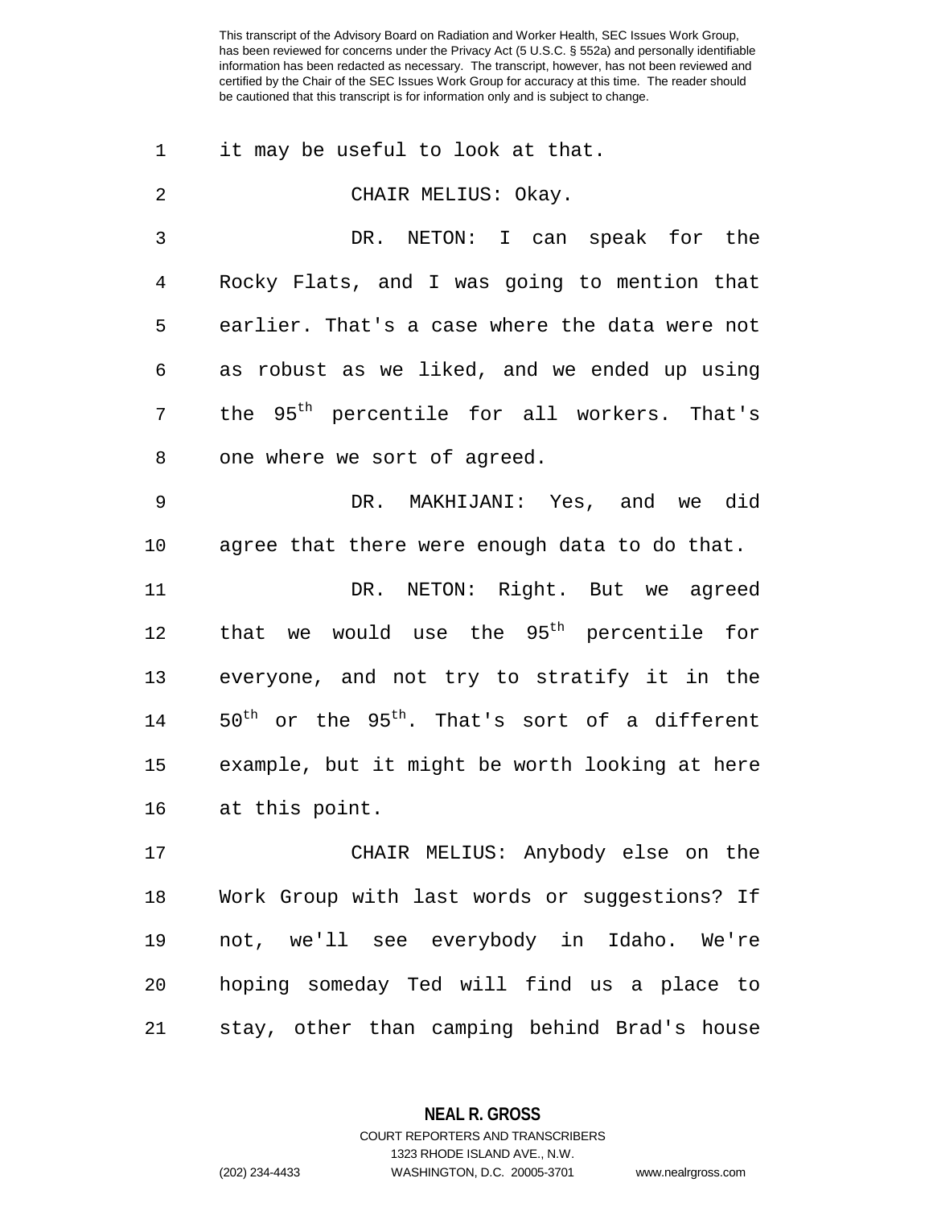it may be useful to look at that.

CHAIR MELIUS: Okay.

DR. NETON: I can speak for the Rocky Flats, and I was going to mention that earlier. That's a case where the data were not as robust as we liked, and we ended up using the $95^{th}$ percentile for all workers. That's one where we sort of agreed.

DR. MAKHIJANI: Yes, and we did agree that there were enough data to do that.

DR. NETON: Right. But we agreed that we would use the $95^{th}$ percentile for everyone, and not try to stratify it in the $50^{th}$ or the $95^{th}$. That's sort of a different example, but it might be worth looking at here at this point.

CHAIR MELIUS: Anybody else on the Work Group with last words or suggestions? If not, we'll see everybody in Idaho. We're hoping someday Ted will find us a place to stay, other than camping behind Brad's house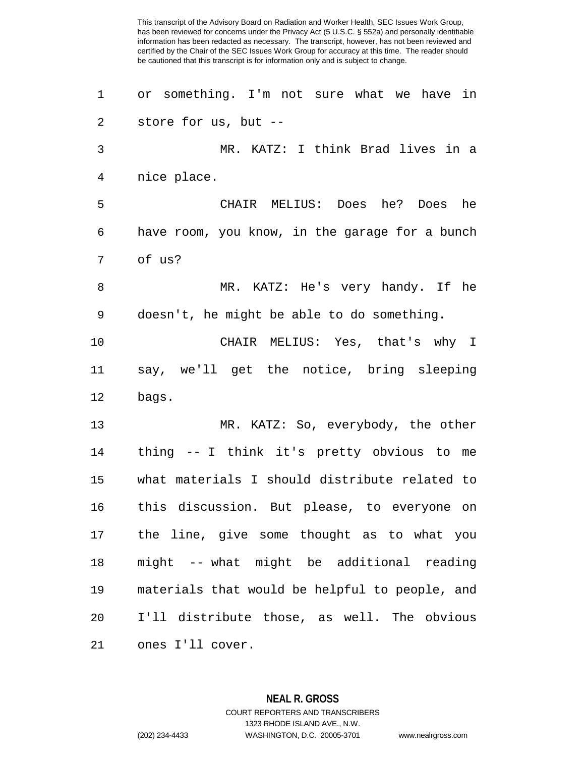or something. I'm not sure what we have in store for us, but --

MR. KATZ: I think Brad lives in a nice place.

CHAIR MELIUS: Does he? Does he have room, you know, in the garage for a bunch of us?

MR. KATZ: He's very handy. If he doesn't, he might be able to do something.

CHAIR MELIUS: Yes, that's why I say, we'll get the notice, bring sleeping bags.

MR. KATZ: So, everybody, the other thing -- I think it's pretty obvious to me what materials I should distribute related to this discussion. But please, to everyone on the line, give some thought as to what you might -- what might be additional reading materials that would be helpful to people, and I'll distribute those, as well. The obvious ones I'll cover.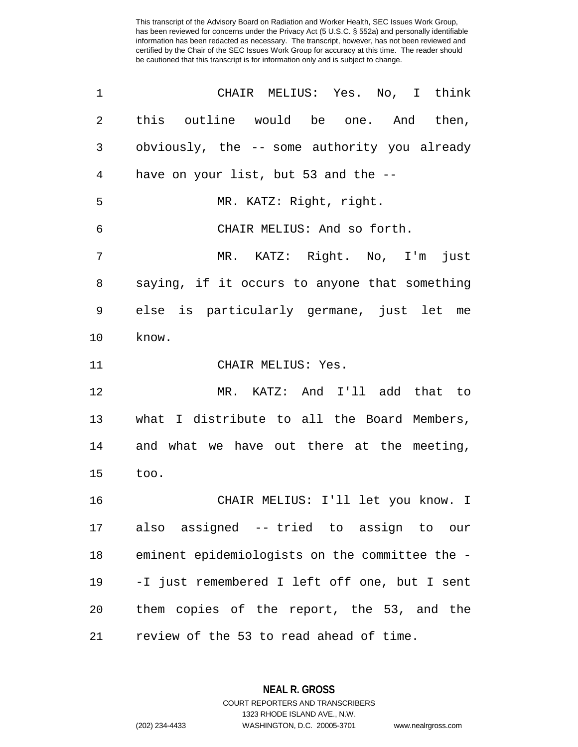CHAIR MELIUS: Yes. No, I think this outline would be one. And then, obviously, the -- some authority you already have on your list, but 53 and the --

MR. KATZ: Right, right.

CHAIR MELIUS: And so forth.

MR. KATZ: Right. No, I'm just saying, if it occurs to anyone that something else is particularly germane, just let me know.

CHAIR MELIUS: Yes.

MR. KATZ: And I'll add that to what I distribute to all the Board Members, and what we have out there at the meeting, too.

CHAIR MELIUS: I'll let you know. I also assigned -- tried to assign to our eminent epidemiologists on the committee the --I just remembered I left off one, but I sent them copies of the report, the 53, and the review of the 53 to read ahead of time.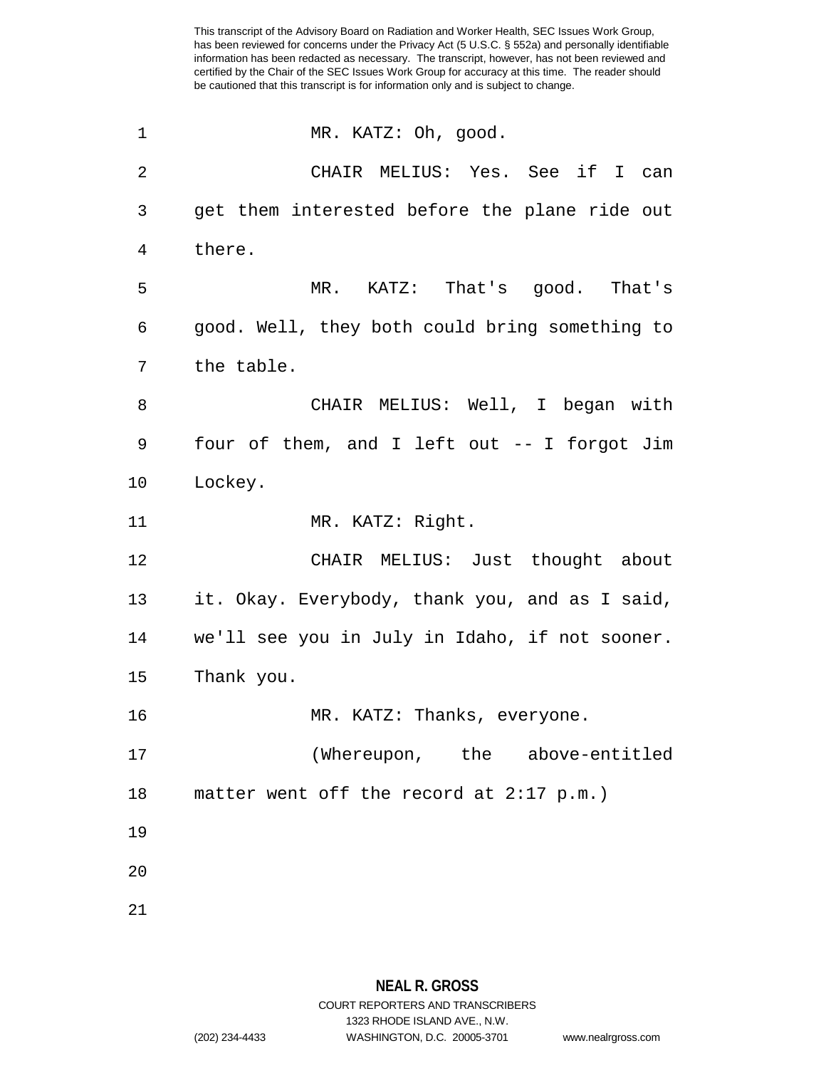MR. KATZ: Oh, good.

CHAIR MELIUS: Yes. See if I can get them interested before the plane ride out there.

MR. KATZ: That's good. That's good. Well, they both could bring something to the table.

CHAIR MELIUS: Well, I began with four of them, and I left out -- I forgot Jim Lockey.

MR. KATZ: Right.

CHAIR MELIUS: Just thought about it. Okay. Everybody, thank you, and as I said, we'll see you in July in Idaho, if not sooner. Thank you.

MR. KATZ: Thanks, everyone.

(Whereupon, the above-entitled matter went off the record at 2:17 p.m.)